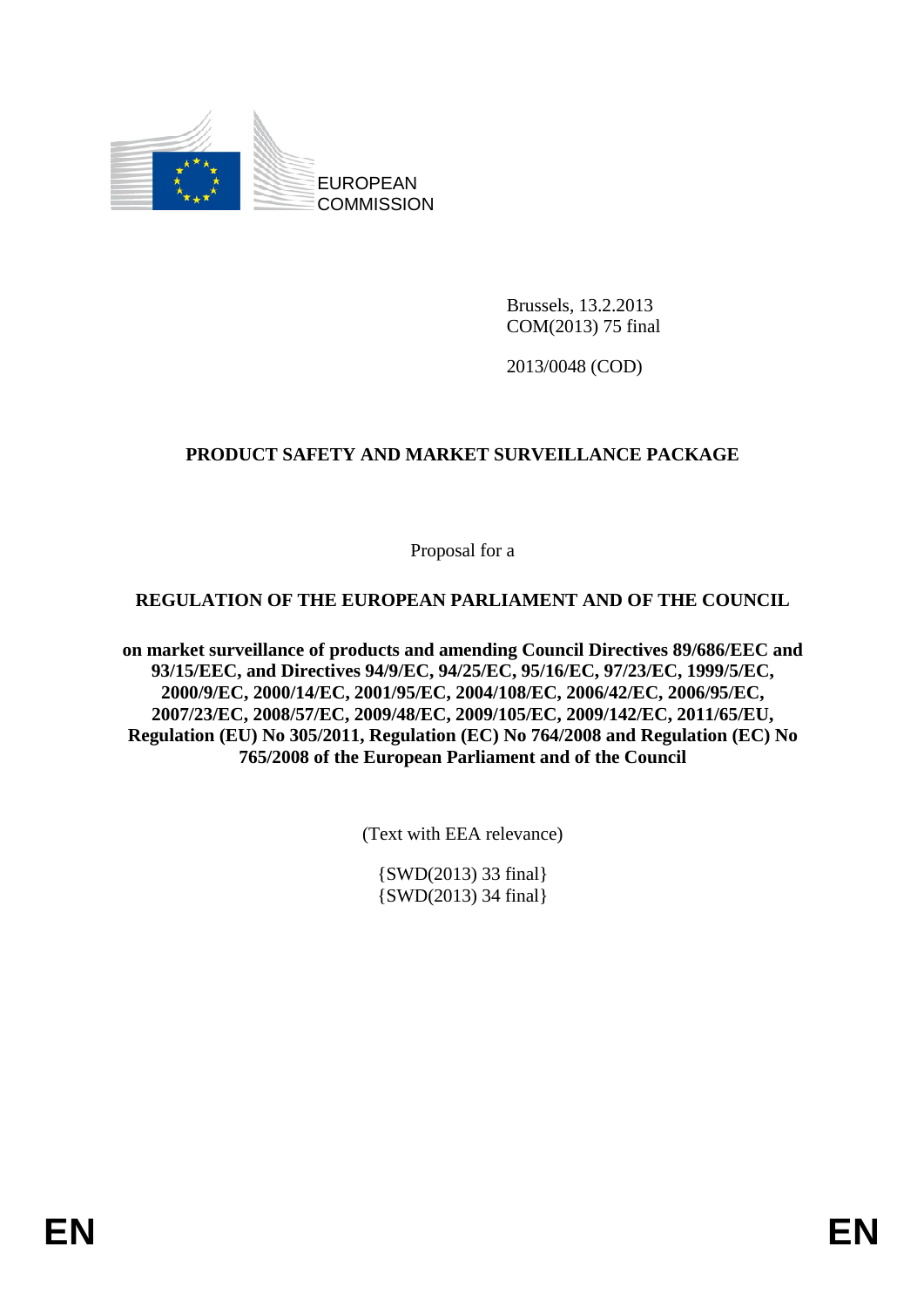EUROPEAN COMMISSION

Brussels, 13.2.2013
COM(2013) 75 final

2013/0048 (COD)

**PRODUCT SAFETY AND MARKET SURVEILLANCE PACKAGE**

Proposal for a

# REGULATION OF THE EUROPEAN PARLIAMENT AND OF THE COUNCIL

**on market surveillance of products and amending Council Directives 89/686/EEC and 93/15/EEC, and Directives 94/9/EC, 94/25/EC, 95/16/EC, 97/23/EC, 1999/5/EC, 2000/9/EC, 2000/14/EC, 2001/95/EC, 2004/108/EC, 2006/42/EC, 2006/95/EC, 2007/23/EC, 2008/57/EC, 2009/48/EC, 2009/105/EC, 2009/142/EC, 2011/65/EU, Regulation (EU) No 305/2011, Regulation (EC) No 764/2008 and Regulation (EC) No 765/2008 of the European Parliament and of the Council**

(Text with EEA relevance)

{SWD(2013) 33 final}
{SWD(2013) 34 final}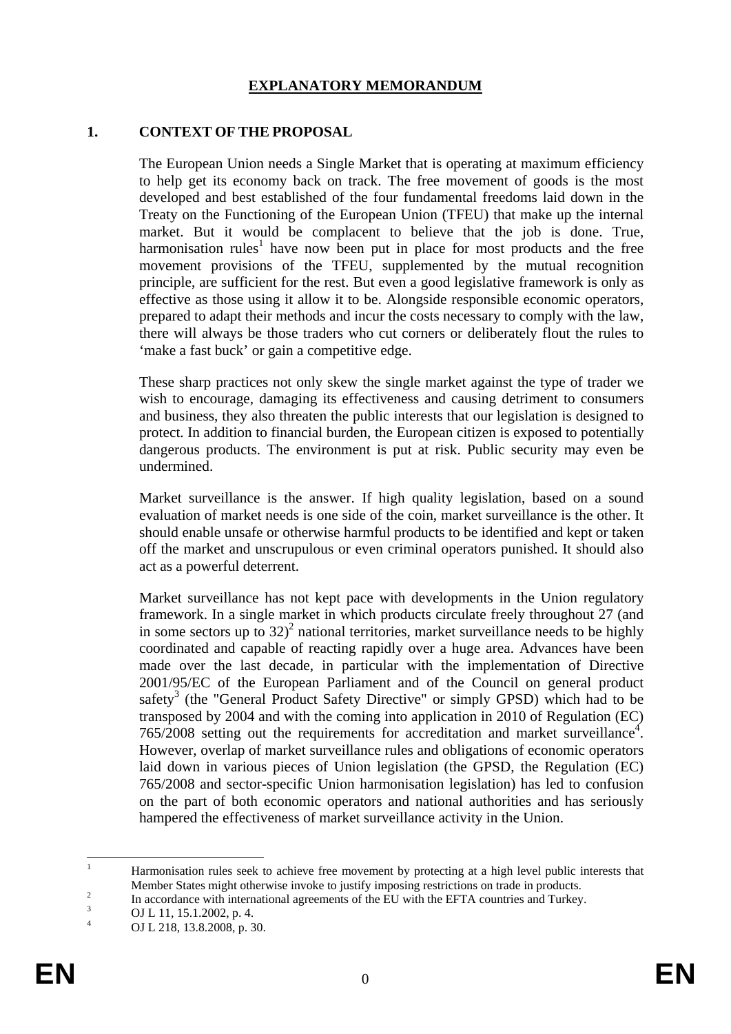# EXPLANATORY MEMORANDUM

## 1. CONTEXT OF THE PROPOSAL

The European Union needs a Single Market that is operating at maximum efficiency to help get its economy back on track. The free movement of goods is the most developed and best established of the four fundamental freedoms laid down in the Treaty on the Functioning of the European Union (TFEU) that make up the internal market. But it would be complacent to believe that the job is done. True, harmonisation rules[1] have now been put in place for most products and the free movement provisions of the TFEU, supplemented by the mutual recognition principle, are sufficient for the rest. But even a good legislative framework is only as effective as those using it allow it to be. Alongside responsible economic operators, prepared to adapt their methods and incur the costs necessary to comply with the law, there will always be those traders who cut corners or deliberately flout the rules to 'make a fast buck' or gain a competitive edge.

These sharp practices not only skew the single market against the type of trader we wish to encourage, damaging its effectiveness and causing detriment to consumers and business, they also threaten the public interests that our legislation is designed to protect. In addition to financial burden, the European citizen is exposed to potentially dangerous products. The environment is put at risk. Public security may even be undermined.

Market surveillance is the answer. If high quality legislation, based on a sound evaluation of market needs is one side of the coin, market surveillance is the other. It should enable unsafe or otherwise harmful products to be identified and kept or taken off the market and unscrupulous or even criminal operators punished. It should also act as a powerful deterrent.

Market surveillance has not kept pace with developments in the Union regulatory framework. In a single market in which products circulate freely throughout 27 (and in some sectors up to 32)[2] national territories, market surveillance needs to be highly coordinated and capable of reacting rapidly over a huge area. Advances have been made over the last decade, in particular with the implementation of Directive 2001/95/EC of the European Parliament and of the Council on general product safety[3] (the "General Product Safety Directive" or simply GPSD) which had to be transposed by 2004 and with the coming into application in 2010 of Regulation (EC) 765/2008 setting out the requirements for accreditation and market surveillance[4]. However, overlap of market surveillance rules and obligations of economic operators laid down in various pieces of Union legislation (the GPSD, the Regulation (EC) 765/2008 and sector-specific Union harmonisation legislation) has led to confusion on the part of both economic operators and national authorities and has seriously hampered the effectiveness of market surveillance activity in the Union.

---

[1] Harmonisation rules seek to achieve free movement by protecting at a high level public interests that Member States might otherwise invoke to justify imposing restrictions on trade in products.

[2] In accordance with international agreements of the EU with the EFTA countries and Turkey.

[3] OJ L 11, 15.1.2002, p. 4.

[4] OJ L 218, 13.8.2008, p. 30.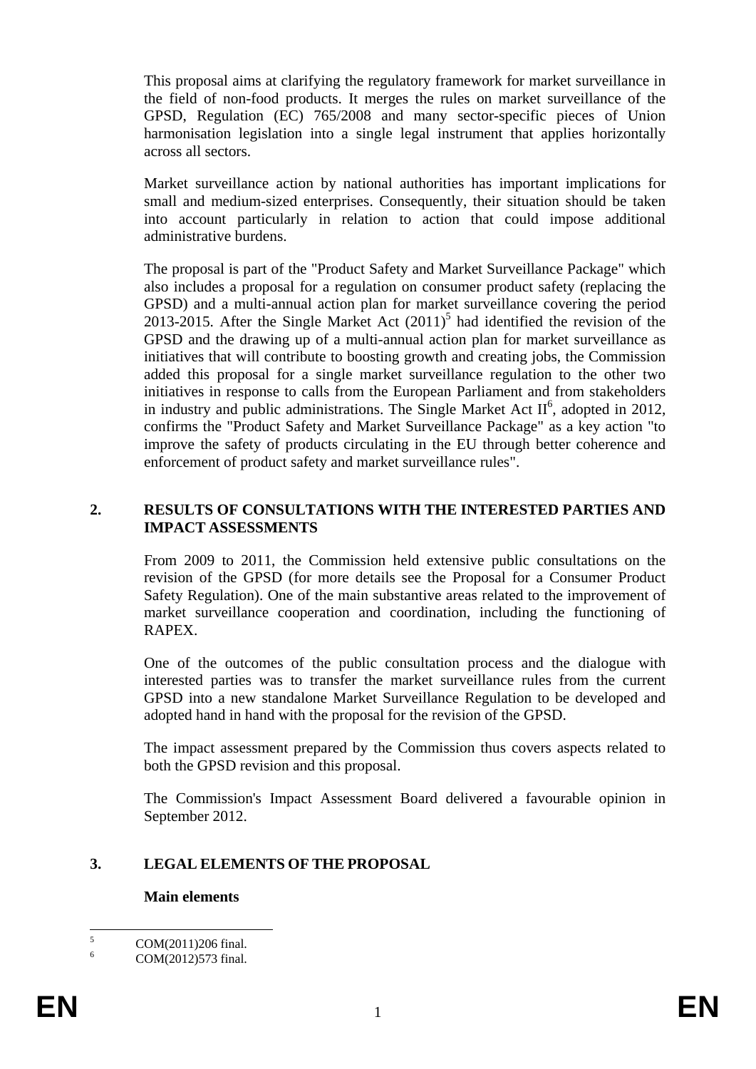This proposal aims at clarifying the regulatory framework for market surveillance in the field of non-food products. It merges the rules on market surveillance of the GPSD, Regulation (EC) 765/2008 and many sector-specific pieces of Union harmonisation legislation into a single legal instrument that applies horizontally across all sectors.

Market surveillance action by national authorities has important implications for small and medium-sized enterprises. Consequently, their situation should be taken into account particularly in relation to action that could impose additional administrative burdens.

The proposal is part of the "Product Safety and Market Surveillance Package" which also includes a proposal for a regulation on consumer product safety (replacing the GPSD) and a multi-annual action plan for market surveillance covering the period 2013-2015. After the Single Market Act (2011)[5] had identified the revision of the GPSD and the drawing up of a multi-annual action plan for market surveillance as initiatives that will contribute to boosting growth and creating jobs, the Commission added this proposal for a single market surveillance regulation to the other two initiatives in response to calls from the European Parliament and from stakeholders in industry and public administrations. The Single Market Act II[6], adopted in 2012, confirms the "Product Safety and Market Surveillance Package" as a key action "to improve the safety of products circulating in the EU through better coherence and enforcement of product safety and market surveillance rules".

## 2. RESULTS OF CONSULTATIONS WITH THE INTERESTED PARTIES AND IMPACT ASSESSMENTS

From 2009 to 2011, the Commission held extensive public consultations on the revision of the GPSD (for more details see the Proposal for a Consumer Product Safety Regulation). One of the main substantive areas related to the improvement of market surveillance cooperation and coordination, including the functioning of RAPEX.

One of the outcomes of the public consultation process and the dialogue with interested parties was to transfer the market surveillance rules from the current GPSD into a new standalone Market Surveillance Regulation to be developed and adopted hand in hand with the proposal for the revision of the GPSD.

The impact assessment prepared by the Commission thus covers aspects related to both the GPSD revision and this proposal.

The Commission's Impact Assessment Board delivered a favourable opinion in September 2012.

## 3. LEGAL ELEMENTS OF THE PROPOSAL

### Main elements

---

[5] COM(2011)206 final.

[6] COM(2012)573 final.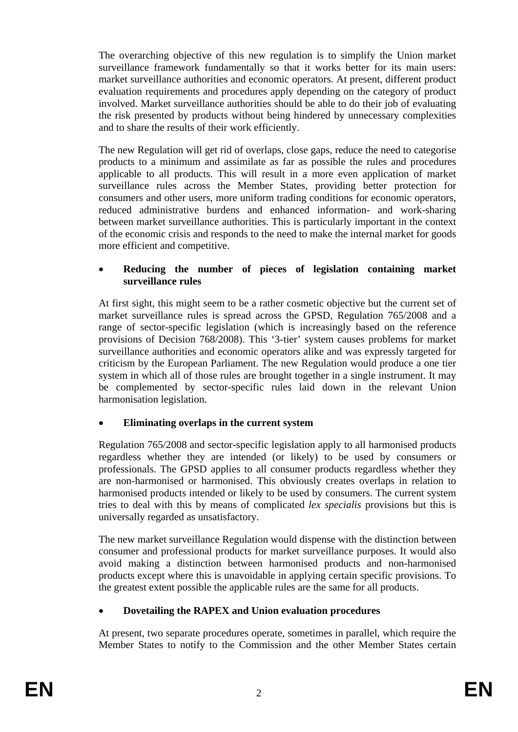The overarching objective of this new regulation is to simplify the Union market surveillance framework fundamentally so that it works better for its main users: market surveillance authorities and economic operators. At present, different product evaluation requirements and procedures apply depending on the category of product involved. Market surveillance authorities should be able to do their job of evaluating the risk presented by products without being hindered by unnecessary complexities and to share the results of their work efficiently.

The new Regulation will get rid of overlaps, close gaps, reduce the need to categorise products to a minimum and assimilate as far as possible the rules and procedures applicable to all products. This will result in a more even application of market surveillance rules across the Member States, providing better protection for consumers and other users, more uniform trading conditions for economic operators, reduced administrative burdens and enhanced information- and work-sharing between market surveillance authorities. This is particularly important in the context of the economic crisis and responds to the need to make the internal market for goods more efficient and competitive.

- **Reducing the number of pieces of legislation containing market surveillance rules**

At first sight, this might seem to be a rather cosmetic objective but the current set of market surveillance rules is spread across the GPSD, Regulation 765/2008 and a range of sector-specific legislation (which is increasingly based on the reference provisions of Decision 768/2008). This '3-tier' system causes problems for market surveillance authorities and economic operators alike and was expressly targeted for criticism by the European Parliament. The new Regulation would produce a one tier system in which all of those rules are brought together in a single instrument. It may be complemented by sector-specific rules laid down in the relevant Union harmonisation legislation.

- **Eliminating overlaps in the current system**

Regulation 765/2008 and sector-specific legislation apply to all harmonised products regardless whether they are intended (or likely) to be used by consumers or professionals. The GPSD applies to all consumer products regardless whether they are non-harmonised or harmonised. This obviously creates overlaps in relation to harmonised products intended or likely to be used by consumers. The current system tries to deal with this by means of complicated *lex specialis* provisions but this is universally regarded as unsatisfactory.

The new market surveillance Regulation would dispense with the distinction between consumer and professional products for market surveillance purposes. It would also avoid making a distinction between harmonised products and non-harmonised products except where this is unavoidable in applying certain specific provisions. To the greatest extent possible the applicable rules are the same for all products.

- **Dovetailing the RAPEX and Union evaluation procedures**

At present, two separate procedures operate, sometimes in parallel, which require the Member States to notify to the Commission and the other Member States certain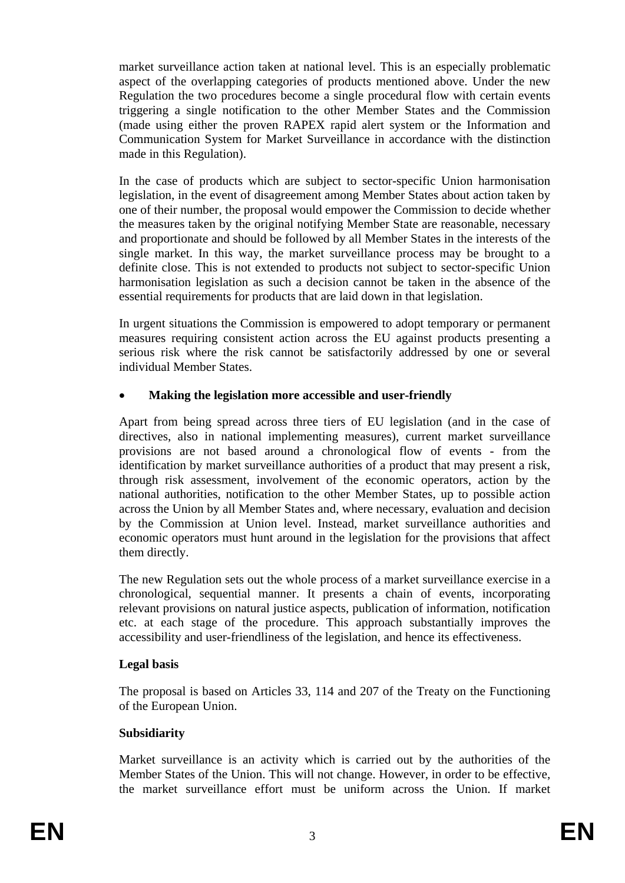market surveillance action taken at national level. This is an especially problematic aspect of the overlapping categories of products mentioned above. Under the new Regulation the two procedures become a single procedural flow with certain events triggering a single notification to the other Member States and the Commission (made using either the proven RAPEX rapid alert system or the Information and Communication System for Market Surveillance in accordance with the distinction made in this Regulation).

In the case of products which are subject to sector-specific Union harmonisation legislation, in the event of disagreement among Member States about action taken by one of their number, the proposal would empower the Commission to decide whether the measures taken by the original notifying Member State are reasonable, necessary and proportionate and should be followed by all Member States in the interests of the single market. In this way, the market surveillance process may be brought to a definite close. This is not extended to products not subject to sector-specific Union harmonisation legislation as such a decision cannot be taken in the absence of the essential requirements for products that are laid down in that legislation.

In urgent situations the Commission is empowered to adopt temporary or permanent measures requiring consistent action across the EU against products presenting a serious risk where the risk cannot be satisfactorily addressed by one or several individual Member States.

- **Making the legislation more accessible and user-friendly**

Apart from being spread across three tiers of EU legislation (and in the case of directives, also in national implementing measures), current market surveillance provisions are not based around a chronological flow of events - from the identification by market surveillance authorities of a product that may present a risk, through risk assessment, involvement of the economic operators, action by the national authorities, notification to the other Member States, up to possible action across the Union by all Member States and, where necessary, evaluation and decision by the Commission at Union level. Instead, market surveillance authorities and economic operators must hunt around in the legislation for the provisions that affect them directly.

The new Regulation sets out the whole process of a market surveillance exercise in a chronological, sequential manner. It presents a chain of events, incorporating relevant provisions on natural justice aspects, publication of information, notification etc. at each stage of the procedure. This approach substantially improves the accessibility and user-friendliness of the legislation, and hence its effectiveness.

**Legal basis**

The proposal is based on Articles 33, 114 and 207 of the Treaty on the Functioning of the European Union.

**Subsidiarity**

Market surveillance is an activity which is carried out by the authorities of the Member States of the Union. This will not change. However, in order to be effective, the market surveillance effort must be uniform across the Union. If market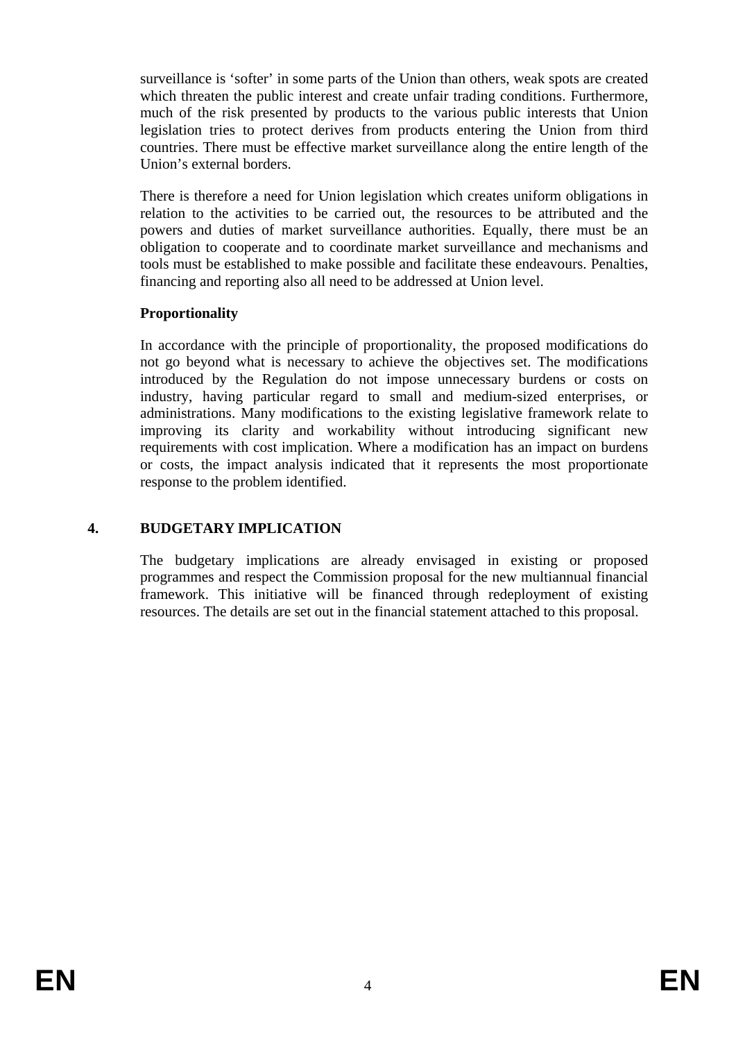surveillance is 'softer' in some parts of the Union than others, weak spots are created which threaten the public interest and create unfair trading conditions. Furthermore, much of the risk presented by products to the various public interests that Union legislation tries to protect derives from products entering the Union from third countries. There must be effective market surveillance along the entire length of the Union's external borders.

There is therefore a need for Union legislation which creates uniform obligations in relation to the activities to be carried out, the resources to be attributed and the powers and duties of market surveillance authorities. Equally, there must be an obligation to cooperate and to coordinate market surveillance and mechanisms and tools must be established to make possible and facilitate these endeavours. Penalties, financing and reporting also all need to be addressed at Union level.

**Proportionality**

In accordance with the principle of proportionality, the proposed modifications do not go beyond what is necessary to achieve the objectives set. The modifications introduced by the Regulation do not impose unnecessary burdens or costs on industry, having particular regard to small and medium-sized enterprises, or administrations. Many modifications to the existing legislative framework relate to improving its clarity and workability without introducing significant new requirements with cost implication. Where a modification has an impact on burdens or costs, the impact analysis indicated that it represents the most proportionate response to the problem identified.

## 4. BUDGETARY IMPLICATION

The budgetary implications are already envisaged in existing or proposed programmes and respect the Commission proposal for the new multiannual financial framework. This initiative will be financed through redeployment of existing resources. The details are set out in the financial statement attached to this proposal.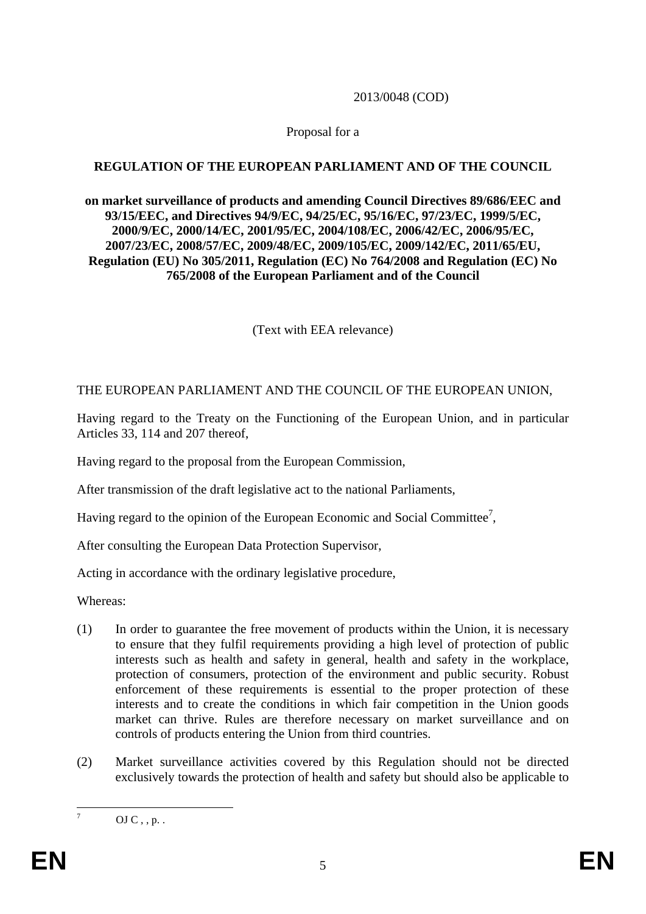2013/0048 (COD)

Proposal for a

**REGULATION OF THE EUROPEAN PARLIAMENT AND OF THE COUNCIL**

**on market surveillance of products and amending Council Directives 89/686/EEC and 93/15/EEC, and Directives 94/9/EC, 94/25/EC, 95/16/EC, 97/23/EC, 1999/5/EC, 2000/9/EC, 2000/14/EC, 2001/95/EC, 2004/108/EC, 2006/42/EC, 2006/95/EC, 2007/23/EC, 2008/57/EC, 2009/48/EC, 2009/105/EC, 2009/142/EC, 2011/65/EU, Regulation (EU) No 305/2011, Regulation (EC) No 764/2008 and Regulation (EC) No 765/2008 of the European Parliament and of the Council**

(Text with EEA relevance)

THE EUROPEAN PARLIAMENT AND THE COUNCIL OF THE EUROPEAN UNION,

Having regard to the Treaty on the Functioning of the European Union, and in particular Articles 33, 114 and 207 thereof,

Having regard to the proposal from the European Commission,

After transmission of the draft legislative act to the national Parliaments,

Having regard to the opinion of the European Economic and Social Committee[7],

After consulting the European Data Protection Supervisor,

Acting in accordance with the ordinary legislative procedure,

Whereas:

(1) In order to guarantee the free movement of products within the Union, it is necessary to ensure that they fulfil requirements providing a high level of protection of public interests such as health and safety in general, health and safety in the workplace, protection of consumers, protection of the environment and public security. Robust enforcement of these requirements is essential to the proper protection of these interests and to create the conditions in which fair competition in the Union goods market can thrive. Rules are therefore necessary on market surveillance and on controls of products entering the Union from third countries.

(2) Market surveillance activities covered by this Regulation should not be directed exclusively towards the protection of health and safety but should also be applicable to

---

[7] OJ C , , p. .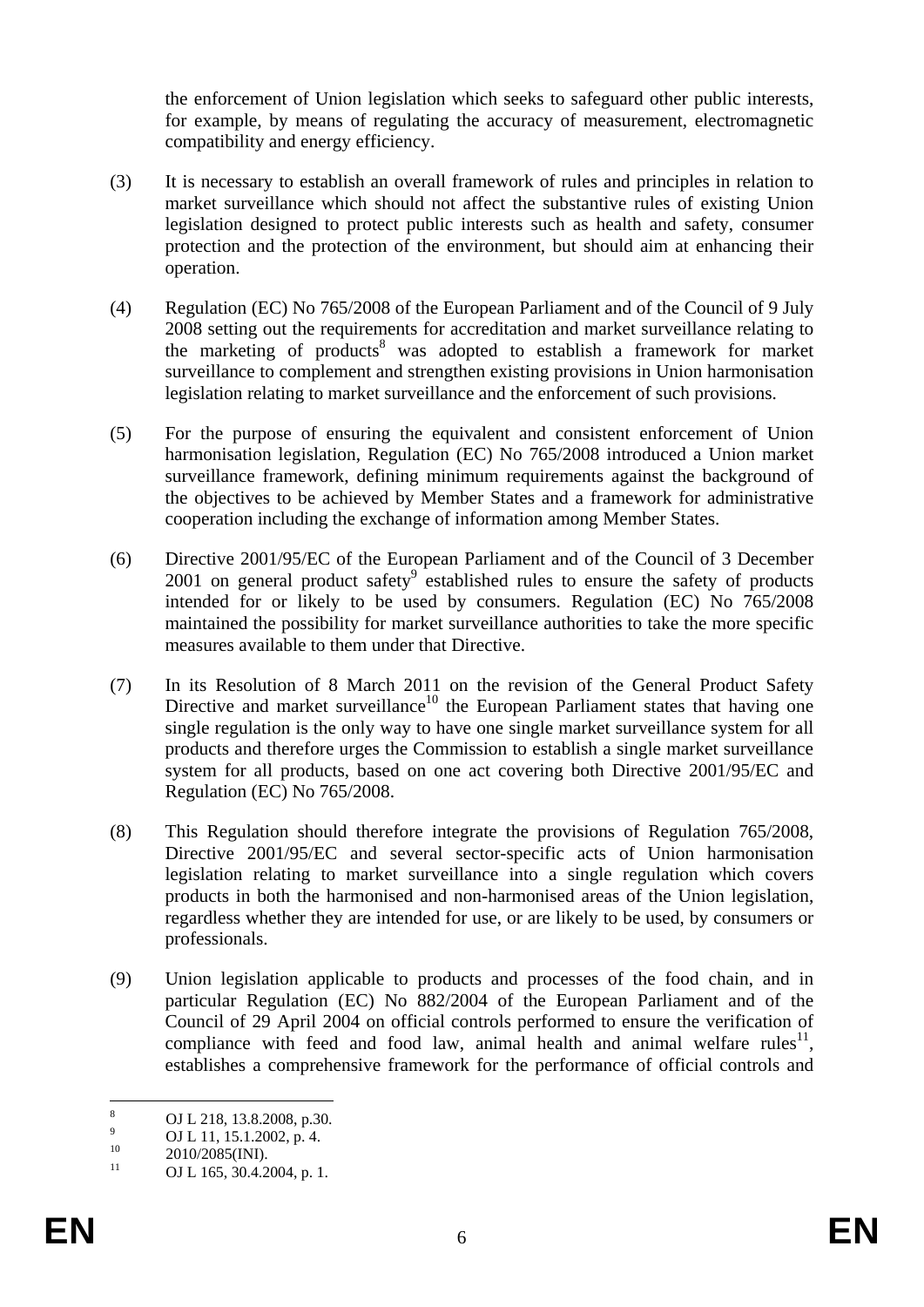the enforcement of Union legislation which seeks to safeguard other public interests, for example, by means of regulating the accuracy of measurement, electromagnetic compatibility and energy efficiency.

(3) It is necessary to establish an overall framework of rules and principles in relation to market surveillance which should not affect the substantive rules of existing Union legislation designed to protect public interests such as health and safety, consumer protection and the protection of the environment, but should aim at enhancing their operation.

(4) Regulation (EC) No 765/2008 of the European Parliament and of the Council of 9 July 2008 setting out the requirements for accreditation and market surveillance relating to the marketing of products[8] was adopted to establish a framework for market surveillance to complement and strengthen existing provisions in Union harmonisation legislation relating to market surveillance and the enforcement of such provisions.

(5) For the purpose of ensuring the equivalent and consistent enforcement of Union harmonisation legislation, Regulation (EC) No 765/2008 introduced a Union market surveillance framework, defining minimum requirements against the background of the objectives to be achieved by Member States and a framework for administrative cooperation including the exchange of information among Member States.

(6) Directive 2001/95/EC of the European Parliament and of the Council of 3 December 2001 on general product safety[9] established rules to ensure the safety of products intended for or likely to be used by consumers. Regulation (EC) No 765/2008 maintained the possibility for market surveillance authorities to take the more specific measures available to them under that Directive.

(7) In its Resolution of 8 March 2011 on the revision of the General Product Safety Directive and market surveillance[10] the European Parliament states that having one single regulation is the only way to have one single market surveillance system for all products and therefore urges the Commission to establish a single market surveillance system for all products, based on one act covering both Directive 2001/95/EC and Regulation (EC) No 765/2008.

(8) This Regulation should therefore integrate the provisions of Regulation 765/2008, Directive 2001/95/EC and several sector-specific acts of Union harmonisation legislation relating to market surveillance into a single regulation which covers products in both the harmonised and non-harmonised areas of the Union legislation, regardless whether they are intended for use, or are likely to be used, by consumers or professionals.

(9) Union legislation applicable to products and processes of the food chain, and in particular Regulation (EC) No 882/2004 of the European Parliament and of the Council of 29 April 2004 on official controls performed to ensure the verification of compliance with feed and food law, animal health and animal welfare rules[11], establishes a comprehensive framework for the performance of official controls and

---

[8] OJ L 218, 13.8.2008, p.30.

[9] OJ L 11, 15.1.2002, p. 4.

[10] 2010/2085(INI).

[11] OJ L 165, 30.4.2004, p. 1.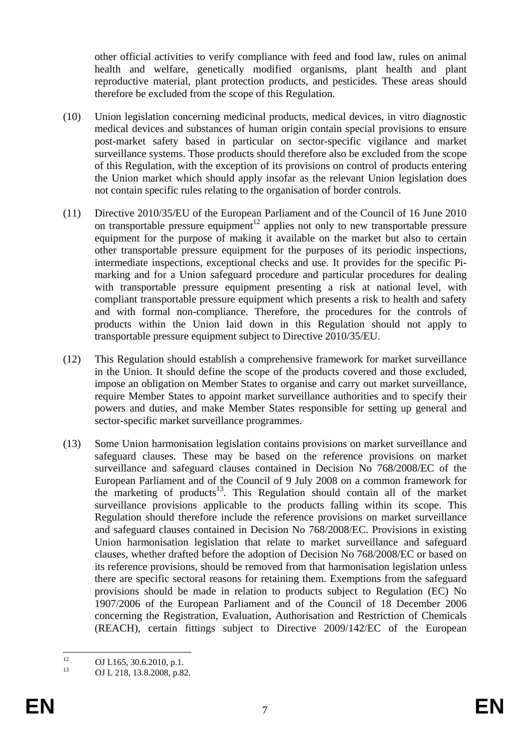other official activities to verify compliance with feed and food law, rules on animal health and welfare, genetically modified organisms, plant health and plant reproductive material, plant protection products, and pesticides. These areas should therefore be excluded from the scope of this Regulation.

(10) Union legislation concerning medicinal products, medical devices, in vitro diagnostic medical devices and substances of human origin contain special provisions to ensure post-market safety based in particular on sector-specific vigilance and market surveillance systems. Those products should therefore also be excluded from the scope of this Regulation, with the exception of its provisions on control of products entering the Union market which should apply insofar as the relevant Union legislation does not contain specific rules relating to the organisation of border controls.

(11) Directive 2010/35/EU of the European Parliament and of the Council of 16 June 2010 on transportable pressure equipment[12] applies not only to new transportable pressure equipment for the purpose of making it available on the market but also to certain other transportable pressure equipment for the purposes of its periodic inspections, intermediate inspections, exceptional checks and use. It provides for the specific Pi-marking and for a Union safeguard procedure and particular procedures for dealing with transportable pressure equipment presenting a risk at national level, with compliant transportable pressure equipment which presents a risk to health and safety and with formal non-compliance. Therefore, the procedures for the controls of products within the Union laid down in this Regulation should not apply to transportable pressure equipment subject to Directive 2010/35/EU.

(12) This Regulation should establish a comprehensive framework for market surveillance in the Union. It should define the scope of the products covered and those excluded, impose an obligation on Member States to organise and carry out market surveillance, require Member States to appoint market surveillance authorities and to specify their powers and duties, and make Member States responsible for setting up general and sector-specific market surveillance programmes.

(13) Some Union harmonisation legislation contains provisions on market surveillance and safeguard clauses. These may be based on the reference provisions on market surveillance and safeguard clauses contained in Decision No 768/2008/EC of the European Parliament and of the Council of 9 July 2008 on a common framework for the marketing of products[13]. This Regulation should contain all of the market surveillance provisions applicable to the products falling within its scope. This Regulation should therefore include the reference provisions on market surveillance and safeguard clauses contained in Decision No 768/2008/EC. Provisions in existing Union harmonisation legislation that relate to market surveillance and safeguard clauses, whether drafted before the adoption of Decision No 768/2008/EC or based on its reference provisions, should be removed from that harmonisation legislation unless there are specific sectoral reasons for retaining them. Exemptions from the safeguard provisions should be made in relation to products subject to Regulation (EC) No 1907/2006 of the European Parliament and of the Council of 18 December 2006 concerning the Registration, Evaluation, Authorisation and Restriction of Chemicals (REACH), certain fittings subject to Directive 2009/142/EC of the European

---

[12] OJ L165, 30.6.2010, p.1.

[13] OJ L 218, 13.8.2008, p.82.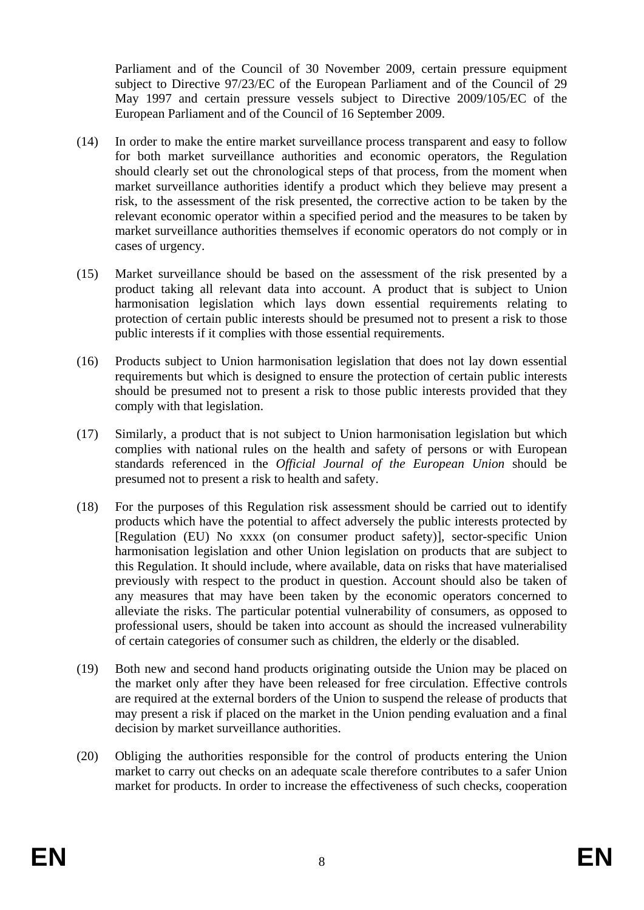Parliament and of the Council of 30 November 2009, certain pressure equipment subject to Directive 97/23/EC of the European Parliament and of the Council of 29 May 1997 and certain pressure vessels subject to Directive 2009/105/EC of the European Parliament and of the Council of 16 September 2009.

(14) In order to make the entire market surveillance process transparent and easy to follow for both market surveillance authorities and economic operators, the Regulation should clearly set out the chronological steps of that process, from the moment when market surveillance authorities identify a product which they believe may present a risk, to the assessment of the risk presented, the corrective action to be taken by the relevant economic operator within a specified period and the measures to be taken by market surveillance authorities themselves if economic operators do not comply or in cases of urgency.

(15) Market surveillance should be based on the assessment of the risk presented by a product taking all relevant data into account. A product that is subject to Union harmonisation legislation which lays down essential requirements relating to protection of certain public interests should be presumed not to present a risk to those public interests if it complies with those essential requirements.

(16) Products subject to Union harmonisation legislation that does not lay down essential requirements but which is designed to ensure the protection of certain public interests should be presumed not to present a risk to those public interests provided that they comply with that legislation.

(17) Similarly, a product that is not subject to Union harmonisation legislation but which complies with national rules on the health and safety of persons or with European standards referenced in the *Official Journal of the European Union* should be presumed not to present a risk to health and safety.

(18) For the purposes of this Regulation risk assessment should be carried out to identify products which have the potential to affect adversely the public interests protected by [Regulation (EU) No xxxx (on consumer product safety)], sector-specific Union harmonisation legislation and other Union legislation on products that are subject to this Regulation. It should include, where available, data on risks that have materialised previously with respect to the product in question. Account should also be taken of any measures that may have been taken by the economic operators concerned to alleviate the risks. The particular potential vulnerability of consumers, as opposed to professional users, should be taken into account as should the increased vulnerability of certain categories of consumer such as children, the elderly or the disabled.

(19) Both new and second hand products originating outside the Union may be placed on the market only after they have been released for free circulation. Effective controls are required at the external borders of the Union to suspend the release of products that may present a risk if placed on the market in the Union pending evaluation and a final decision by market surveillance authorities.

(20) Obliging the authorities responsible for the control of products entering the Union market to carry out checks on an adequate scale therefore contributes to a safer Union market for products. In order to increase the effectiveness of such checks, cooperation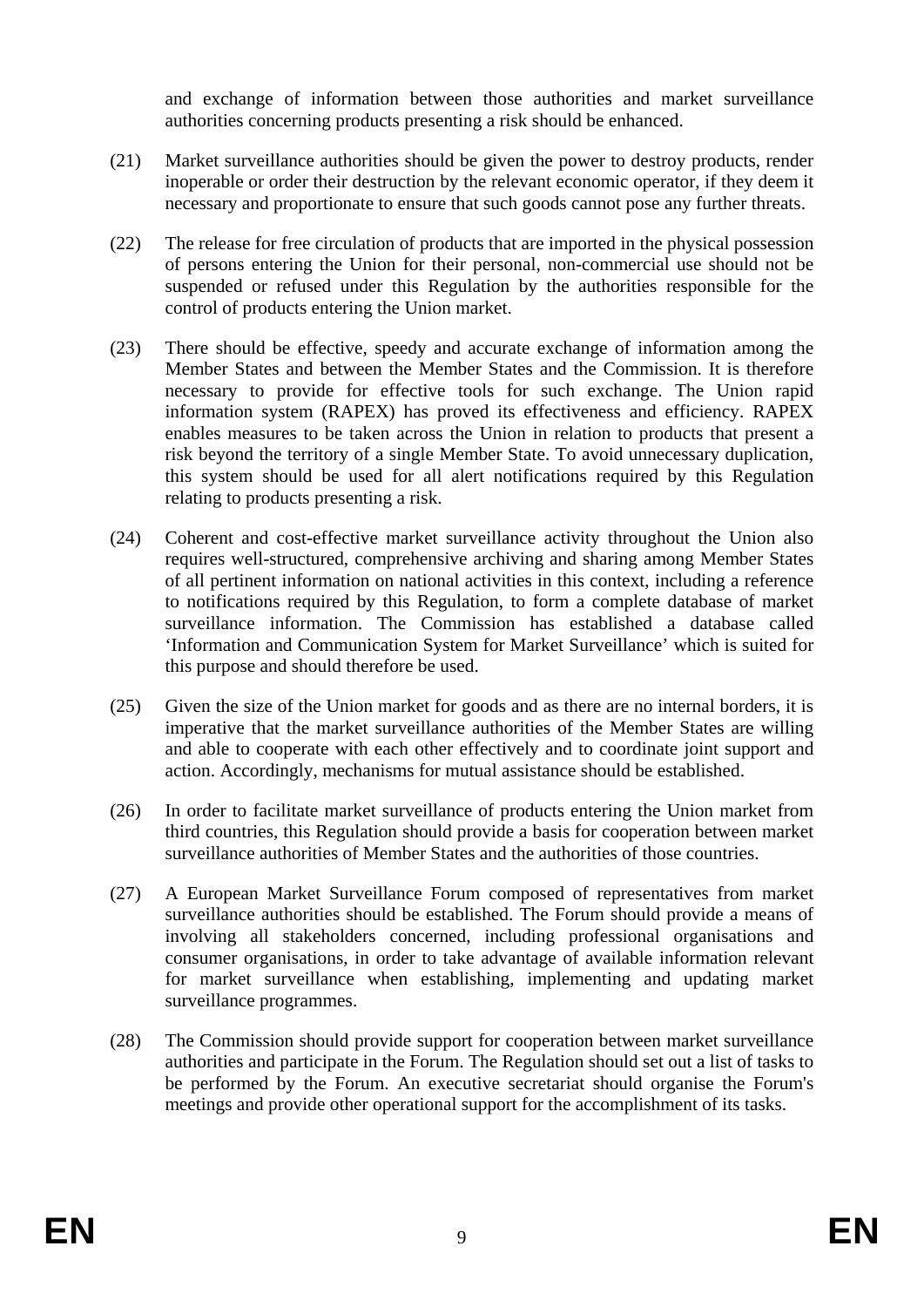and exchange of information between those authorities and market surveillance authorities concerning products presenting a risk should be enhanced.

(21) Market surveillance authorities should be given the power to destroy products, render inoperable or order their destruction by the relevant economic operator, if they deem it necessary and proportionate to ensure that such goods cannot pose any further threats.

(22) The release for free circulation of products that are imported in the physical possession of persons entering the Union for their personal, non-commercial use should not be suspended or refused under this Regulation by the authorities responsible for the control of products entering the Union market.

(23) There should be effective, speedy and accurate exchange of information among the Member States and between the Member States and the Commission. It is therefore necessary to provide for effective tools for such exchange. The Union rapid information system (RAPEX) has proved its effectiveness and efficiency. RAPEX enables measures to be taken across the Union in relation to products that present a risk beyond the territory of a single Member State. To avoid unnecessary duplication, this system should be used for all alert notifications required by this Regulation relating to products presenting a risk.

(24) Coherent and cost-effective market surveillance activity throughout the Union also requires well-structured, comprehensive archiving and sharing among Member States of all pertinent information on national activities in this context, including a reference to notifications required by this Regulation, to form a complete database of market surveillance information. The Commission has established a database called 'Information and Communication System for Market Surveillance' which is suited for this purpose and should therefore be used.

(25) Given the size of the Union market for goods and as there are no internal borders, it is imperative that the market surveillance authorities of the Member States are willing and able to cooperate with each other effectively and to coordinate joint support and action. Accordingly, mechanisms for mutual assistance should be established.

(26) In order to facilitate market surveillance of products entering the Union market from third countries, this Regulation should provide a basis for cooperation between market surveillance authorities of Member States and the authorities of those countries.

(27) A European Market Surveillance Forum composed of representatives from market surveillance authorities should be established. The Forum should provide a means of involving all stakeholders concerned, including professional organisations and consumer organisations, in order to take advantage of available information relevant for market surveillance when establishing, implementing and updating market surveillance programmes.

(28) The Commission should provide support for cooperation between market surveillance authorities and participate in the Forum. The Regulation should set out a list of tasks to be performed by the Forum. An executive secretariat should organise the Forum's meetings and provide other operational support for the accomplishment of its tasks.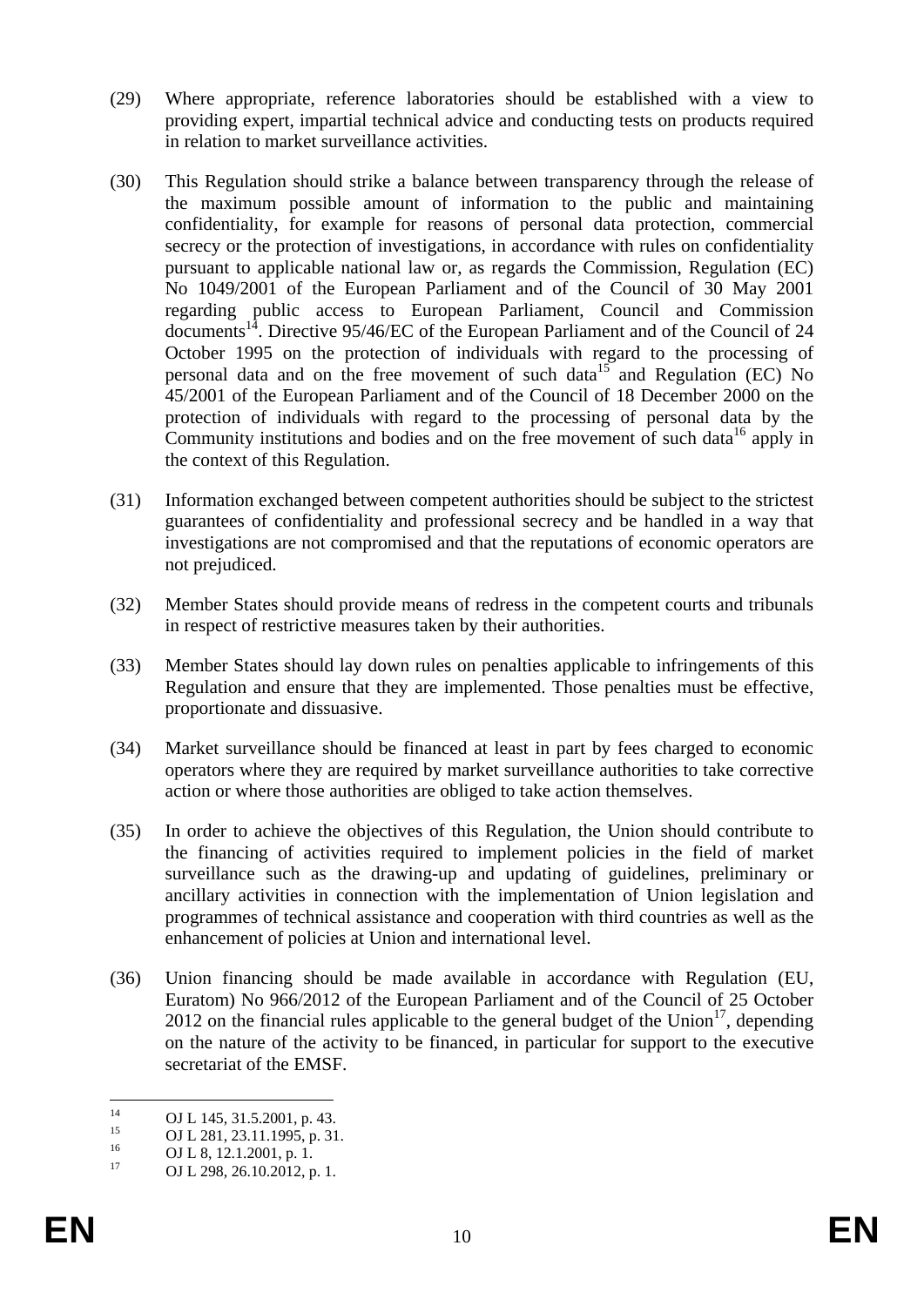(29) Where appropriate, reference laboratories should be established with a view to providing expert, impartial technical advice and conducting tests on products required in relation to market surveillance activities.

(30) This Regulation should strike a balance between transparency through the release of the maximum possible amount of information to the public and maintaining confidentiality, for example for reasons of personal data protection, commercial secrecy or the protection of investigations, in accordance with rules on confidentiality pursuant to applicable national law or, as regards the Commission, Regulation (EC) No 1049/2001 of the European Parliament and of the Council of 30 May 2001 regarding public access to European Parliament, Council and Commission documents[14]. Directive 95/46/EC of the European Parliament and of the Council of 24 October 1995 on the protection of individuals with regard to the processing of personal data and on the free movement of such data[15] and Regulation (EC) No 45/2001 of the European Parliament and of the Council of 18 December 2000 on the protection of individuals with regard to the processing of personal data by the Community institutions and bodies and on the free movement of such data[16] apply in the context of this Regulation.

(31) Information exchanged between competent authorities should be subject to the strictest guarantees of confidentiality and professional secrecy and be handled in a way that investigations are not compromised and that the reputations of economic operators are not prejudiced.

(32) Member States should provide means of redress in the competent courts and tribunals in respect of restrictive measures taken by their authorities.

(33) Member States should lay down rules on penalties applicable to infringements of this Regulation and ensure that they are implemented. Those penalties must be effective, proportionate and dissuasive.

(34) Market surveillance should be financed at least in part by fees charged to economic operators where they are required by market surveillance authorities to take corrective action or where those authorities are obliged to take action themselves.

(35) In order to achieve the objectives of this Regulation, the Union should contribute to the financing of activities required to implement policies in the field of market surveillance such as the drawing-up and updating of guidelines, preliminary or ancillary activities in connection with the implementation of Union legislation and programmes of technical assistance and cooperation with third countries as well as the enhancement of policies at Union and international level.

(36) Union financing should be made available in accordance with Regulation (EU, Euratom) No 966/2012 of the European Parliament and of the Council of 25 October 2012 on the financial rules applicable to the general budget of the Union[17], depending on the nature of the activity to be financed, in particular for support to the executive secretariat of the EMSF.

---

[14] OJ L 145, 31.5.2001, p. 43.

[15] OJ L 281, 23.11.1995, p. 31.

[16] OJ L 8, 12.1.2001, p. 1.

[17] OJ L 298, 26.10.2012, p. 1.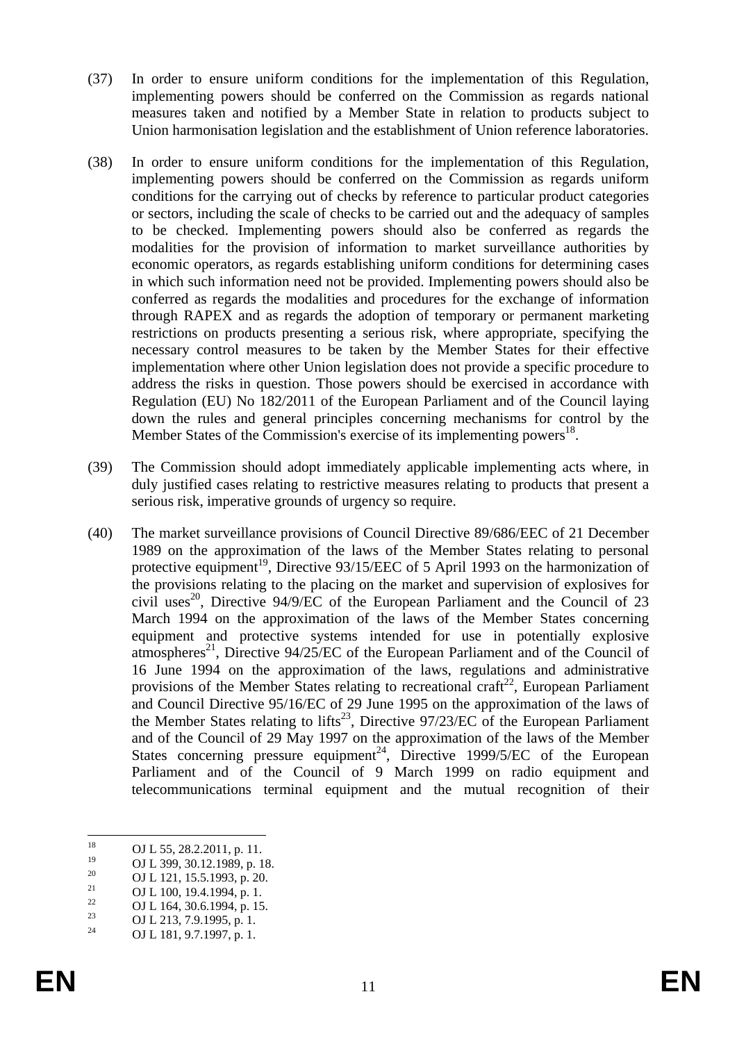(37) In order to ensure uniform conditions for the implementation of this Regulation, implementing powers should be conferred on the Commission as regards national measures taken and notified by a Member State in relation to products subject to Union harmonisation legislation and the establishment of Union reference laboratories.

(38) In order to ensure uniform conditions for the implementation of this Regulation, implementing powers should be conferred on the Commission as regards uniform conditions for the carrying out of checks by reference to particular product categories or sectors, including the scale of checks to be carried out and the adequacy of samples to be checked. Implementing powers should also be conferred as regards the modalities for the provision of information to market surveillance authorities by economic operators, as regards establishing uniform conditions for determining cases in which such information need not be provided. Implementing powers should also be conferred as regards the modalities and procedures for the exchange of information through RAPEX and as regards the adoption of temporary or permanent marketing restrictions on products presenting a serious risk, where appropriate, specifying the necessary control measures to be taken by the Member States for their effective implementation where other Union legislation does not provide a specific procedure to address the risks in question. Those powers should be exercised in accordance with Regulation (EU) No 182/2011 of the European Parliament and of the Council laying down the rules and general principles concerning mechanisms for control by the Member States of the Commission's exercise of its implementing powers[18].

(39) The Commission should adopt immediately applicable implementing acts where, in duly justified cases relating to restrictive measures relating to products that present a serious risk, imperative grounds of urgency so require.

(40) The market surveillance provisions of Council Directive 89/686/EEC of 21 December 1989 on the approximation of the laws of the Member States relating to personal protective equipment[19], Directive 93/15/EEC of 5 April 1993 on the harmonization of the provisions relating to the placing on the market and supervision of explosives for civil uses[20], Directive 94/9/EC of the European Parliament and the Council of 23 March 1994 on the approximation of the laws of the Member States concerning equipment and protective systems intended for use in potentially explosive atmospheres[21], Directive 94/25/EC of the European Parliament and of the Council of 16 June 1994 on the approximation of the laws, regulations and administrative provisions of the Member States relating to recreational craft[22], European Parliament and Council Directive 95/16/EC of 29 June 1995 on the approximation of the laws of the Member States relating to lifts[23], Directive 97/23/EC of the European Parliament and of the Council of 29 May 1997 on the approximation of the laws of the Member States concerning pressure equipment[24], Directive 1999/5/EC of the European Parliament and of the Council of 9 March 1999 on radio equipment and telecommunications terminal equipment and the mutual recognition of their

---

[18] OJ L 55, 28.2.2011, p. 11.
[19] OJ L 399, 30.12.1989, p. 18.
[20] OJ L 121, 15.5.1993, p. 20.
[21] OJ L 100, 19.4.1994, p. 1.
[22] OJ L 164, 30.6.1994, p. 15.
[23] OJ L 213, 7.9.1995, p. 1.
[24] OJ L 181, 9.7.1997, p. 1.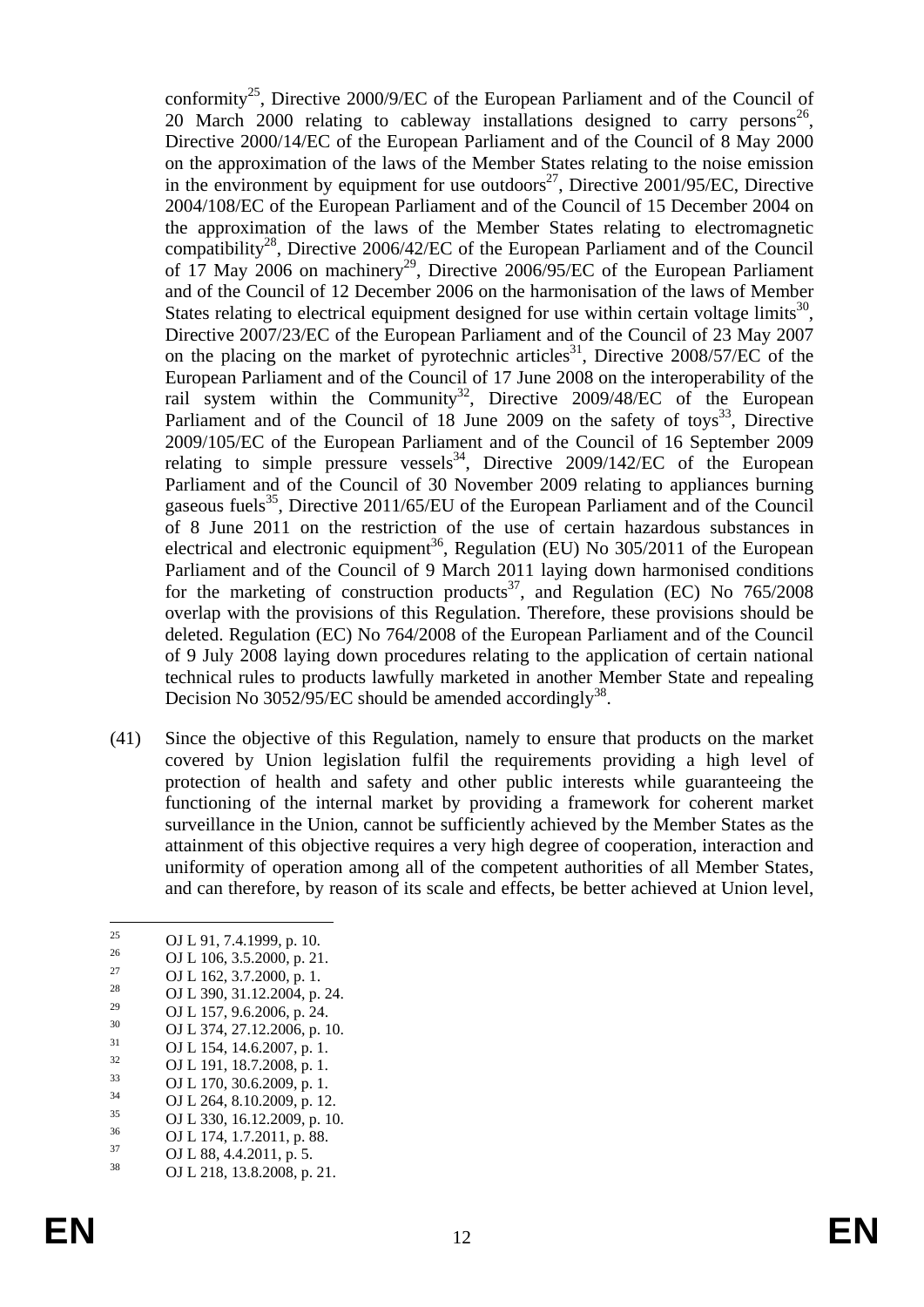conformity[25], Directive 2000/9/EC of the European Parliament and of the Council of 20 March 2000 relating to cableway installations designed to carry persons[26], Directive 2000/14/EC of the European Parliament and of the Council of 8 May 2000 on the approximation of the laws of the Member States relating to the noise emission in the environment by equipment for use outdoors[27], Directive 2001/95/EC, Directive 2004/108/EC of the European Parliament and of the Council of 15 December 2004 on the approximation of the laws of the Member States relating to electromagnetic compatibility[28], Directive 2006/42/EC of the European Parliament and of the Council of 17 May 2006 on machinery[29], Directive 2006/95/EC of the European Parliament and of the Council of 12 December 2006 on the harmonisation of the laws of Member States relating to electrical equipment designed for use within certain voltage limits[30], Directive 2007/23/EC of the European Parliament and of the Council of 23 May 2007 on the placing on the market of pyrotechnic articles[31], Directive 2008/57/EC of the European Parliament and of the Council of 17 June 2008 on the interoperability of the rail system within the Community[32], Directive 2009/48/EC of the European Parliament and of the Council of 18 June 2009 on the safety of toys[33], Directive 2009/105/EC of the European Parliament and of the Council of 16 September 2009 relating to simple pressure vessels[34], Directive 2009/142/EC of the European Parliament and of the Council of 30 November 2009 relating to appliances burning gaseous fuels[35], Directive 2011/65/EU of the European Parliament and of the Council of 8 June 2011 on the restriction of the use of certain hazardous substances in electrical and electronic equipment[36], Regulation (EU) No 305/2011 of the European Parliament and of the Council of 9 March 2011 laying down harmonised conditions for the marketing of construction products[37], and Regulation (EC) No 765/2008 overlap with the provisions of this Regulation. Therefore, these provisions should be deleted. Regulation (EC) No 764/2008 of the European Parliament and of the Council of 9 July 2008 laying down procedures relating to the application of certain national technical rules to products lawfully marketed in another Member State and repealing Decision No 3052/95/EC should be amended accordingly[38].

(41) Since the objective of this Regulation, namely to ensure that products on the market covered by Union legislation fulfil the requirements providing a high level of protection of health and safety and other public interests while guaranteeing the functioning of the internal market by providing a framework for coherent market surveillance in the Union, cannot be sufficiently achieved by the Member States as the attainment of this objective requires a very high degree of cooperation, interaction and uniformity of operation among all of the competent authorities of all Member States, and can therefore, by reason of its scale and effects, be better achieved at Union level,

---

[25] OJ L 91, 7.4.1999, p. 10.
[26] OJ L 106, 3.5.2000, p. 21.
[27] OJ L 162, 3.7.2000, p. 1.
[28] OJ L 390, 31.12.2004, p. 24.
[29] OJ L 157, 9.6.2006, p. 24.
[30] OJ L 374, 27.12.2006, p. 10.
[31] OJ L 154, 14.6.2007, p. 1.
[32] OJ L 191, 18.7.2008, p. 1.
[33] OJ L 170, 30.6.2009, p. 1.
[34] OJ L 264, 8.10.2009, p. 12.
[35] OJ L 330, 16.12.2009, p. 10.
[36] OJ L 174, 1.7.2011, p. 88.
[37] OJ L 88, 4.4.2011, p. 5.
[38] OJ L 218, 13.8.2008, p. 21.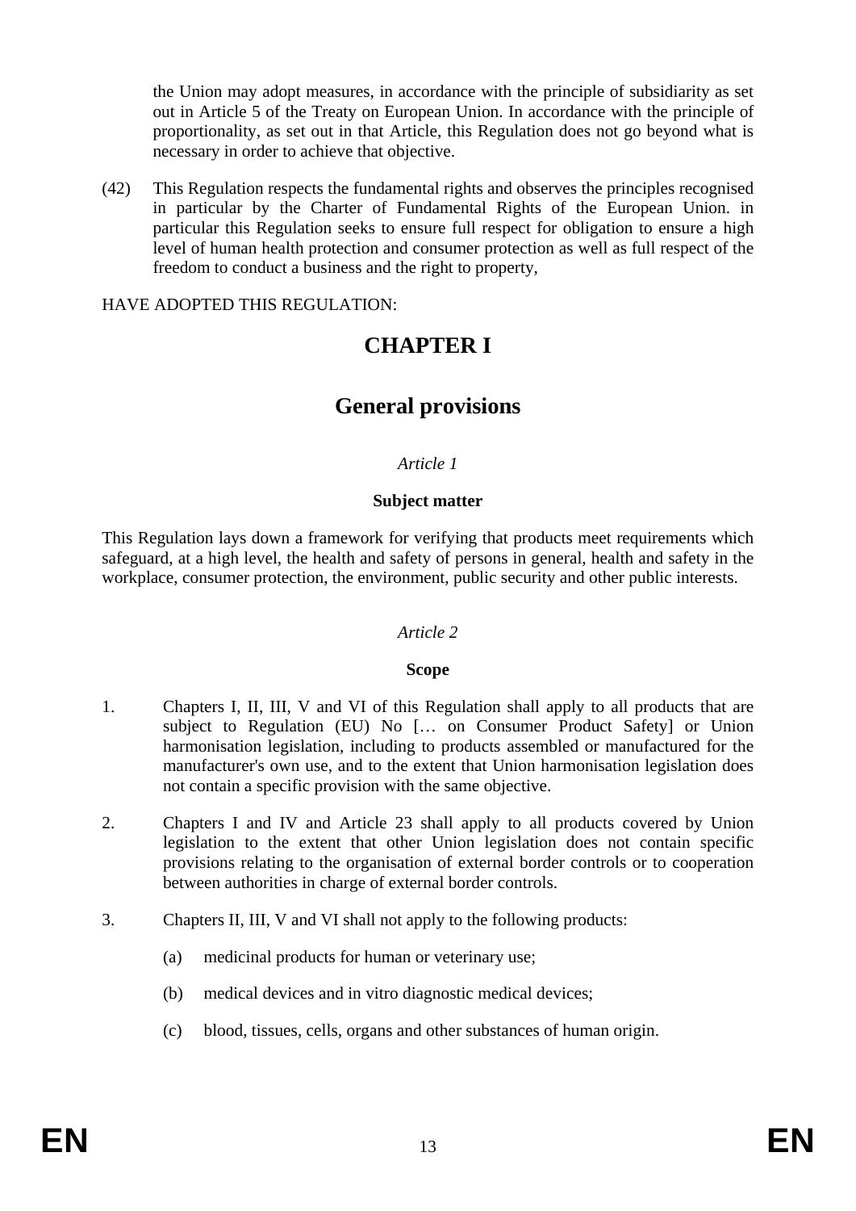the Union may adopt measures, in accordance with the principle of subsidiarity as set out in Article 5 of the Treaty on European Union. In accordance with the principle of proportionality, as set out in that Article, this Regulation does not go beyond what is necessary in order to achieve that objective.

(42) This Regulation respects the fundamental rights and observes the principles recognised in particular by the Charter of Fundamental Rights of the European Union. in particular this Regulation seeks to ensure full respect for obligation to ensure a high level of human health protection and consumer protection as well as full respect of the freedom to conduct a business and the right to property,

HAVE ADOPTED THIS REGULATION:

# CHAPTER I

# General provisions

*Article 1*

**Subject matter**

This Regulation lays down a framework for verifying that products meet requirements which safeguard, at a high level, the health and safety of persons in general, health and safety in the workplace, consumer protection, the environment, public security and other public interests.

*Article 2*

**Scope**

1. Chapters I, II, III, V and VI of this Regulation shall apply to all products that are subject to Regulation (EU) No [… on Consumer Product Safety] or Union harmonisation legislation, including to products assembled or manufactured for the manufacturer's own use, and to the extent that Union harmonisation legislation does not contain a specific provision with the same objective.

2. Chapters I and IV and Article 23 shall apply to all products covered by Union legislation to the extent that other Union legislation does not contain specific provisions relating to the organisation of external border controls or to cooperation between authorities in charge of external border controls.

3. Chapters II, III, V and VI shall not apply to the following products:

   (a) medicinal products for human or veterinary use;

   (b) medical devices and in vitro diagnostic medical devices;

   (c) blood, tissues, cells, organs and other substances of human origin.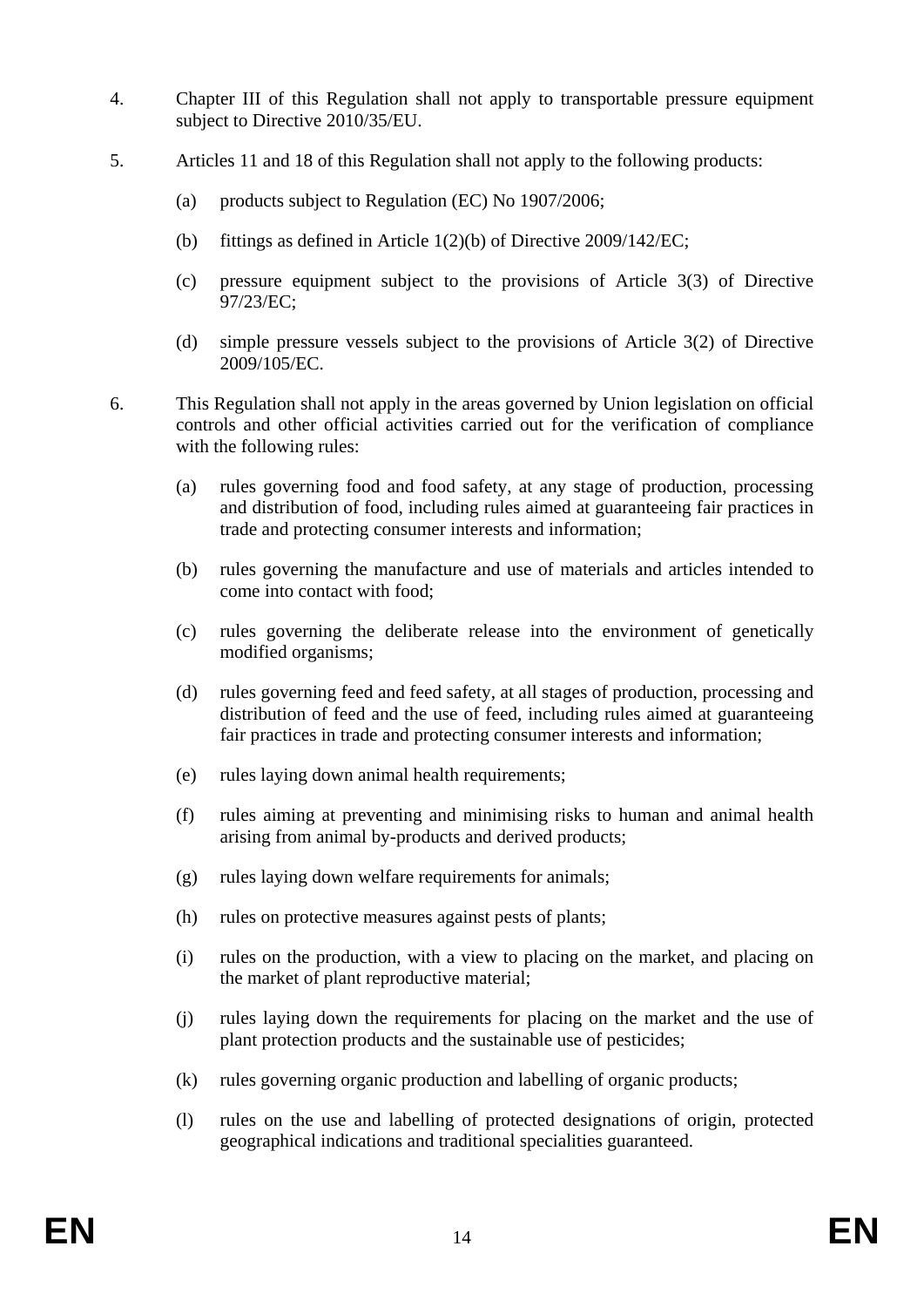4. Chapter III of this Regulation shall not apply to transportable pressure equipment subject to Directive 2010/35/EU.

5. Articles 11 and 18 of this Regulation shall not apply to the following products:

   (a) products subject to Regulation (EC) No 1907/2006;

   (b) fittings as defined in Article 1(2)(b) of Directive 2009/142/EC;

   (c) pressure equipment subject to the provisions of Article 3(3) of Directive 97/23/EC;

   (d) simple pressure vessels subject to the provisions of Article 3(2) of Directive 2009/105/EC.

6. This Regulation shall not apply in the areas governed by Union legislation on official controls and other official activities carried out for the verification of compliance with the following rules:

   (a) rules governing food and food safety, at any stage of production, processing and distribution of food, including rules aimed at guaranteeing fair practices in trade and protecting consumer interests and information;

   (b) rules governing the manufacture and use of materials and articles intended to come into contact with food;

   (c) rules governing the deliberate release into the environment of genetically modified organisms;

   (d) rules governing feed and feed safety, at all stages of production, processing and distribution of feed and the use of feed, including rules aimed at guaranteeing fair practices in trade and protecting consumer interests and information;

   (e) rules laying down animal health requirements;

   (f) rules aiming at preventing and minimising risks to human and animal health arising from animal by-products and derived products;

   (g) rules laying down welfare requirements for animals;

   (h) rules on protective measures against pests of plants;

   (i) rules on the production, with a view to placing on the market, and placing on the market of plant reproductive material;

   (j) rules laying down the requirements for placing on the market and the use of plant protection products and the sustainable use of pesticides;

   (k) rules governing organic production and labelling of organic products;

   (l) rules on the use and labelling of protected designations of origin, protected geographical indications and traditional specialities guaranteed.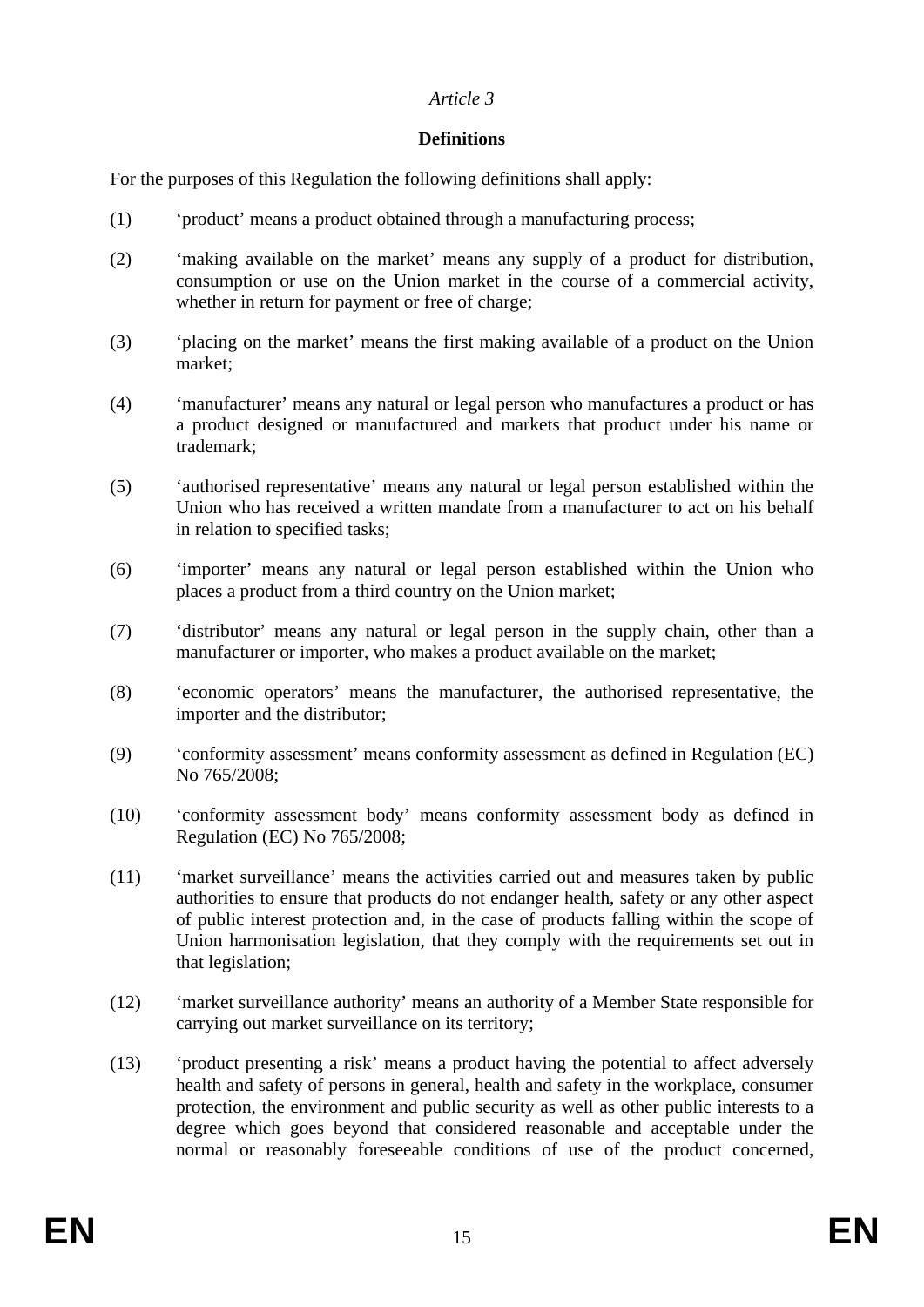*Article 3*

**Definitions**

For the purposes of this Regulation the following definitions shall apply:

(1) 'product' means a product obtained through a manufacturing process;

(2) 'making available on the market' means any supply of a product for distribution, consumption or use on the Union market in the course of a commercial activity, whether in return for payment or free of charge;

(3) 'placing on the market' means the first making available of a product on the Union market;

(4) 'manufacturer' means any natural or legal person who manufactures a product or has a product designed or manufactured and markets that product under his name or trademark;

(5) 'authorised representative' means any natural or legal person established within the Union who has received a written mandate from a manufacturer to act on his behalf in relation to specified tasks;

(6) 'importer' means any natural or legal person established within the Union who places a product from a third country on the Union market;

(7) 'distributor' means any natural or legal person in the supply chain, other than a manufacturer or importer, who makes a product available on the market;

(8) 'economic operators' means the manufacturer, the authorised representative, the importer and the distributor;

(9) 'conformity assessment' means conformity assessment as defined in Regulation (EC) No 765/2008;

(10) 'conformity assessment body' means conformity assessment body as defined in Regulation (EC) No 765/2008;

(11) 'market surveillance' means the activities carried out and measures taken by public authorities to ensure that products do not endanger health, safety or any other aspect of public interest protection and, in the case of products falling within the scope of Union harmonisation legislation, that they comply with the requirements set out in that legislation;

(12) 'market surveillance authority' means an authority of a Member State responsible for carrying out market surveillance on its territory;

(13) 'product presenting a risk' means a product having the potential to affect adversely health and safety of persons in general, health and safety in the workplace, consumer protection, the environment and public security as well as other public interests to a degree which goes beyond that considered reasonable and acceptable under the normal or reasonably foreseeable conditions of use of the product concerned,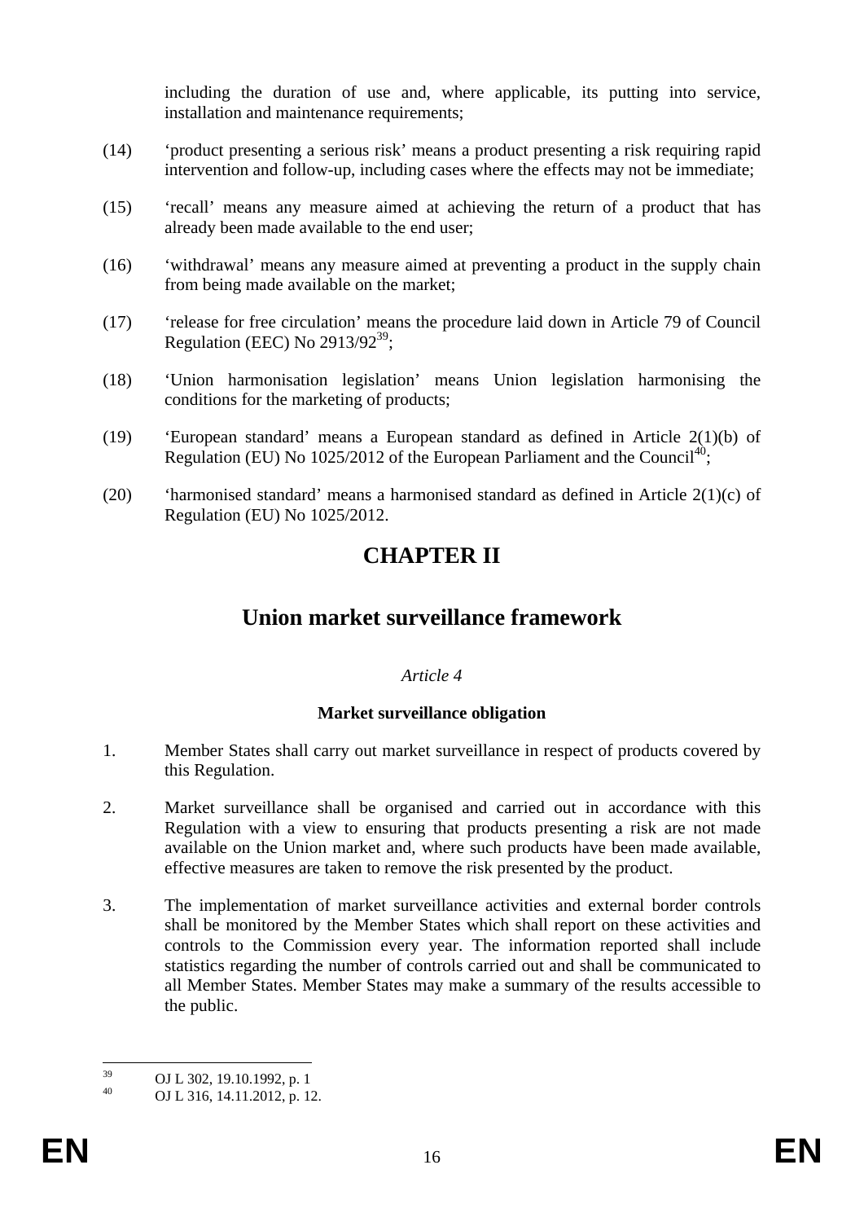including the duration of use and, where applicable, its putting into service, installation and maintenance requirements;

(14) 'product presenting a serious risk' means a product presenting a risk requiring rapid intervention and follow-up, including cases where the effects may not be immediate;

(15) 'recall' means any measure aimed at achieving the return of a product that has already been made available to the end user;

(16) 'withdrawal' means any measure aimed at preventing a product in the supply chain from being made available on the market;

(17) 'release for free circulation' means the procedure laid down in Article 79 of Council Regulation (EEC) No 2913/92[39];

(18) 'Union harmonisation legislation' means Union legislation harmonising the conditions for the marketing of products;

(19) 'European standard' means a European standard as defined in Article 2(1)(b) of Regulation (EU) No 1025/2012 of the European Parliament and the Council[40];

(20) 'harmonised standard' means a harmonised standard as defined in Article 2(1)(c) of Regulation (EU) No 1025/2012.

# CHAPTER II

# Union market surveillance framework

*Article 4*

**Market surveillance obligation**

1. Member States shall carry out market surveillance in respect of products covered by this Regulation.

2. Market surveillance shall be organised and carried out in accordance with this Regulation with a view to ensuring that products presenting a risk are not made available on the Union market and, where such products have been made available, effective measures are taken to remove the risk presented by the product.

3. The implementation of market surveillance activities and external border controls shall be monitored by the Member States which shall report on these activities and controls to the Commission every year. The information reported shall include statistics regarding the number of controls carried out and shall be communicated to all Member States. Member States may make a summary of the results accessible to the public.

---

[39] OJ L 302, 19.10.1992, p. 1

[40] OJ L 316, 14.11.2012, p. 12.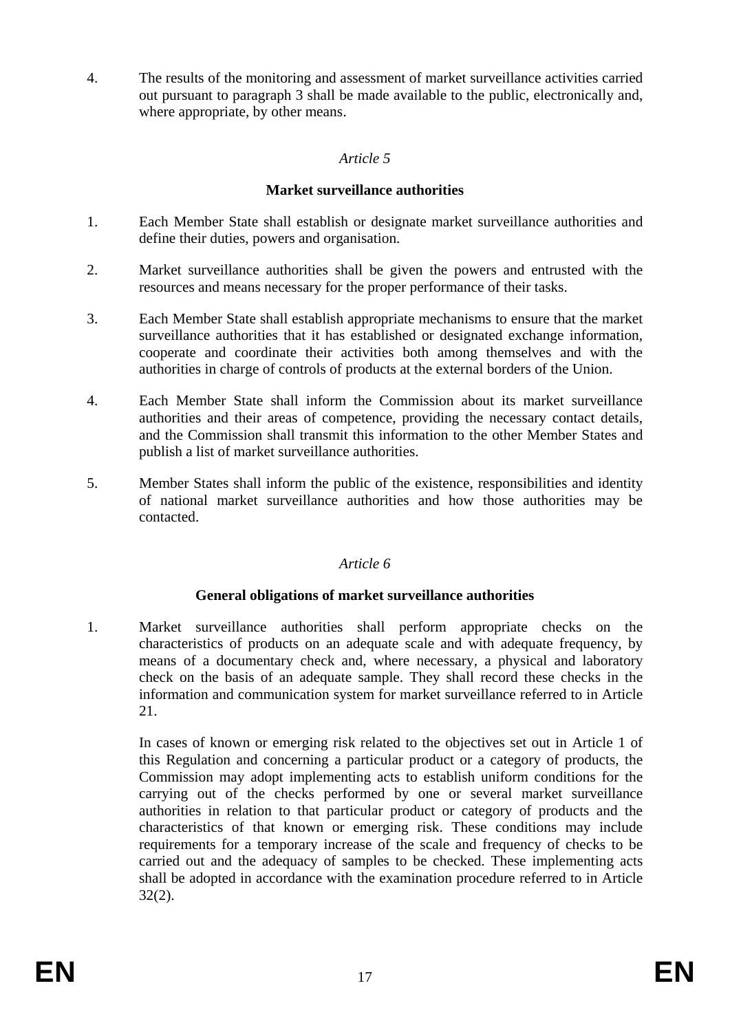4. The results of the monitoring and assessment of market surveillance activities carried out pursuant to paragraph 3 shall be made available to the public, electronically and, where appropriate, by other means.

*Article 5*

**Market surveillance authorities**

1. Each Member State shall establish or designate market surveillance authorities and define their duties, powers and organisation.

2. Market surveillance authorities shall be given the powers and entrusted with the resources and means necessary for the proper performance of their tasks.

3. Each Member State shall establish appropriate mechanisms to ensure that the market surveillance authorities that it has established or designated exchange information, cooperate and coordinate their activities both among themselves and with the authorities in charge of controls of products at the external borders of the Union.

4. Each Member State shall inform the Commission about its market surveillance authorities and their areas of competence, providing the necessary contact details, and the Commission shall transmit this information to the other Member States and publish a list of market surveillance authorities.

5. Member States shall inform the public of the existence, responsibilities and identity of national market surveillance authorities and how those authorities may be contacted.

*Article 6*

**General obligations of market surveillance authorities**

1. Market surveillance authorities shall perform appropriate checks on the characteristics of products on an adequate scale and with adequate frequency, by means of a documentary check and, where necessary, a physical and laboratory check on the basis of an adequate sample. They shall record these checks in the information and communication system for market surveillance referred to in Article 21.

   In cases of known or emerging risk related to the objectives set out in Article 1 of this Regulation and concerning a particular product or a category of products, the Commission may adopt implementing acts to establish uniform conditions for the carrying out of the checks performed by one or several market surveillance authorities in relation to that particular product or category of products and the characteristics of that known or emerging risk. These conditions may include requirements for a temporary increase of the scale and frequency of checks to be carried out and the adequacy of samples to be checked. These implementing acts shall be adopted in accordance with the examination procedure referred to in Article 32(2).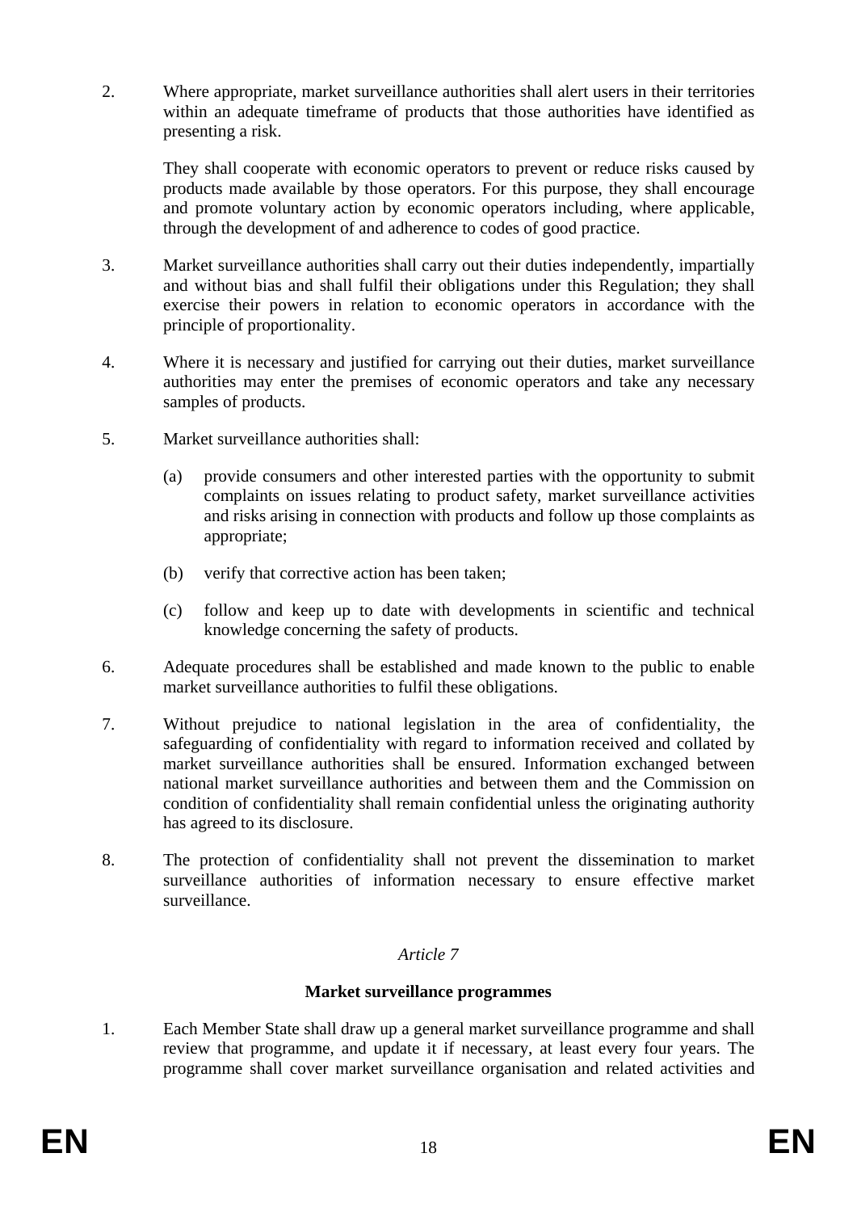2. Where appropriate, market surveillance authorities shall alert users in their territories within an adequate timeframe of products that those authorities have identified as presenting a risk.

   They shall cooperate with economic operators to prevent or reduce risks caused by products made available by those operators. For this purpose, they shall encourage and promote voluntary action by economic operators including, where applicable, through the development of and adherence to codes of good practice.

3. Market surveillance authorities shall carry out their duties independently, impartially and without bias and shall fulfil their obligations under this Regulation; they shall exercise their powers in relation to economic operators in accordance with the principle of proportionality.

4. Where it is necessary and justified for carrying out their duties, market surveillance authorities may enter the premises of economic operators and take any necessary samples of products.

5. Market surveillance authorities shall:

   (a) provide consumers and other interested parties with the opportunity to submit complaints on issues relating to product safety, market surveillance activities and risks arising in connection with products and follow up those complaints as appropriate;

   (b) verify that corrective action has been taken;

   (c) follow and keep up to date with developments in scientific and technical knowledge concerning the safety of products.

6. Adequate procedures shall be established and made known to the public to enable market surveillance authorities to fulfil these obligations.

7. Without prejudice to national legislation in the area of confidentiality, the safeguarding of confidentiality with regard to information received and collated by market surveillance authorities shall be ensured. Information exchanged between national market surveillance authorities and between them and the Commission on condition of confidentiality shall remain confidential unless the originating authority has agreed to its disclosure.

8. The protection of confidentiality shall not prevent the dissemination to market surveillance authorities of information necessary to ensure effective market surveillance.

*Article 7*

**Market surveillance programmes**

1. Each Member State shall draw up a general market surveillance programme and shall review that programme, and update it if necessary, at least every four years. The programme shall cover market surveillance organisation and related activities and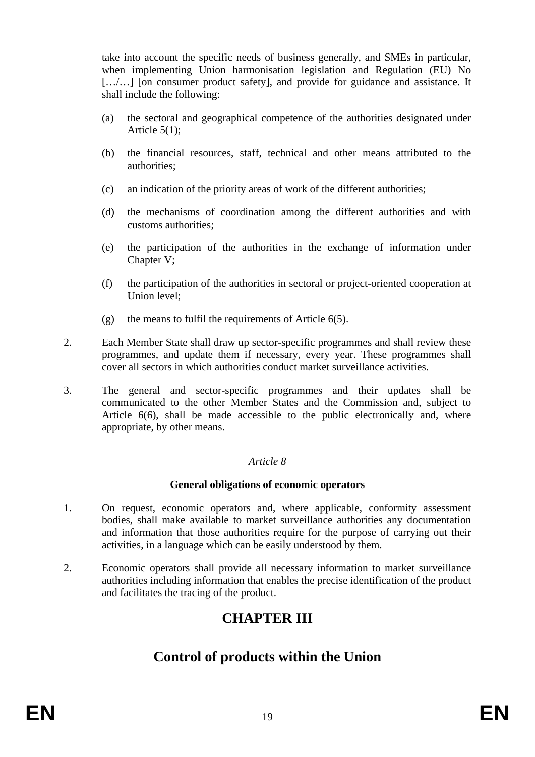take into account the specific needs of business generally, and SMEs in particular, when implementing Union harmonisation legislation and Regulation (EU) No […/…] [on consumer product safety], and provide for guidance and assistance. It shall include the following:

(a) the sectoral and geographical competence of the authorities designated under Article 5(1);

(b) the financial resources, staff, technical and other means attributed to the authorities;

(c) an indication of the priority areas of work of the different authorities;

(d) the mechanisms of coordination among the different authorities and with customs authorities;

(e) the participation of the authorities in the exchange of information under Chapter V;

(f) the participation of the authorities in sectoral or project-oriented cooperation at Union level;

(g) the means to fulfil the requirements of Article 6(5).

2. Each Member State shall draw up sector-specific programmes and shall review these programmes, and update them if necessary, every year. These programmes shall cover all sectors in which authorities conduct market surveillance activities.

3. The general and sector-specific programmes and their updates shall be communicated to the other Member States and the Commission and, subject to Article 6(6), shall be made accessible to the public electronically and, where appropriate, by other means.

*Article 8*

**General obligations of economic operators**

1. On request, economic operators and, where applicable, conformity assessment bodies, shall make available to market surveillance authorities any documentation and information that those authorities require for the purpose of carrying out their activities, in a language which can be easily understood by them.

2. Economic operators shall provide all necessary information to market surveillance authorities including information that enables the precise identification of the product and facilitates the tracing of the product.

# CHAPTER III

# Control of products within the Union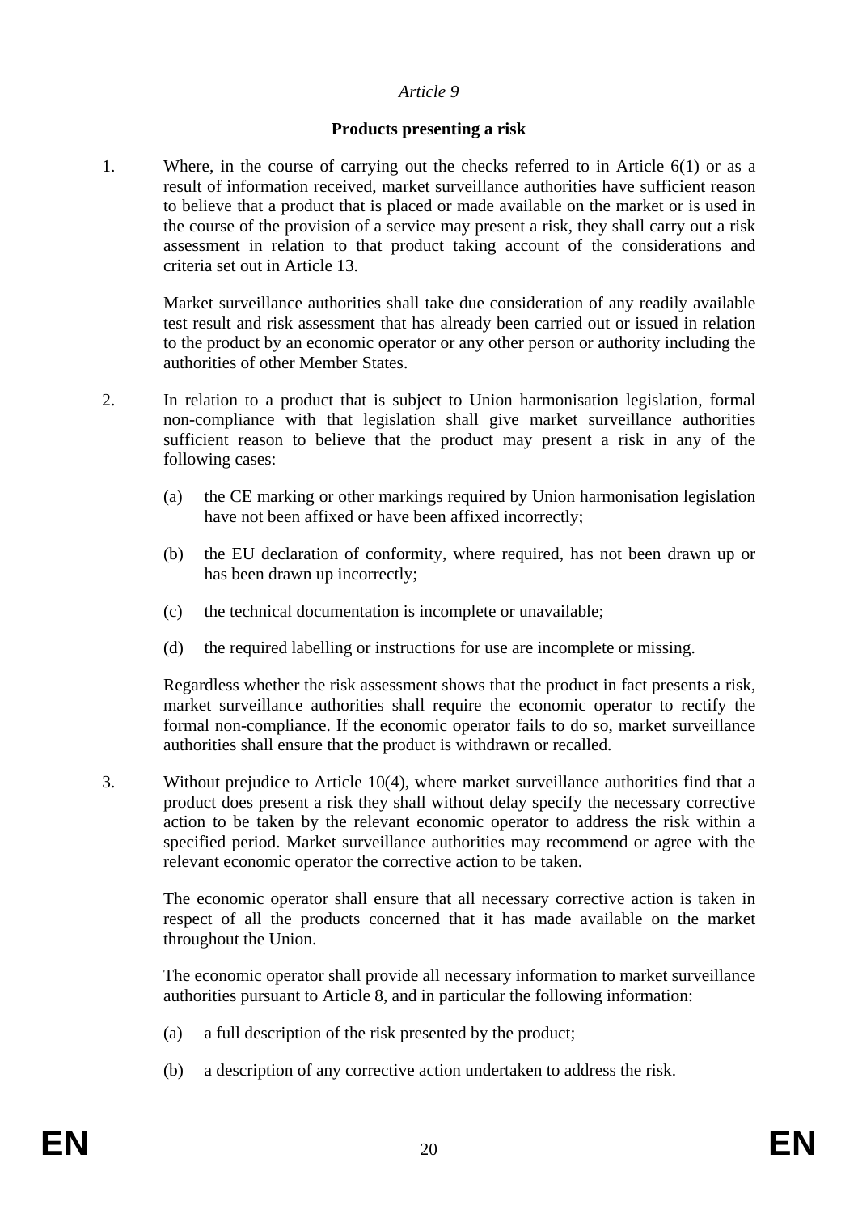*Article 9*

**Products presenting a risk**

1. Where, in the course of carrying out the checks referred to in Article 6(1) or as a result of information received, market surveillance authorities have sufficient reason to believe that a product that is placed or made available on the market or is used in the course of the provision of a service may present a risk, they shall carry out a risk assessment in relation to that product taking account of the considerations and criteria set out in Article 13.

   Market surveillance authorities shall take due consideration of any readily available test result and risk assessment that has already been carried out or issued in relation to the product by an economic operator or any other person or authority including the authorities of other Member States.

2. In relation to a product that is subject to Union harmonisation legislation, formal non-compliance with that legislation shall give market surveillance authorities sufficient reason to believe that the product may present a risk in any of the following cases:

   (a) the CE marking or other markings required by Union harmonisation legislation have not been affixed or have been affixed incorrectly;

   (b) the EU declaration of conformity, where required, has not been drawn up or has been drawn up incorrectly;

   (c) the technical documentation is incomplete or unavailable;

   (d) the required labelling or instructions for use are incomplete or missing.

   Regardless whether the risk assessment shows that the product in fact presents a risk, market surveillance authorities shall require the economic operator to rectify the formal non-compliance. If the economic operator fails to do so, market surveillance authorities shall ensure that the product is withdrawn or recalled.

3. Without prejudice to Article 10(4), where market surveillance authorities find that a product does present a risk they shall without delay specify the necessary corrective action to be taken by the relevant economic operator to address the risk within a specified period. Market surveillance authorities may recommend or agree with the relevant economic operator the corrective action to be taken.

   The economic operator shall ensure that all necessary corrective action is taken in respect of all the products concerned that it has made available on the market throughout the Union.

   The economic operator shall provide all necessary information to market surveillance authorities pursuant to Article 8, and in particular the following information:

   (a) a full description of the risk presented by the product;

   (b) a description of any corrective action undertaken to address the risk.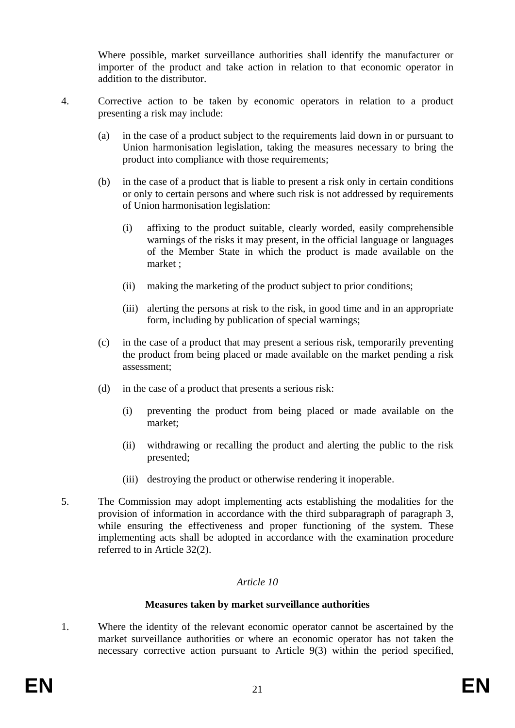Where possible, market surveillance authorities shall identify the manufacturer or importer of the product and take action in relation to that economic operator in addition to the distributor.

4. Corrective action to be taken by economic operators in relation to a product presenting a risk may include:

   (a) in the case of a product subject to the requirements laid down in or pursuant to Union harmonisation legislation, taking the measures necessary to bring the product into compliance with those requirements;

   (b) in the case of a product that is liable to present a risk only in certain conditions or only to certain persons and where such risk is not addressed by requirements of Union harmonisation legislation:

      (i) affixing to the product suitable, clearly worded, easily comprehensible warnings of the risks it may present, in the official language or languages of the Member State in which the product is made available on the market ;

      (ii) making the marketing of the product subject to prior conditions;

      (iii) alerting the persons at risk to the risk, in good time and in an appropriate form, including by publication of special warnings;

   (c) in the case of a product that may present a serious risk, temporarily preventing the product from being placed or made available on the market pending a risk assessment;

   (d) in the case of a product that presents a serious risk:

      (i) preventing the product from being placed or made available on the market;

      (ii) withdrawing or recalling the product and alerting the public to the risk presented;

      (iii) destroying the product or otherwise rendering it inoperable.

5. The Commission may adopt implementing acts establishing the modalities for the provision of information in accordance with the third subparagraph of paragraph 3, while ensuring the effectiveness and proper functioning of the system. These implementing acts shall be adopted in accordance with the examination procedure referred to in Article 32(2).

*Article 10*

**Measures taken by market surveillance authorities**

1. Where the identity of the relevant economic operator cannot be ascertained by the market surveillance authorities or where an economic operator has not taken the necessary corrective action pursuant to Article 9(3) within the period specified,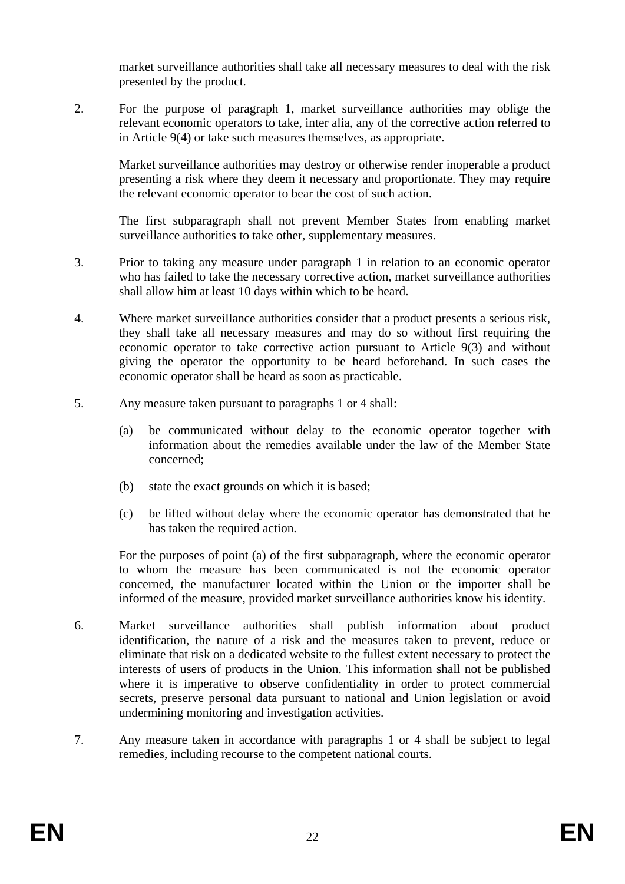market surveillance authorities shall take all necessary measures to deal with the risk presented by the product.

2. For the purpose of paragraph 1, market surveillance authorities may oblige the relevant economic operators to take, inter alia, any of the corrective action referred to in Article 9(4) or take such measures themselves, as appropriate.

   Market surveillance authorities may destroy or otherwise render inoperable a product presenting a risk where they deem it necessary and proportionate. They may require the relevant economic operator to bear the cost of such action.

   The first subparagraph shall not prevent Member States from enabling market surveillance authorities to take other, supplementary measures.

3. Prior to taking any measure under paragraph 1 in relation to an economic operator who has failed to take the necessary corrective action, market surveillance authorities shall allow him at least 10 days within which to be heard.

4. Where market surveillance authorities consider that a product presents a serious risk, they shall take all necessary measures and may do so without first requiring the economic operator to take corrective action pursuant to Article 9(3) and without giving the operator the opportunity to be heard beforehand. In such cases the economic operator shall be heard as soon as practicable.

5. Any measure taken pursuant to paragraphs 1 or 4 shall:

   (a) be communicated without delay to the economic operator together with information about the remedies available under the law of the Member State concerned;

   (b) state the exact grounds on which it is based;

   (c) be lifted without delay where the economic operator has demonstrated that he has taken the required action.

   For the purposes of point (a) of the first subparagraph, where the economic operator to whom the measure has been communicated is not the economic operator concerned, the manufacturer located within the Union or the importer shall be informed of the measure, provided market surveillance authorities know his identity.

6. Market surveillance authorities shall publish information about product identification, the nature of a risk and the measures taken to prevent, reduce or eliminate that risk on a dedicated website to the fullest extent necessary to protect the interests of users of products in the Union. This information shall not be published where it is imperative to observe confidentiality in order to protect commercial secrets, preserve personal data pursuant to national and Union legislation or avoid undermining monitoring and investigation activities.

7. Any measure taken in accordance with paragraphs 1 or 4 shall be subject to legal remedies, including recourse to the competent national courts.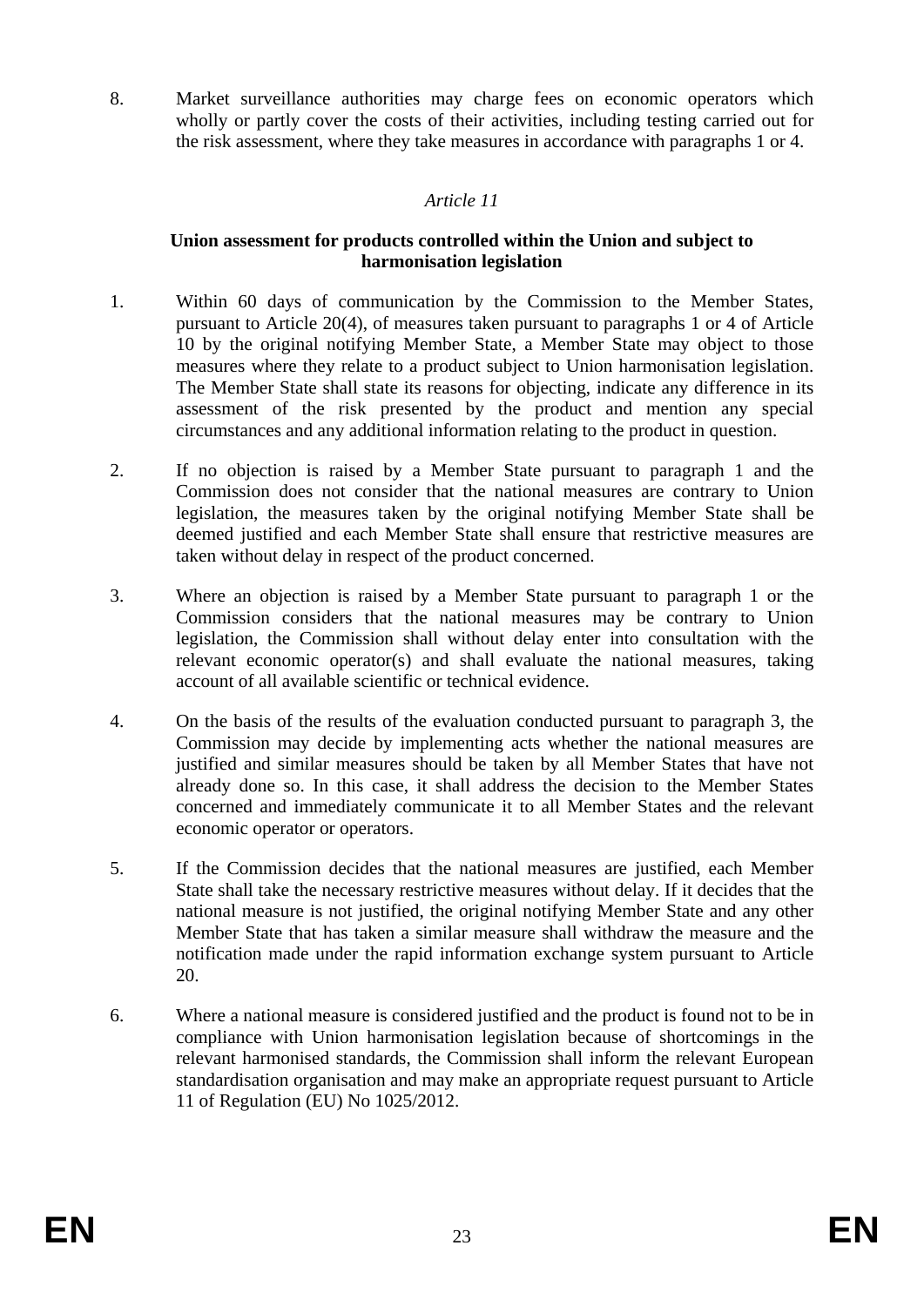8. Market surveillance authorities may charge fees on economic operators which wholly or partly cover the costs of their activities, including testing carried out for the risk assessment, where they take measures in accordance with paragraphs 1 or 4.

*Article 11*

**Union assessment for products controlled within the Union and subject to harmonisation legislation**

1. Within 60 days of communication by the Commission to the Member States, pursuant to Article 20(4), of measures taken pursuant to paragraphs 1 or 4 of Article 10 by the original notifying Member State, a Member State may object to those measures where they relate to a product subject to Union harmonisation legislation. The Member State shall state its reasons for objecting, indicate any difference in its assessment of the risk presented by the product and mention any special circumstances and any additional information relating to the product in question.

2. If no objection is raised by a Member State pursuant to paragraph 1 and the Commission does not consider that the national measures are contrary to Union legislation, the measures taken by the original notifying Member State shall be deemed justified and each Member State shall ensure that restrictive measures are taken without delay in respect of the product concerned.

3. Where an objection is raised by a Member State pursuant to paragraph 1 or the Commission considers that the national measures may be contrary to Union legislation, the Commission shall without delay enter into consultation with the relevant economic operator(s) and shall evaluate the national measures, taking account of all available scientific or technical evidence.

4. On the basis of the results of the evaluation conducted pursuant to paragraph 3, the Commission may decide by implementing acts whether the national measures are justified and similar measures should be taken by all Member States that have not already done so. In this case, it shall address the decision to the Member States concerned and immediately communicate it to all Member States and the relevant economic operator or operators.

5. If the Commission decides that the national measures are justified, each Member State shall take the necessary restrictive measures without delay. If it decides that the national measure is not justified, the original notifying Member State and any other Member State that has taken a similar measure shall withdraw the measure and the notification made under the rapid information exchange system pursuant to Article 20.

6. Where a national measure is considered justified and the product is found not to be in compliance with Union harmonisation legislation because of shortcomings in the relevant harmonised standards, the Commission shall inform the relevant European standardisation organisation and may make an appropriate request pursuant to Article 11 of Regulation (EU) No 1025/2012.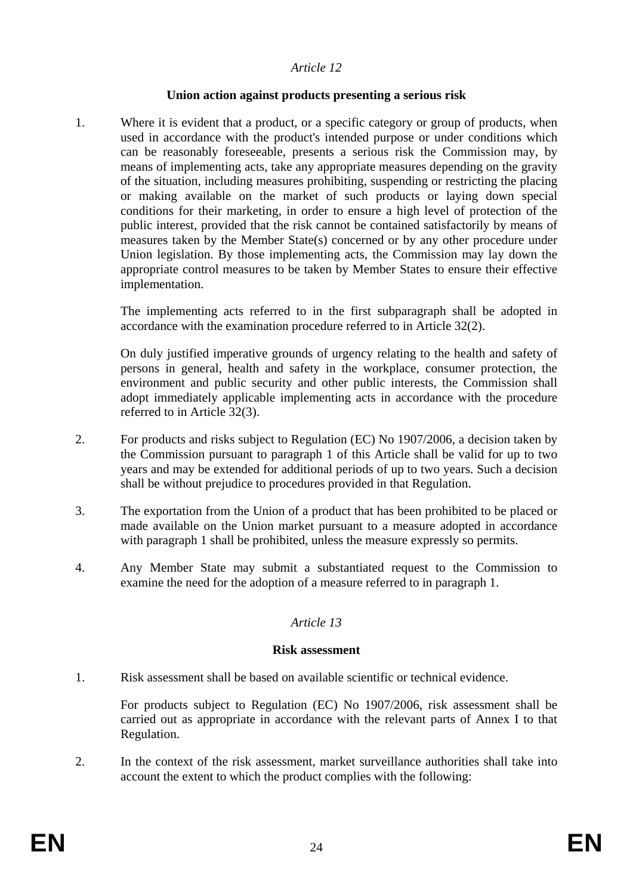*Article 12*

**Union action against products presenting a serious risk**

1. Where it is evident that a product, or a specific category or group of products, when used in accordance with the product's intended purpose or under conditions which can be reasonably foreseeable, presents a serious risk the Commission may, by means of implementing acts, take any appropriate measures depending on the gravity of the situation, including measures prohibiting, suspending or restricting the placing or making available on the market of such products or laying down special conditions for their marketing, in order to ensure a high level of protection of the public interest, provided that the risk cannot be contained satisfactorily by means of measures taken by the Member State(s) concerned or by any other procedure under Union legislation. By those implementing acts, the Commission may lay down the appropriate control measures to be taken by Member States to ensure their effective implementation.

   The implementing acts referred to in the first subparagraph shall be adopted in accordance with the examination procedure referred to in Article 32(2).

   On duly justified imperative grounds of urgency relating to the health and safety of persons in general, health and safety in the workplace, consumer protection, the environment and public security and other public interests, the Commission shall adopt immediately applicable implementing acts in accordance with the procedure referred to in Article 32(3).

2. For products and risks subject to Regulation (EC) No 1907/2006, a decision taken by the Commission pursuant to paragraph 1 of this Article shall be valid for up to two years and may be extended for additional periods of up to two years. Such a decision shall be without prejudice to procedures provided in that Regulation.

3. The exportation from the Union of a product that has been prohibited to be placed or made available on the Union market pursuant to a measure adopted in accordance with paragraph 1 shall be prohibited, unless the measure expressly so permits.

4. Any Member State may submit a substantiated request to the Commission to examine the need for the adoption of a measure referred to in paragraph 1.

*Article 13*

**Risk assessment**

1. Risk assessment shall be based on available scientific or technical evidence.

   For products subject to Regulation (EC) No 1907/2006, risk assessment shall be carried out as appropriate in accordance with the relevant parts of Annex I to that Regulation.

2. In the context of the risk assessment, market surveillance authorities shall take into account the extent to which the product complies with the following: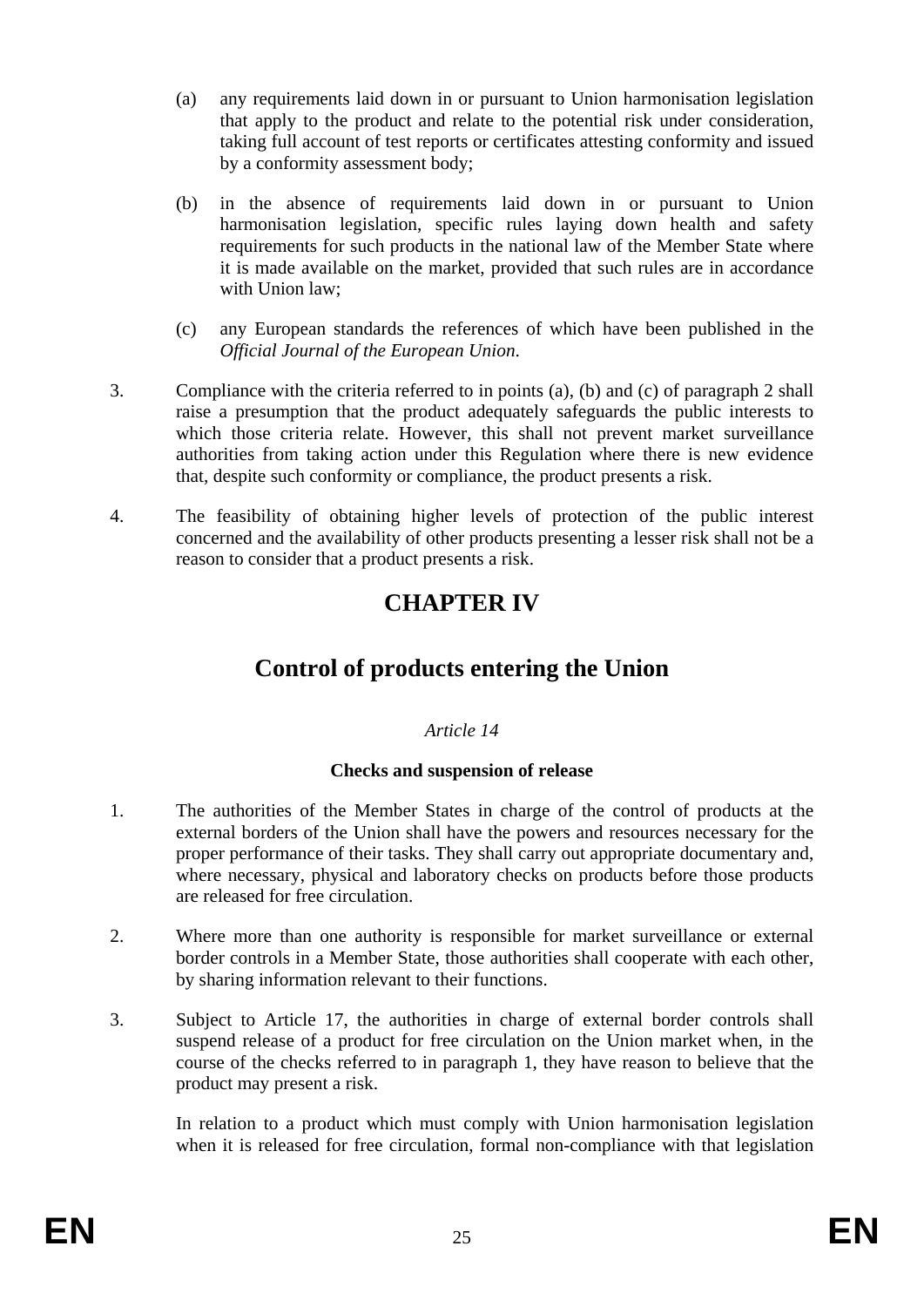(a) any requirements laid down in or pursuant to Union harmonisation legislation that apply to the product and relate to the potential risk under consideration, taking full account of test reports or certificates attesting conformity and issued by a conformity assessment body;

(b) in the absence of requirements laid down in or pursuant to Union harmonisation legislation, specific rules laying down health and safety requirements for such products in the national law of the Member State where it is made available on the market, provided that such rules are in accordance with Union law;

(c) any European standards the references of which have been published in the *Official Journal of the European Union*.

3. Compliance with the criteria referred to in points (a), (b) and (c) of paragraph 2 shall raise a presumption that the product adequately safeguards the public interests to which those criteria relate. However, this shall not prevent market surveillance authorities from taking action under this Regulation where there is new evidence that, despite such conformity or compliance, the product presents a risk.

4. The feasibility of obtaining higher levels of protection of the public interest concerned and the availability of other products presenting a lesser risk shall not be a reason to consider that a product presents a risk.

# CHAPTER IV

# Control of products entering the Union

*Article 14*

**Checks and suspension of release**

1. The authorities of the Member States in charge of the control of products at the external borders of the Union shall have the powers and resources necessary for the proper performance of their tasks. They shall carry out appropriate documentary and, where necessary, physical and laboratory checks on products before those products are released for free circulation.

2. Where more than one authority is responsible for market surveillance or external border controls in a Member State, those authorities shall cooperate with each other, by sharing information relevant to their functions.

3. Subject to Article 17, the authorities in charge of external border controls shall suspend release of a product for free circulation on the Union market when, in the course of the checks referred to in paragraph 1, they have reason to believe that the product may present a risk.

In relation to a product which must comply with Union harmonisation legislation when it is released for free circulation, formal non-compliance with that legislation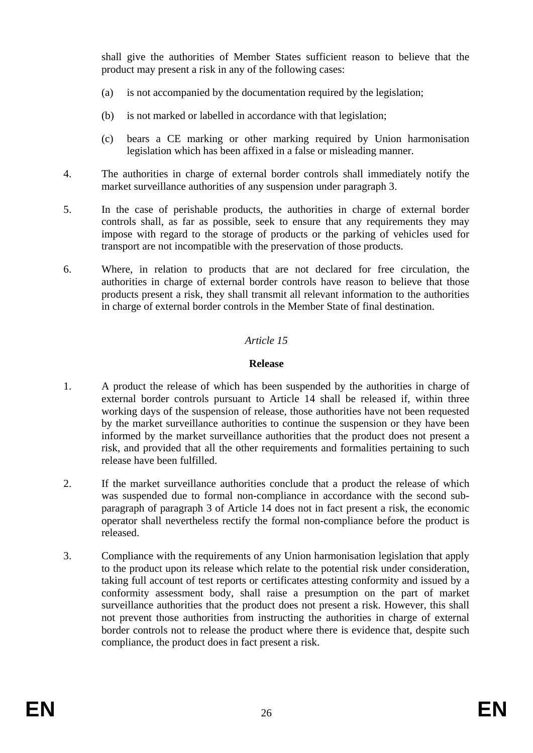shall give the authorities of Member States sufficient reason to believe that the product may present a risk in any of the following cases:

(a) is not accompanied by the documentation required by the legislation;

(b) is not marked or labelled in accordance with that legislation;

(c) bears a CE marking or other marking required by Union harmonisation legislation which has been affixed in a false or misleading manner.

4. The authorities in charge of external border controls shall immediately notify the market surveillance authorities of any suspension under paragraph 3.

5. In the case of perishable products, the authorities in charge of external border controls shall, as far as possible, seek to ensure that any requirements they may impose with regard to the storage of products or the parking of vehicles used for transport are not incompatible with the preservation of those products.

6. Where, in relation to products that are not declared for free circulation, the authorities in charge of external border controls have reason to believe that those products present a risk, they shall transmit all relevant information to the authorities in charge of external border controls in the Member State of final destination.

*Article 15*

**Release**

1. A product the release of which has been suspended by the authorities in charge of external border controls pursuant to Article 14 shall be released if, within three working days of the suspension of release, those authorities have not been requested by the market surveillance authorities to continue the suspension or they have been informed by the market surveillance authorities that the product does not present a risk, and provided that all the other requirements and formalities pertaining to such release have been fulfilled.

2. If the market surveillance authorities conclude that a product the release of which was suspended due to formal non-compliance in accordance with the second sub-paragraph of paragraph 3 of Article 14 does not in fact present a risk, the economic operator shall nevertheless rectify the formal non-compliance before the product is released.

3. Compliance with the requirements of any Union harmonisation legislation that apply to the product upon its release which relate to the potential risk under consideration, taking full account of test reports or certificates attesting conformity and issued by a conformity assessment body, shall raise a presumption on the part of market surveillance authorities that the product does not present a risk. However, this shall not prevent those authorities from instructing the authorities in charge of external border controls not to release the product where there is evidence that, despite such compliance, the product does in fact present a risk.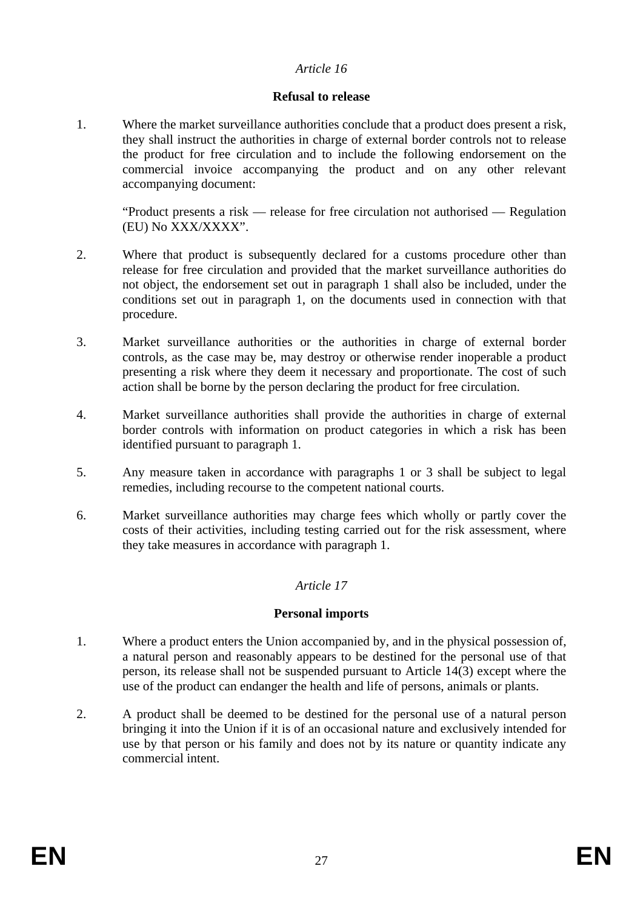*Article 16*

**Refusal to release**

1. Where the market surveillance authorities conclude that a product does present a risk, they shall instruct the authorities in charge of external border controls not to release the product for free circulation and to include the following endorsement on the commercial invoice accompanying the product and on any other relevant accompanying document:

   "Product presents a risk — release for free circulation not authorised — Regulation (EU) No XXX/XXXX".

2. Where that product is subsequently declared for a customs procedure other than release for free circulation and provided that the market surveillance authorities do not object, the endorsement set out in paragraph 1 shall also be included, under the conditions set out in paragraph 1, on the documents used in connection with that procedure.

3. Market surveillance authorities or the authorities in charge of external border controls, as the case may be, may destroy or otherwise render inoperable a product presenting a risk where they deem it necessary and proportionate. The cost of such action shall be borne by the person declaring the product for free circulation.

4. Market surveillance authorities shall provide the authorities in charge of external border controls with information on product categories in which a risk has been identified pursuant to paragraph 1.

5. Any measure taken in accordance with paragraphs 1 or 3 shall be subject to legal remedies, including recourse to the competent national courts.

6. Market surveillance authorities may charge fees which wholly or partly cover the costs of their activities, including testing carried out for the risk assessment, where they take measures in accordance with paragraph 1.

*Article 17*

**Personal imports**

1. Where a product enters the Union accompanied by, and in the physical possession of, a natural person and reasonably appears to be destined for the personal use of that person, its release shall not be suspended pursuant to Article 14(3) except where the use of the product can endanger the health and life of persons, animals or plants.

2. A product shall be deemed to be destined for the personal use of a natural person bringing it into the Union if it is of an occasional nature and exclusively intended for use by that person or his family and does not by its nature or quantity indicate any commercial intent.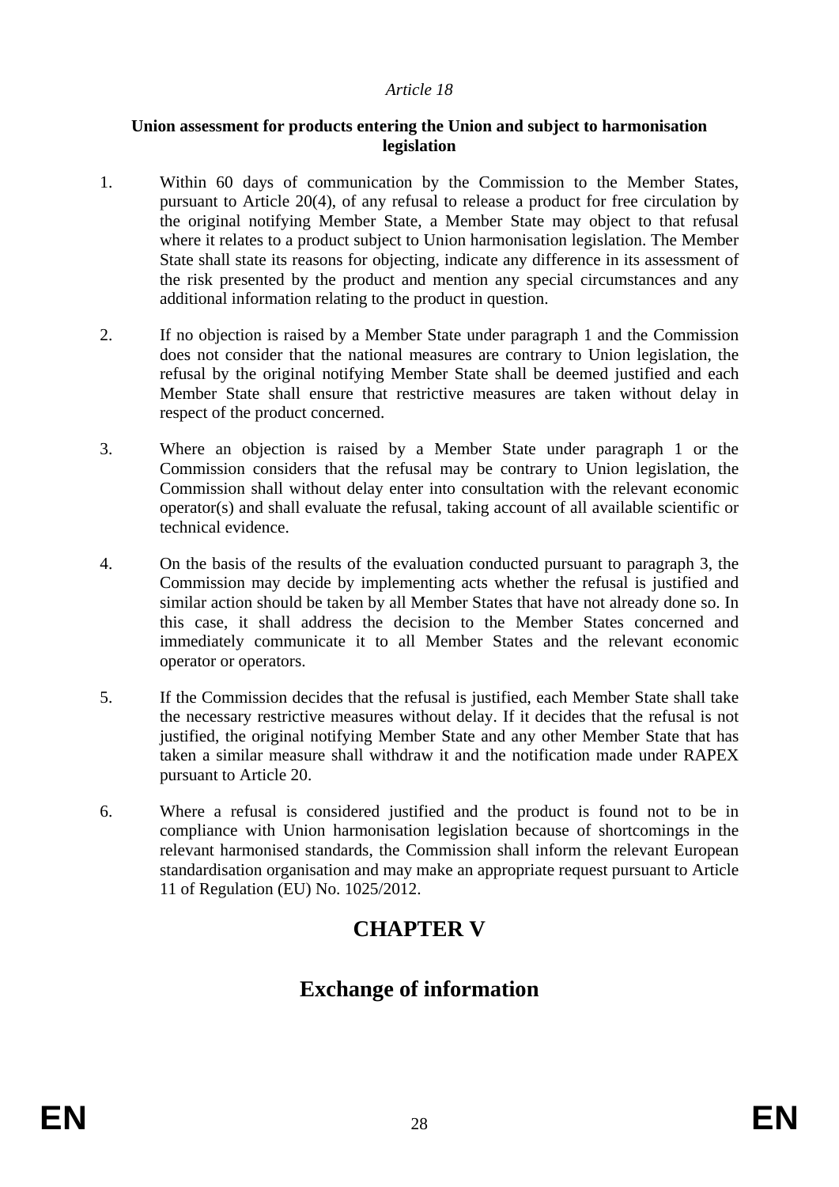*Article 18*

**Union assessment for products entering the Union and subject to harmonisation legislation**

1. Within 60 days of communication by the Commission to the Member States, pursuant to Article 20(4), of any refusal to release a product for free circulation by the original notifying Member State, a Member State may object to that refusal where it relates to a product subject to Union harmonisation legislation. The Member State shall state its reasons for objecting, indicate any difference in its assessment of the risk presented by the product and mention any special circumstances and any additional information relating to the product in question.

2. If no objection is raised by a Member State under paragraph 1 and the Commission does not consider that the national measures are contrary to Union legislation, the refusal by the original notifying Member State shall be deemed justified and each Member State shall ensure that restrictive measures are taken without delay in respect of the product concerned.

3. Where an objection is raised by a Member State under paragraph 1 or the Commission considers that the refusal may be contrary to Union legislation, the Commission shall without delay enter into consultation with the relevant economic operator(s) and shall evaluate the refusal, taking account of all available scientific or technical evidence.

4. On the basis of the results of the evaluation conducted pursuant to paragraph 3, the Commission may decide by implementing acts whether the refusal is justified and similar action should be taken by all Member States that have not already done so. In this case, it shall address the decision to the Member States concerned and immediately communicate it to all Member States and the relevant economic operator or operators.

5. If the Commission decides that the refusal is justified, each Member State shall take the necessary restrictive measures without delay. If it decides that the refusal is not justified, the original notifying Member State and any other Member State that has taken a similar measure shall withdraw it and the notification made under RAPEX pursuant to Article 20.

6. Where a refusal is considered justified and the product is found not to be in compliance with Union harmonisation legislation because of shortcomings in the relevant harmonised standards, the Commission shall inform the relevant European standardisation organisation and may make an appropriate request pursuant to Article 11 of Regulation (EU) No. 1025/2012.

# CHAPTER V

# Exchange of information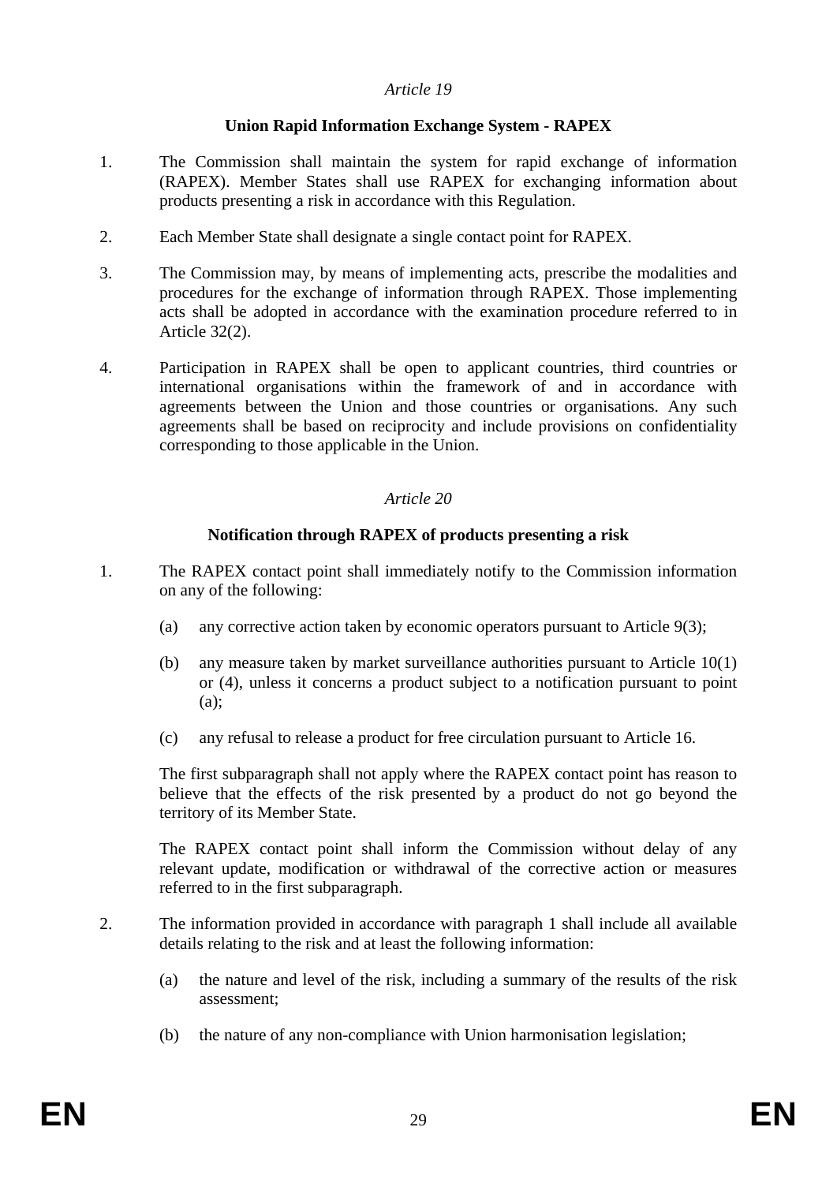*Article 19*

**Union Rapid Information Exchange System - RAPEX**

1. The Commission shall maintain the system for rapid exchange of information (RAPEX). Member States shall use RAPEX for exchanging information about products presenting a risk in accordance with this Regulation.

2. Each Member State shall designate a single contact point for RAPEX.

3. The Commission may, by means of implementing acts, prescribe the modalities and procedures for the exchange of information through RAPEX. Those implementing acts shall be adopted in accordance with the examination procedure referred to in Article 32(2).

4. Participation in RAPEX shall be open to applicant countries, third countries or international organisations within the framework of and in accordance with agreements between the Union and those countries or organisations. Any such agreements shall be based on reciprocity and include provisions on confidentiality corresponding to those applicable in the Union.

*Article 20*

**Notification through RAPEX of products presenting a risk**

1. The RAPEX contact point shall immediately notify to the Commission information on any of the following:

   (a) any corrective action taken by economic operators pursuant to Article 9(3);

   (b) any measure taken by market surveillance authorities pursuant to Article 10(1) or (4), unless it concerns a product subject to a notification pursuant to point (a);

   (c) any refusal to release a product for free circulation pursuant to Article 16.

   The first subparagraph shall not apply where the RAPEX contact point has reason to believe that the effects of the risk presented by a product do not go beyond the territory of its Member State.

   The RAPEX contact point shall inform the Commission without delay of any relevant update, modification or withdrawal of the corrective action or measures referred to in the first subparagraph.

2. The information provided in accordance with paragraph 1 shall include all available details relating to the risk and at least the following information:

   (a) the nature and level of the risk, including a summary of the results of the risk assessment;

   (b) the nature of any non-compliance with Union harmonisation legislation;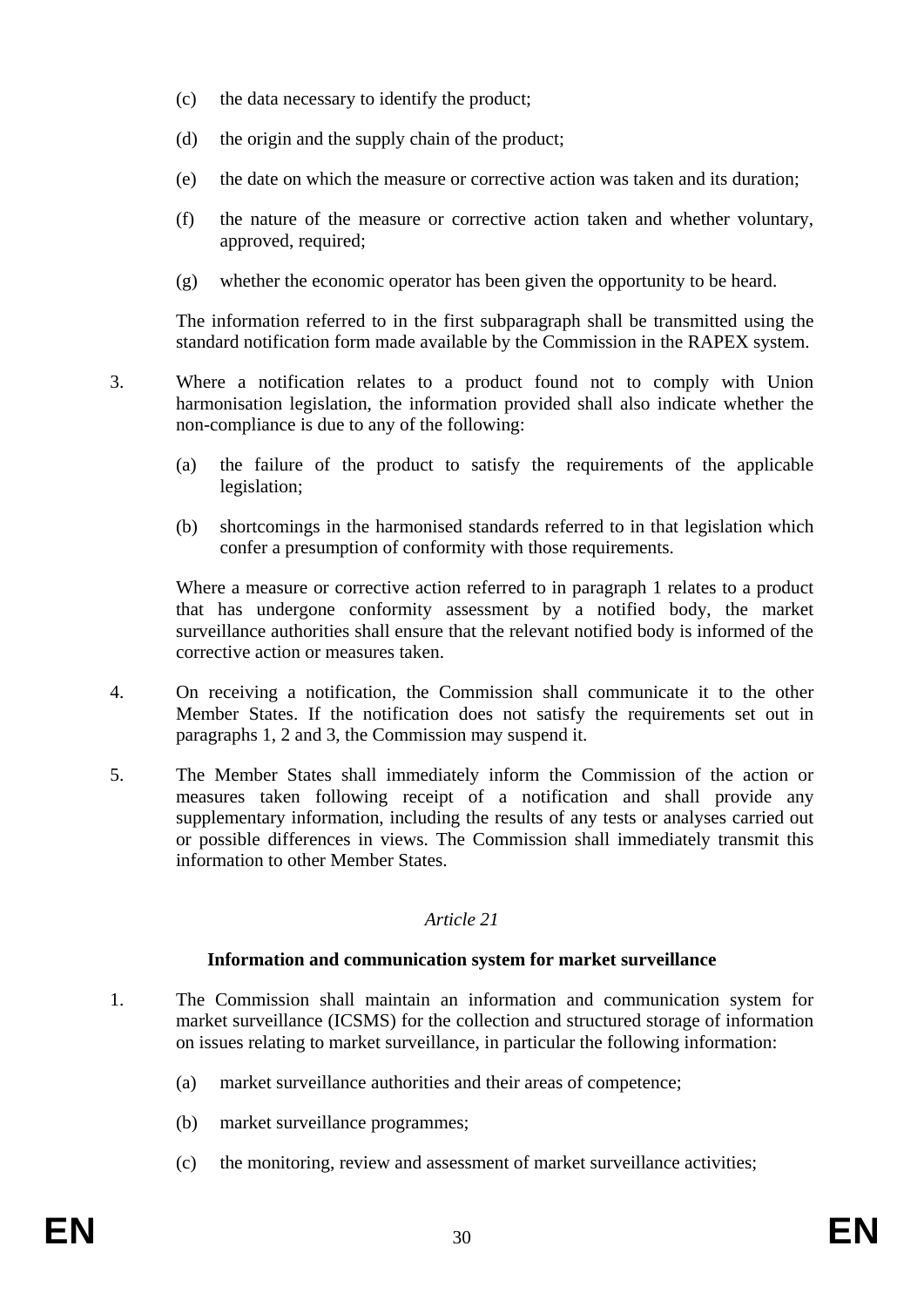(c) the data necessary to identify the product;

(d) the origin and the supply chain of the product;

(e) the date on which the measure or corrective action was taken and its duration;

(f) the nature of the measure or corrective action taken and whether voluntary, approved, required;

(g) whether the economic operator has been given the opportunity to be heard.

The information referred to in the first subparagraph shall be transmitted using the standard notification form made available by the Commission in the RAPEX system.

3. Where a notification relates to a product found not to comply with Union harmonisation legislation, the information provided shall also indicate whether the non-compliance is due to any of the following:

   (a) the failure of the product to satisfy the requirements of the applicable legislation;

   (b) shortcomings in the harmonised standards referred to in that legislation which confer a presumption of conformity with those requirements.

   Where a measure or corrective action referred to in paragraph 1 relates to a product that has undergone conformity assessment by a notified body, the market surveillance authorities shall ensure that the relevant notified body is informed of the corrective action or measures taken.

4. On receiving a notification, the Commission shall communicate it to the other Member States. If the notification does not satisfy the requirements set out in paragraphs 1, 2 and 3, the Commission may suspend it.

5. The Member States shall immediately inform the Commission of the action or measures taken following receipt of a notification and shall provide any supplementary information, including the results of any tests or analyses carried out or possible differences in views. The Commission shall immediately transmit this information to other Member States.

*Article 21*

**Information and communication system for market surveillance**

1. The Commission shall maintain an information and communication system for market surveillance (ICSMS) for the collection and structured storage of information on issues relating to market surveillance, in particular the following information:

   (a) market surveillance authorities and their areas of competence;

   (b) market surveillance programmes;

   (c) the monitoring, review and assessment of market surveillance activities;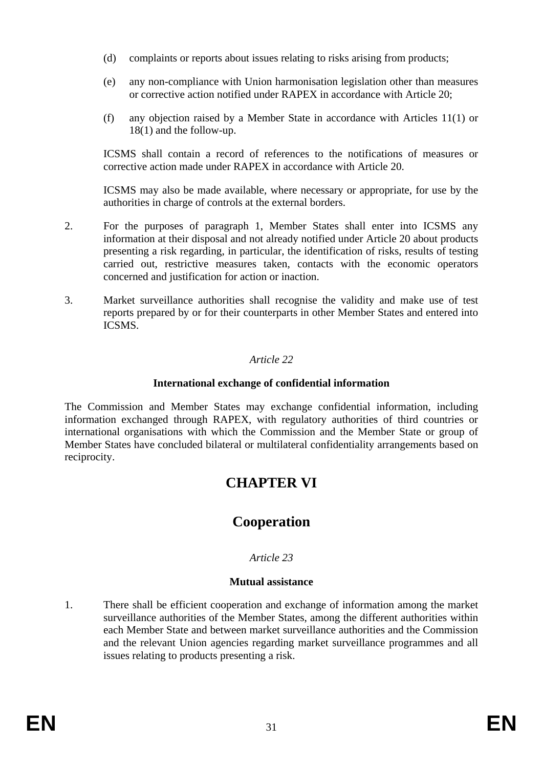(d) complaints or reports about issues relating to risks arising from products;

(e) any non-compliance with Union harmonisation legislation other than measures or corrective action notified under RAPEX in accordance with Article 20;

(f) any objection raised by a Member State in accordance with Articles 11(1) or 18(1) and the follow-up.

ICSMS shall contain a record of references to the notifications of measures or corrective action made under RAPEX in accordance with Article 20.

ICSMS may also be made available, where necessary or appropriate, for use by the authorities in charge of controls at the external borders.

2. For the purposes of paragraph 1, Member States shall enter into ICSMS any information at their disposal and not already notified under Article 20 about products presenting a risk regarding, in particular, the identification of risks, results of testing carried out, restrictive measures taken, contacts with the economic operators concerned and justification for action or inaction.

3. Market surveillance authorities shall recognise the validity and make use of test reports prepared by or for their counterparts in other Member States and entered into ICSMS.

*Article 22*

**International exchange of confidential information**

The Commission and Member States may exchange confidential information, including information exchanged through RAPEX, with regulatory authorities of third countries or international organisations with which the Commission and the Member State or group of Member States have concluded bilateral or multilateral confidentiality arrangements based on reciprocity.

# CHAPTER VI

# Cooperation

*Article 23*

**Mutual assistance**

1. There shall be efficient cooperation and exchange of information among the market surveillance authorities of the Member States, among the different authorities within each Member State and between market surveillance authorities and the Commission and the relevant Union agencies regarding market surveillance programmes and all issues relating to products presenting a risk.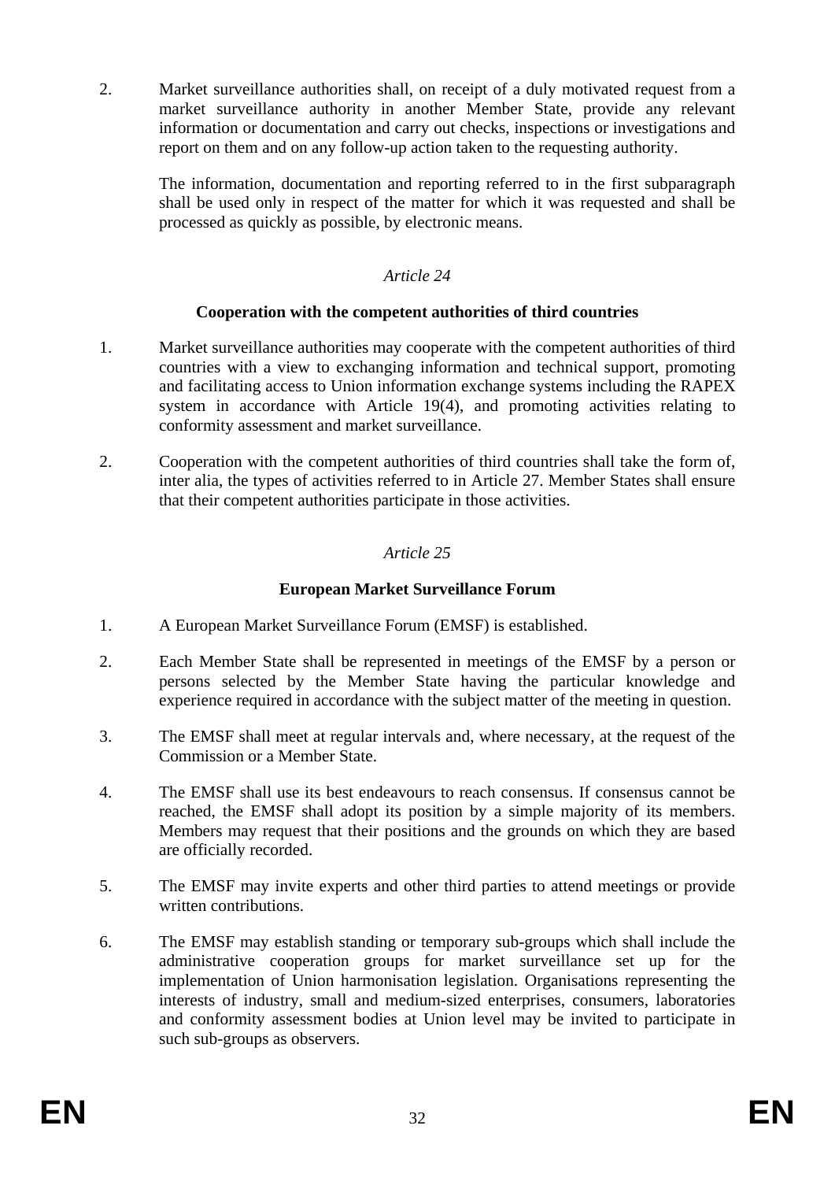2. Market surveillance authorities shall, on receipt of a duly motivated request from a market surveillance authority in another Member State, provide any relevant information or documentation and carry out checks, inspections or investigations and report on them and on any follow-up action taken to the requesting authority.

   The information, documentation and reporting referred to in the first subparagraph shall be used only in respect of the matter for which it was requested and shall be processed as quickly as possible, by electronic means.

*Article 24*

**Cooperation with the competent authorities of third countries**

1. Market surveillance authorities may cooperate with the competent authorities of third countries with a view to exchanging information and technical support, promoting and facilitating access to Union information exchange systems including the RAPEX system in accordance with Article 19(4), and promoting activities relating to conformity assessment and market surveillance.

2. Cooperation with the competent authorities of third countries shall take the form of, inter alia, the types of activities referred to in Article 27. Member States shall ensure that their competent authorities participate in those activities.

*Article 25*

**European Market Surveillance Forum**

1. A European Market Surveillance Forum (EMSF) is established.

2. Each Member State shall be represented in meetings of the EMSF by a person or persons selected by the Member State having the particular knowledge and experience required in accordance with the subject matter of the meeting in question.

3. The EMSF shall meet at regular intervals and, where necessary, at the request of the Commission or a Member State.

4. The EMSF shall use its best endeavours to reach consensus. If consensus cannot be reached, the EMSF shall adopt its position by a simple majority of its members. Members may request that their positions and the grounds on which they are based are officially recorded.

5. The EMSF may invite experts and other third parties to attend meetings or provide written contributions.

6. The EMSF may establish standing or temporary sub-groups which shall include the administrative cooperation groups for market surveillance set up for the implementation of Union harmonisation legislation. Organisations representing the interests of industry, small and medium-sized enterprises, consumers, laboratories and conformity assessment bodies at Union level may be invited to participate in such sub-groups as observers.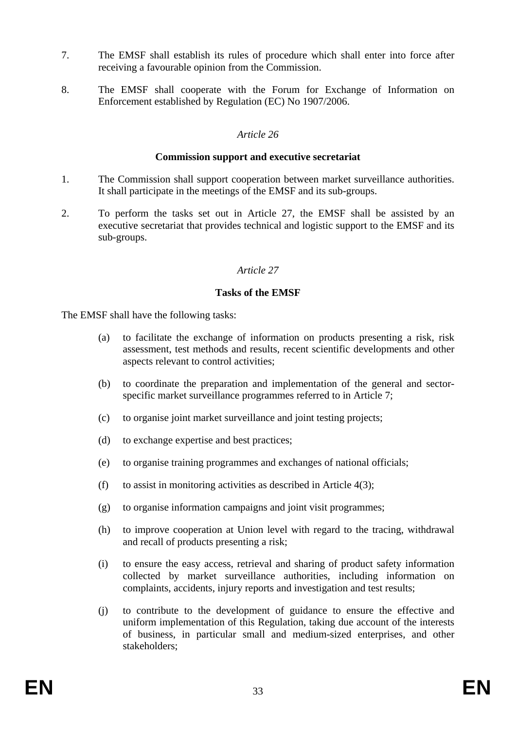7. The EMSF shall establish its rules of procedure which shall enter into force after receiving a favourable opinion from the Commission.

8. The EMSF shall cooperate with the Forum for Exchange of Information on Enforcement established by Regulation (EC) No 1907/2006.

*Article 26*

**Commission support and executive secretariat**

1. The Commission shall support cooperation between market surveillance authorities. It shall participate in the meetings of the EMSF and its sub-groups.

2. To perform the tasks set out in Article 27, the EMSF shall be assisted by an executive secretariat that provides technical and logistic support to the EMSF and its sub-groups.

*Article 27*

**Tasks of the EMSF**

The EMSF shall have the following tasks:

(a) to facilitate the exchange of information on products presenting a risk, risk assessment, test methods and results, recent scientific developments and other aspects relevant to control activities;

(b) to coordinate the preparation and implementation of the general and sector-specific market surveillance programmes referred to in Article 7;

(c) to organise joint market surveillance and joint testing projects;

(d) to exchange expertise and best practices;

(e) to organise training programmes and exchanges of national officials;

(f) to assist in monitoring activities as described in Article 4(3);

(g) to organise information campaigns and joint visit programmes;

(h) to improve cooperation at Union level with regard to the tracing, withdrawal and recall of products presenting a risk;

(i) to ensure the easy access, retrieval and sharing of product safety information collected by market surveillance authorities, including information on complaints, accidents, injury reports and investigation and test results;

(j) to contribute to the development of guidance to ensure the effective and uniform implementation of this Regulation, taking due account of the interests of business, in particular small and medium-sized enterprises, and other stakeholders;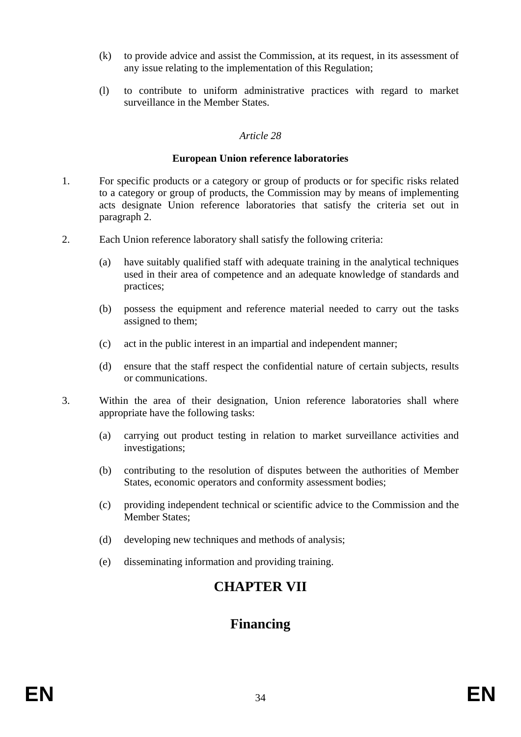(k) to provide advice and assist the Commission, at its request, in its assessment of any issue relating to the implementation of this Regulation;

(l) to contribute to uniform administrative practices with regard to market surveillance in the Member States.

*Article 28*

**European Union reference laboratories**

1. For specific products or a category or group of products or for specific risks related to a category or group of products, the Commission may by means of implementing acts designate Union reference laboratories that satisfy the criteria set out in paragraph 2.

2. Each Union reference laboratory shall satisfy the following criteria:

   (a) have suitably qualified staff with adequate training in the analytical techniques used in their area of competence and an adequate knowledge of standards and practices;

   (b) possess the equipment and reference material needed to carry out the tasks assigned to them;

   (c) act in the public interest in an impartial and independent manner;

   (d) ensure that the staff respect the confidential nature of certain subjects, results or communications.

3. Within the area of their designation, Union reference laboratories shall where appropriate have the following tasks:

   (a) carrying out product testing in relation to market surveillance activities and investigations;

   (b) contributing to the resolution of disputes between the authorities of Member States, economic operators and conformity assessment bodies;

   (c) providing independent technical or scientific advice to the Commission and the Member States;

   (d) developing new techniques and methods of analysis;

   (e) disseminating information and providing training.

# CHAPTER VII

# Financing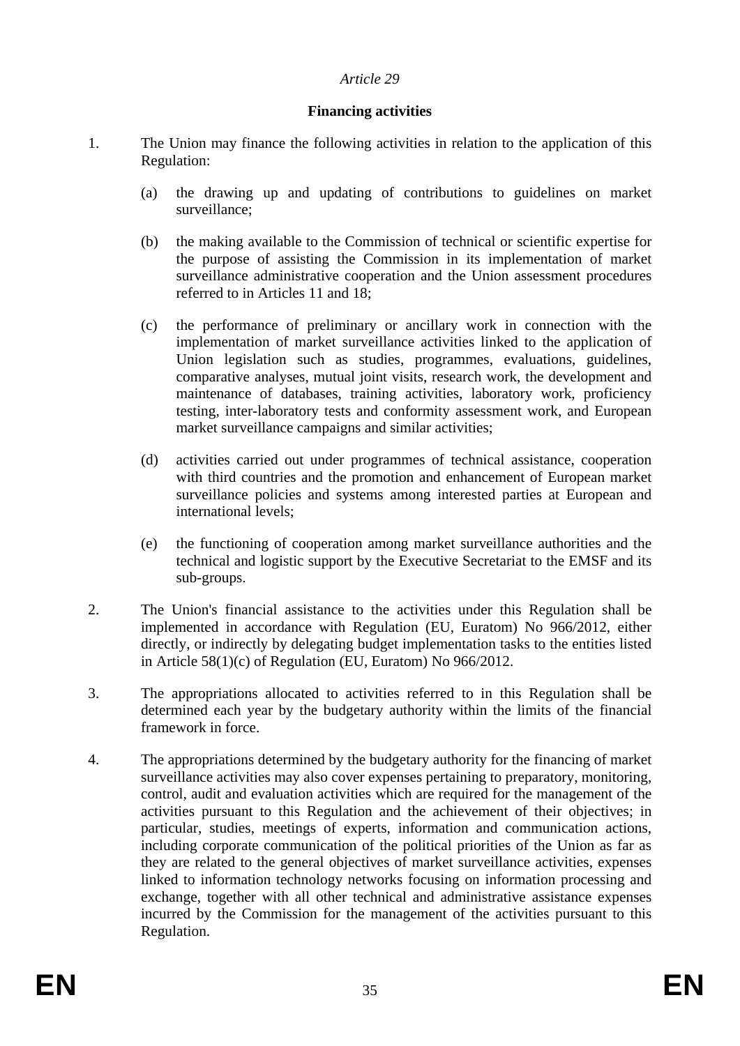*Article 29*

**Financing activities**

1. The Union may finance the following activities in relation to the application of this Regulation:

   (a) the drawing up and updating of contributions to guidelines on market surveillance;

   (b) the making available to the Commission of technical or scientific expertise for the purpose of assisting the Commission in its implementation of market surveillance administrative cooperation and the Union assessment procedures referred to in Articles 11 and 18;

   (c) the performance of preliminary or ancillary work in connection with the implementation of market surveillance activities linked to the application of Union legislation such as studies, programmes, evaluations, guidelines, comparative analyses, mutual joint visits, research work, the development and maintenance of databases, training activities, laboratory work, proficiency testing, inter-laboratory tests and conformity assessment work, and European market surveillance campaigns and similar activities;

   (d) activities carried out under programmes of technical assistance, cooperation with third countries and the promotion and enhancement of European market surveillance policies and systems among interested parties at European and international levels;

   (e) the functioning of cooperation among market surveillance authorities and the technical and logistic support by the Executive Secretariat to the EMSF and its sub-groups.

2. The Union's financial assistance to the activities under this Regulation shall be implemented in accordance with Regulation (EU, Euratom) No 966/2012, either directly, or indirectly by delegating budget implementation tasks to the entities listed in Article 58(1)(c) of Regulation (EU, Euratom) No 966/2012.

3. The appropriations allocated to activities referred to in this Regulation shall be determined each year by the budgetary authority within the limits of the financial framework in force.

4. The appropriations determined by the budgetary authority for the financing of market surveillance activities may also cover expenses pertaining to preparatory, monitoring, control, audit and evaluation activities which are required for the management of the activities pursuant to this Regulation and the achievement of their objectives; in particular, studies, meetings of experts, information and communication actions, including corporate communication of the political priorities of the Union as far as they are related to the general objectives of market surveillance activities, expenses linked to information technology networks focusing on information processing and exchange, together with all other technical and administrative assistance expenses incurred by the Commission for the management of the activities pursuant to this Regulation.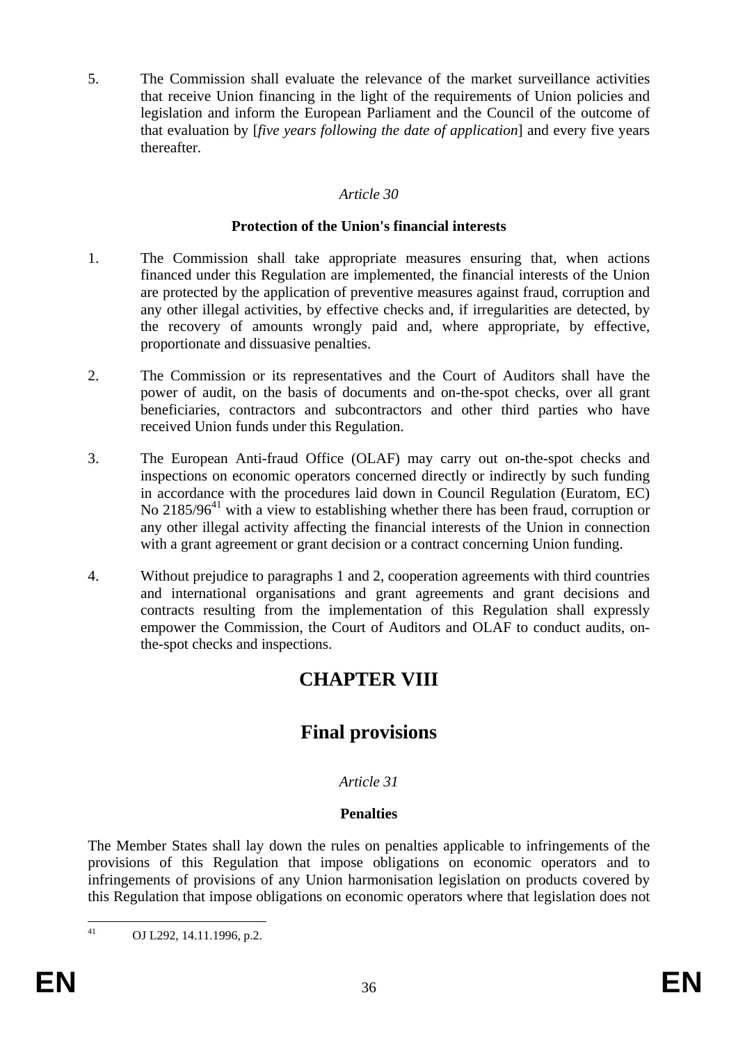5. The Commission shall evaluate the relevance of the market surveillance activities that receive Union financing in the light of the requirements of Union policies and legislation and inform the European Parliament and the Council of the outcome of that evaluation by [*five years following the date of application*] and every five years thereafter.

*Article 30*

**Protection of the Union's financial interests**

1. The Commission shall take appropriate measures ensuring that, when actions financed under this Regulation are implemented, the financial interests of the Union are protected by the application of preventive measures against fraud, corruption and any other illegal activities, by effective checks and, if irregularities are detected, by the recovery of amounts wrongly paid and, where appropriate, by effective, proportionate and dissuasive penalties.

2. The Commission or its representatives and the Court of Auditors shall have the power of audit, on the basis of documents and on-the-spot checks, over all grant beneficiaries, contractors and subcontractors and other third parties who have received Union funds under this Regulation.

3. The European Anti-fraud Office (OLAF) may carry out on-the-spot checks and inspections on economic operators concerned directly or indirectly by such funding in accordance with the procedures laid down in Council Regulation (Euratom, EC) No 2185/96[41] with a view to establishing whether there has been fraud, corruption or any other illegal activity affecting the financial interests of the Union in connection with a grant agreement or grant decision or a contract concerning Union funding.

4. Without prejudice to paragraphs 1 and 2, cooperation agreements with third countries and international organisations and grant agreements and grant decisions and contracts resulting from the implementation of this Regulation shall expressly empower the Commission, the Court of Auditors and OLAF to conduct audits, on-the-spot checks and inspections.

# CHAPTER VIII

# Final provisions

*Article 31*

**Penalties**

The Member States shall lay down the rules on penalties applicable to infringements of the provisions of this Regulation that impose obligations on economic operators and to infringements of provisions of any Union harmonisation legislation on products covered by this Regulation that impose obligations on economic operators where that legislation does not

[41] OJ L292, 14.11.1996, p.2.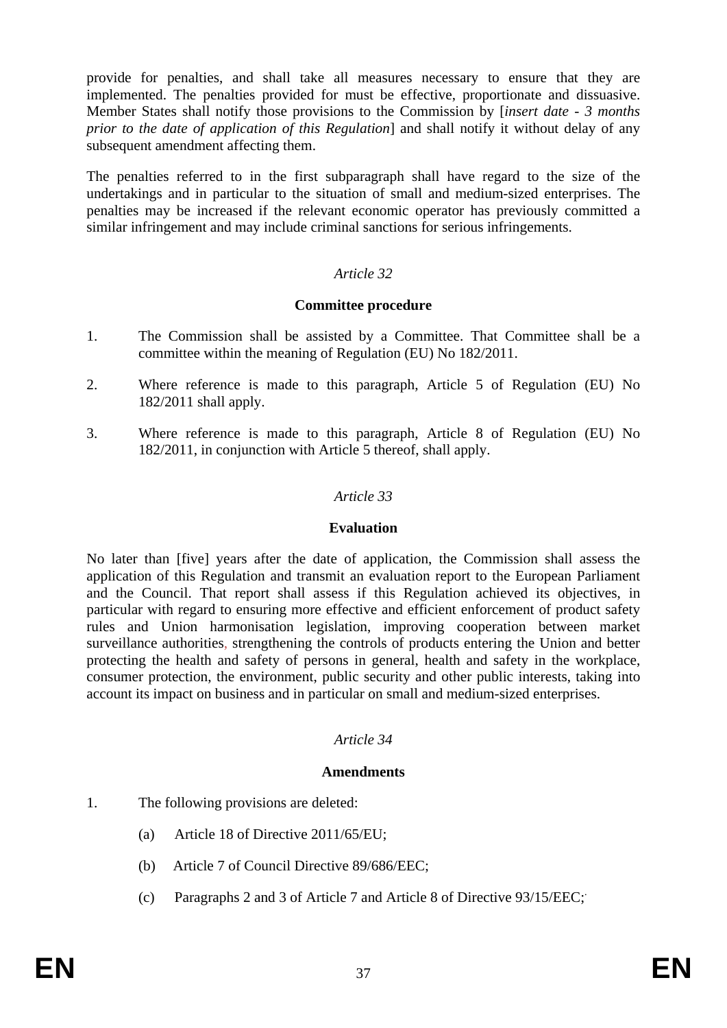provide for penalties, and shall take all measures necessary to ensure that they are implemented. The penalties provided for must be effective, proportionate and dissuasive. Member States shall notify those provisions to the Commission by [*insert date - 3 months prior to the date of application of this Regulation*] and shall notify it without delay of any subsequent amendment affecting them.

The penalties referred to in the first subparagraph shall have regard to the size of the undertakings and in particular to the situation of small and medium-sized enterprises. The penalties may be increased if the relevant economic operator has previously committed a similar infringement and may include criminal sanctions for serious infringements.

*Article 32*

**Committee procedure**

1. The Commission shall be assisted by a Committee. That Committee shall be a committee within the meaning of Regulation (EU) No 182/2011.

2. Where reference is made to this paragraph, Article 5 of Regulation (EU) No 182/2011 shall apply.

3. Where reference is made to this paragraph, Article 8 of Regulation (EU) No 182/2011, in conjunction with Article 5 thereof, shall apply.

*Article 33*

**Evaluation**

No later than [five] years after the date of application, the Commission shall assess the application of this Regulation and transmit an evaluation report to the European Parliament and the Council. That report shall assess if this Regulation achieved its objectives, in particular with regard to ensuring more effective and efficient enforcement of product safety rules and Union harmonisation legislation, improving cooperation between market surveillance authorities, strengthening the controls of products entering the Union and better protecting the health and safety of persons in general, health and safety in the workplace, consumer protection, the environment, public security and other public interests, taking into account its impact on business and in particular on small and medium-sized enterprises.

*Article 34*

**Amendments**

1. The following provisions are deleted:

   (a) Article 18 of Directive 2011/65/EU;

   (b) Article 7 of Council Directive 89/686/EEC;

   (c) Paragraphs 2 and 3 of Article 7 and Article 8 of Directive 93/15/EEC;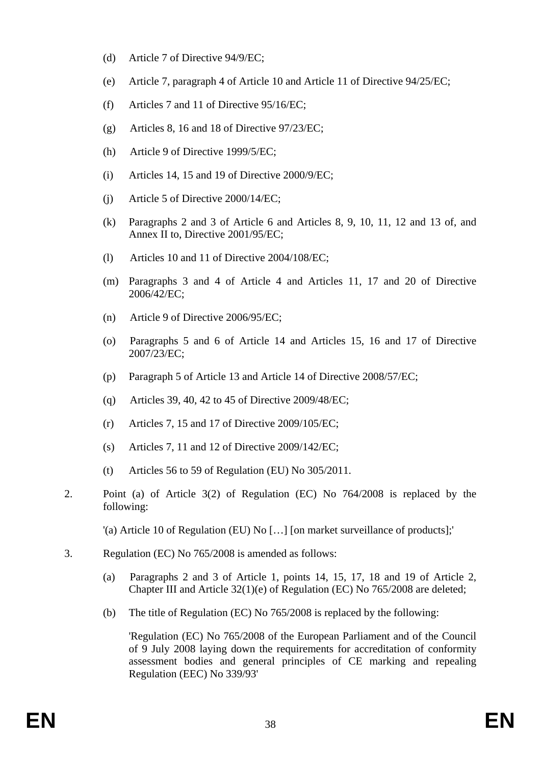(d) Article 7 of Directive 94/9/EC;

(e) Article 7, paragraph 4 of Article 10 and Article 11 of Directive 94/25/EC;

(f) Articles 7 and 11 of Directive 95/16/EC;

(g) Articles 8, 16 and 18 of Directive 97/23/EC;

(h) Article 9 of Directive 1999/5/EC;

(i) Articles 14, 15 and 19 of Directive 2000/9/EC;

(j) Article 5 of Directive 2000/14/EC;

(k) Paragraphs 2 and 3 of Article 6 and Articles 8, 9, 10, 11, 12 and 13 of, and Annex II to, Directive 2001/95/EC;

(l) Articles 10 and 11 of Directive 2004/108/EC;

(m) Paragraphs 3 and 4 of Article 4 and Articles 11, 17 and 20 of Directive 2006/42/EC;

(n) Article 9 of Directive 2006/95/EC;

(o) Paragraphs 5 and 6 of Article 14 and Articles 15, 16 and 17 of Directive 2007/23/EC;

(p) Paragraph 5 of Article 13 and Article 14 of Directive 2008/57/EC;

(q) Articles 39, 40, 42 to 45 of Directive 2009/48/EC;

(r) Articles 7, 15 and 17 of Directive 2009/105/EC;

(s) Articles 7, 11 and 12 of Directive 2009/142/EC;

(t) Articles 56 to 59 of Regulation (EU) No 305/2011.

2. Point (a) of Article 3(2) of Regulation (EC) No 764/2008 is replaced by the following:

'(a) Article 10 of Regulation (EU) No […] [on market surveillance of products];'

3. Regulation (EC) No 765/2008 is amended as follows:

(a) Paragraphs 2 and 3 of Article 1, points 14, 15, 17, 18 and 19 of Article 2, Chapter III and Article 32(1)(e) of Regulation (EC) No 765/2008 are deleted;

(b) The title of Regulation (EC) No 765/2008 is replaced by the following:

'Regulation (EC) No 765/2008 of the European Parliament and of the Council of 9 July 2008 laying down the requirements for accreditation of conformity assessment bodies and general principles of CE marking and repealing Regulation (EEC) No 339/93'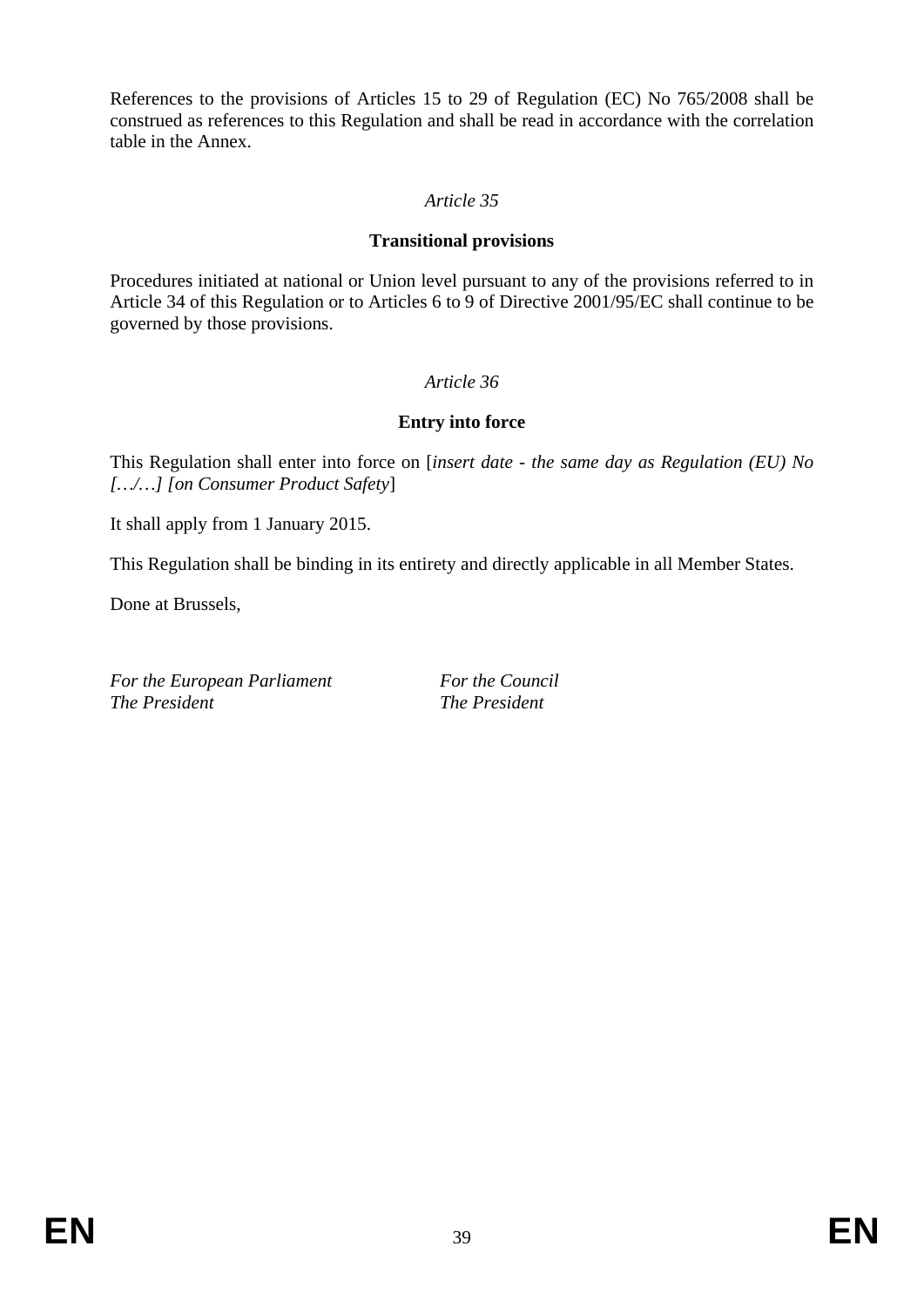References to the provisions of Articles 15 to 29 of Regulation (EC) No 765/2008 shall be construed as references to this Regulation and shall be read in accordance with the correlation table in the Annex.

*Article 35*

**Transitional provisions**

Procedures initiated at national or Union level pursuant to any of the provisions referred to in Article 34 of this Regulation or to Articles 6 to 9 of Directive 2001/95/EC shall continue to be governed by those provisions.

*Article 36*

**Entry into force**

This Regulation shall enter into force on [*insert date - the same day as Regulation (EU) No […/…] [on Consumer Product Safety*]

It shall apply from 1 January 2015.

This Regulation shall be binding in its entirety and directly applicable in all Member States.

Done at Brussels,

*For the European Parliament*
*The President*

*For the Council*
*The President*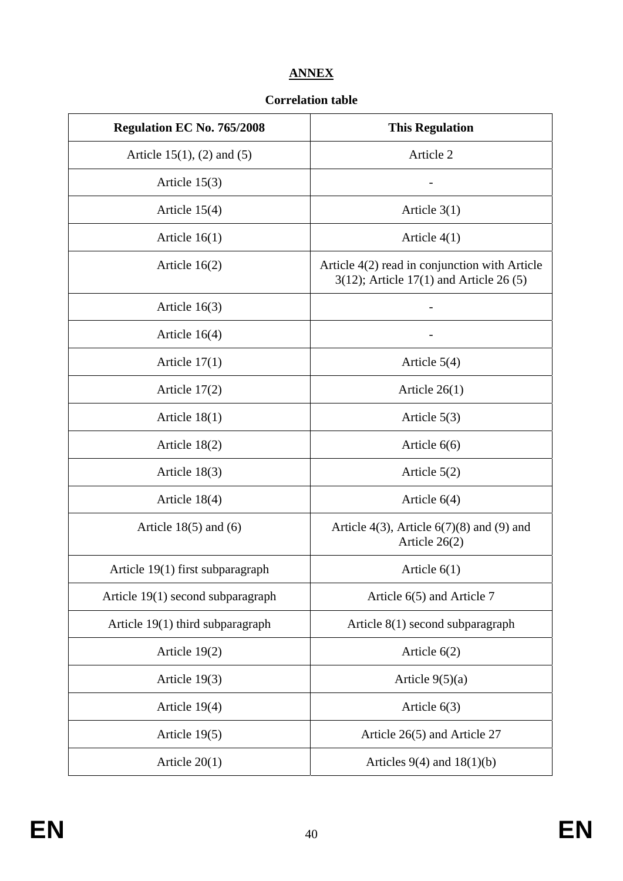**ANNEX**

**Correlation table**

| Regulation EC No. 765/2008 | This Regulation |
|---|---|
| Article 15(1), (2) and (5) | Article 2 |
| Article 15(3) | - |
| Article 15(4) | Article 3(1) |
| Article 16(1) | Article 4(1) |
| Article 16(2) | Article 4(2) read in conjunction with Article 3(12); Article 17(1) and Article 26 (5) |
| Article 16(3) | - |
| Article 16(4) | - |
| Article 17(1) | Article 5(4) |
| Article 17(2) | Article 26(1) |
| Article 18(1) | Article 5(3) |
| Article 18(2) | Article 6(6) |
| Article 18(3) | Article 5(2) |
| Article 18(4) | Article 6(4) |
| Article 18(5) and (6) | Article 4(3), Article 6(7)(8) and (9) and Article 26(2) |
| Article 19(1) first subparagraph | Article 6(1) |
| Article 19(1) second subparagraph | Article 6(5) and Article 7 |
| Article 19(1) third subparagraph | Article 8(1) second subparagraph |
| Article 19(2) | Article 6(2) |
| Article 19(3) | Article 9(5)(a) |
| Article 19(4) | Article 6(3) |
| Article 19(5) | Article 26(5) and Article 27 |
| Article 20(1) | Articles 9(4) and 18(1)(b) |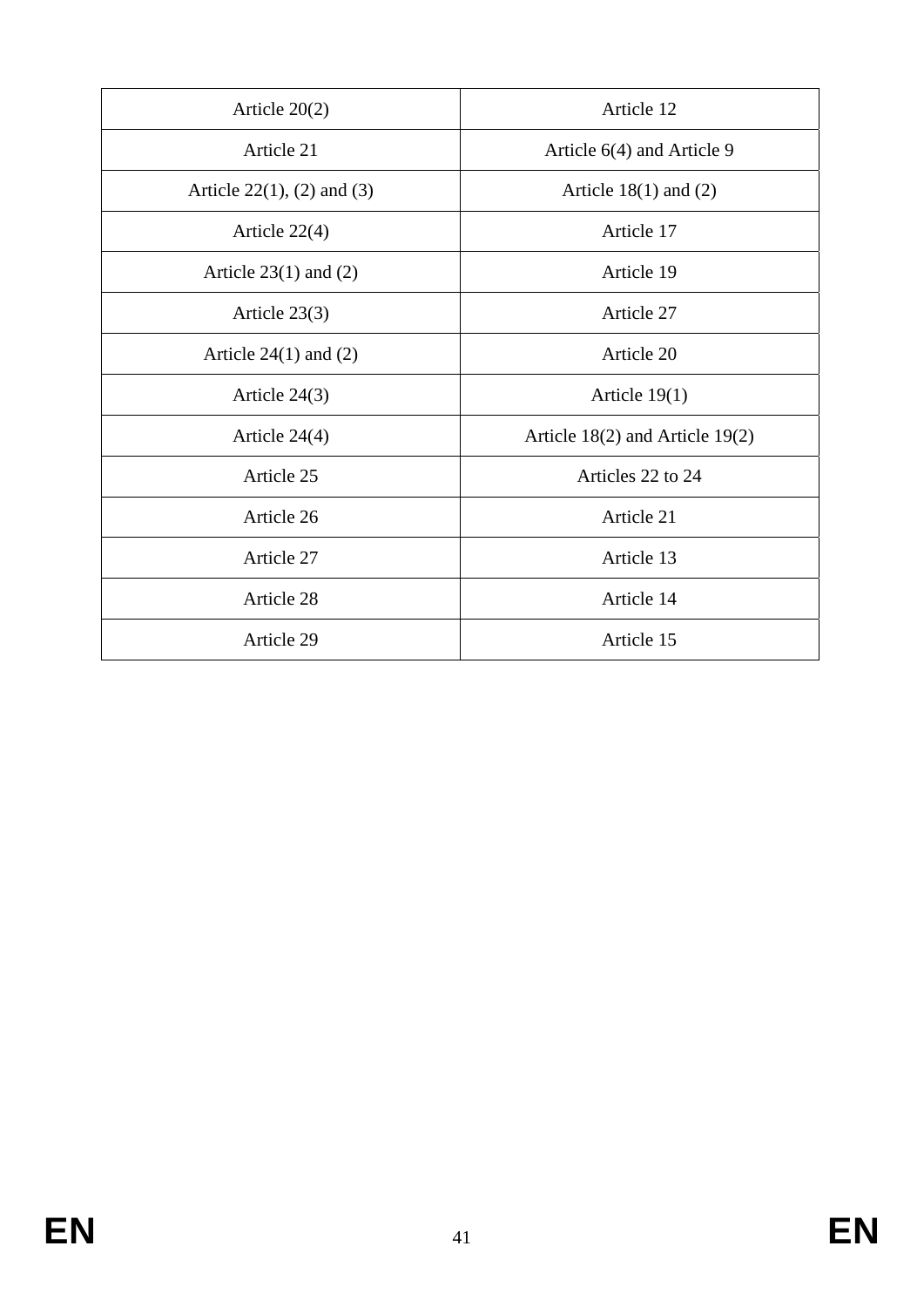| Article 20(2) | Article 12 |
|---|---|
| Article 21 | Article 6(4) and Article 9 |
| Article 22(1), (2) and (3) | Article 18(1) and (2) |
| Article 22(4) | Article 17 |
| Article 23(1) and (2) | Article 19 |
| Article 23(3) | Article 27 |
| Article 24(1) and (2) | Article 20 |
| Article 24(3) | Article 19(1) |
| Article 24(4) | Article 18(2) and Article 19(2) |
| Article 25 | Articles 22 to 24 |
| Article 26 | Article 21 |
| Article 27 | Article 13 |
| Article 28 | Article 14 |
| Article 29 | Article 15 |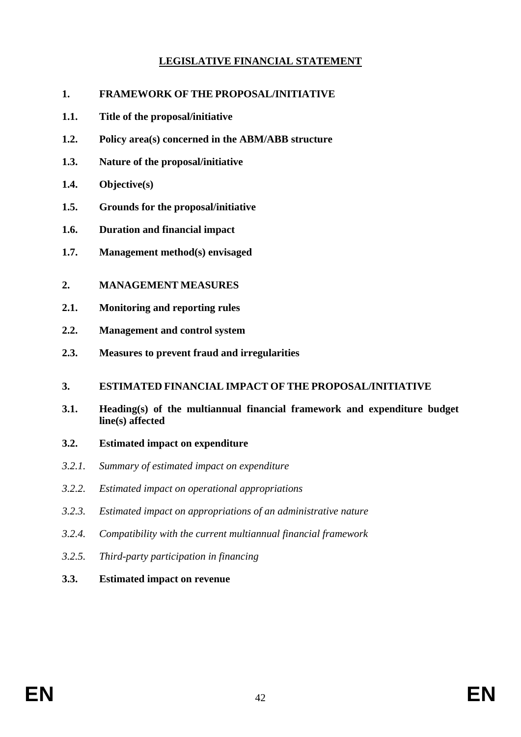**LEGISLATIVE FINANCIAL STATEMENT**

**1. FRAMEWORK OF THE PROPOSAL/INITIATIVE**

**1.1. Title of the proposal/initiative**

**1.2. Policy area(s) concerned in the ABM/ABB structure**

**1.3. Nature of the proposal/initiative**

**1.4. Objective(s)**

**1.5. Grounds for the proposal/initiative**

**1.6. Duration and financial impact**

**1.7. Management method(s) envisaged**

**2. MANAGEMENT MEASURES**

**2.1. Monitoring and reporting rules**

**2.2. Management and control system**

**2.3. Measures to prevent fraud and irregularities**

**3. ESTIMATED FINANCIAL IMPACT OF THE PROPOSAL/INITIATIVE**

**3.1. Heading(s) of the multiannual financial framework and expenditure budget line(s) affected**

**3.2. Estimated impact on expenditure**

*3.2.1. Summary of estimated impact on expenditure*

*3.2.2. Estimated impact on operational appropriations*

*3.2.3. Estimated impact on appropriations of an administrative nature*

*3.2.4. Compatibility with the current multiannual financial framework*

*3.2.5. Third-party participation in financing*

**3.3. Estimated impact on revenue**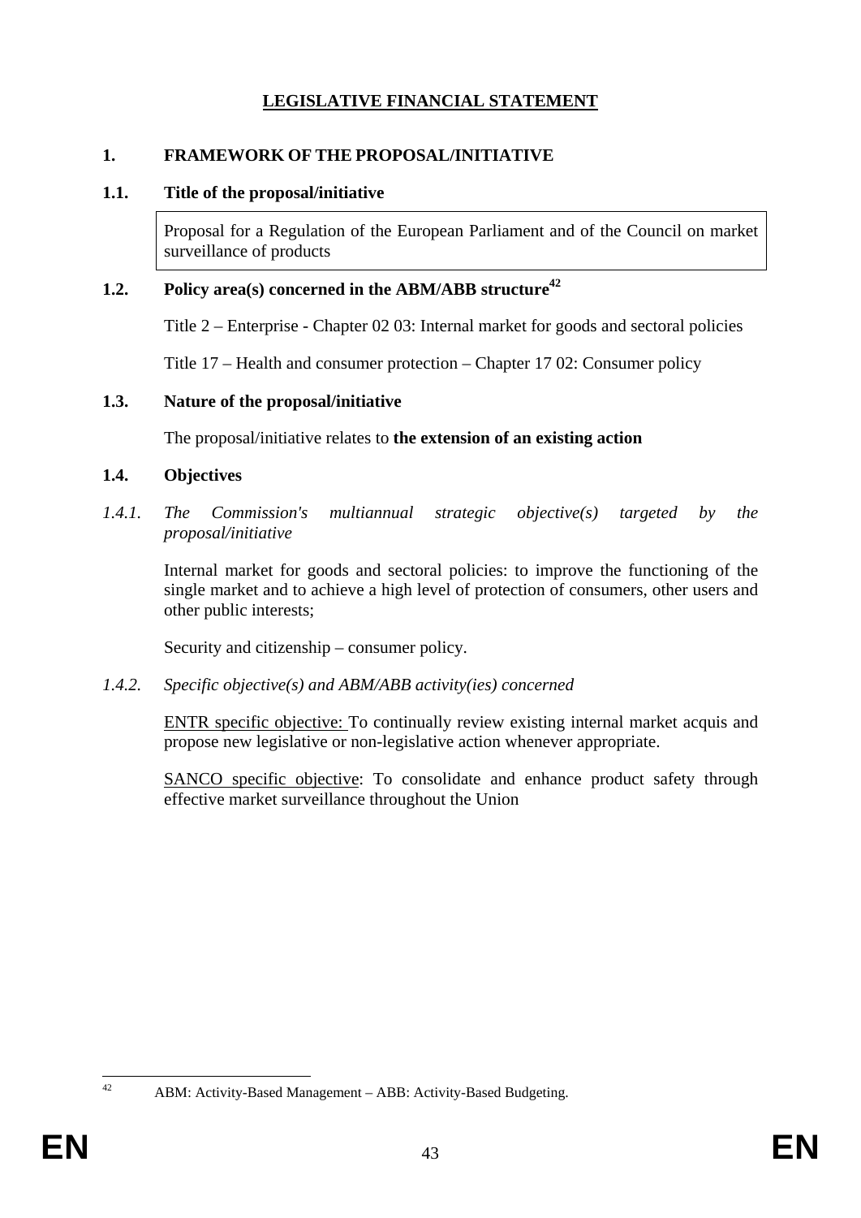# LEGISLATIVE FINANCIAL STATEMENT

## 1. FRAMEWORK OF THE PROPOSAL/INITIATIVE

### 1.1. Title of the proposal/initiative

Proposal for a Regulation of the European Parliament and of the Council on market surveillance of products

### 1.2. Policy area(s) concerned in the ABM/ABB structure[42]

Title 2 – Enterprise - Chapter 02 03: Internal market for goods and sectoral policies

Title 17 – Health and consumer protection – Chapter 17 02: Consumer policy

### 1.3. Nature of the proposal/initiative

The proposal/initiative relates to **the extension of an existing action**

### 1.4. Objectives

#### *1.4.1. The Commission's multiannual strategic objective(s) targeted by the proposal/initiative*

Internal market for goods and sectoral policies: to improve the functioning of the single market and to achieve a high level of protection of consumers, other users and other public interests;

Security and citizenship – consumer policy.

#### *1.4.2. Specific objective(s) and ABM/ABB activity(ies) concerned*

ENTR specific objective: To continually review existing internal market acquis and propose new legislative or non-legislative action whenever appropriate.

SANCO specific objective: To consolidate and enhance product safety through effective market surveillance throughout the Union

[42] ABM: Activity-Based Management – ABB: Activity-Based Budgeting.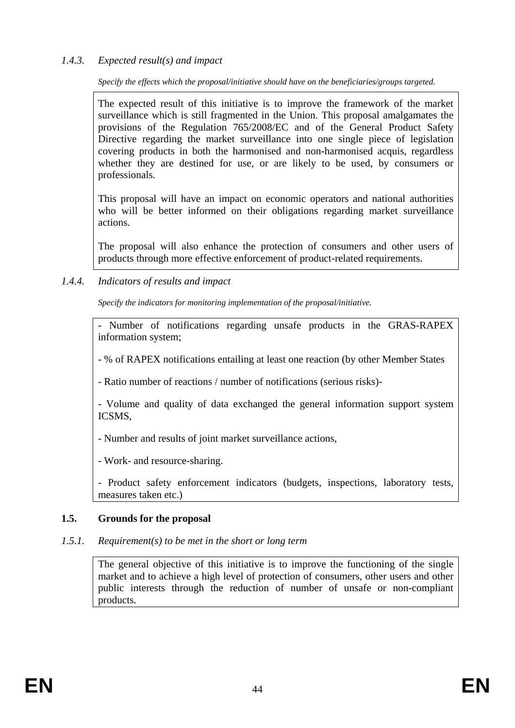### *1.4.3. Expected result(s) and impact*

*Specify the effects which the proposal/initiative should have on the beneficiaries/groups targeted.*

The expected result of this initiative is to improve the framework of the market surveillance which is still fragmented in the Union. This proposal amalgamates the provisions of the Regulation 765/2008/EC and of the General Product Safety Directive regarding the market surveillance into one single piece of legislation covering products in both the harmonised and non-harmonised acquis, regardless whether they are destined for use, or are likely to be used, by consumers or professionals.

This proposal will have an impact on economic operators and national authorities who will be better informed on their obligations regarding market surveillance actions.

The proposal will also enhance the protection of consumers and other users of products through more effective enforcement of product-related requirements.

### *1.4.4. Indicators of results and impact*

*Specify the indicators for monitoring implementation of the proposal/initiative.*

- Number of notifications regarding unsafe products in the GRAS-RAPEX information system;

- % of RAPEX notifications entailing at least one reaction (by other Member States

- Ratio number of reactions / number of notifications (serious risks)-

- Volume and quality of data exchanged the general information support system ICSMS,

- Number and results of joint market surveillance actions,

- Work- and resource-sharing.

- Product safety enforcement indicators (budgets, inspections, laboratory tests, measures taken etc.)

## **1.5. Grounds for the proposal**

### *1.5.1. Requirement(s) to be met in the short or long term*

The general objective of this initiative is to improve the functioning of the single market and to achieve a high level of protection of consumers, other users and other public interests through the reduction of number of unsafe or non-compliant products.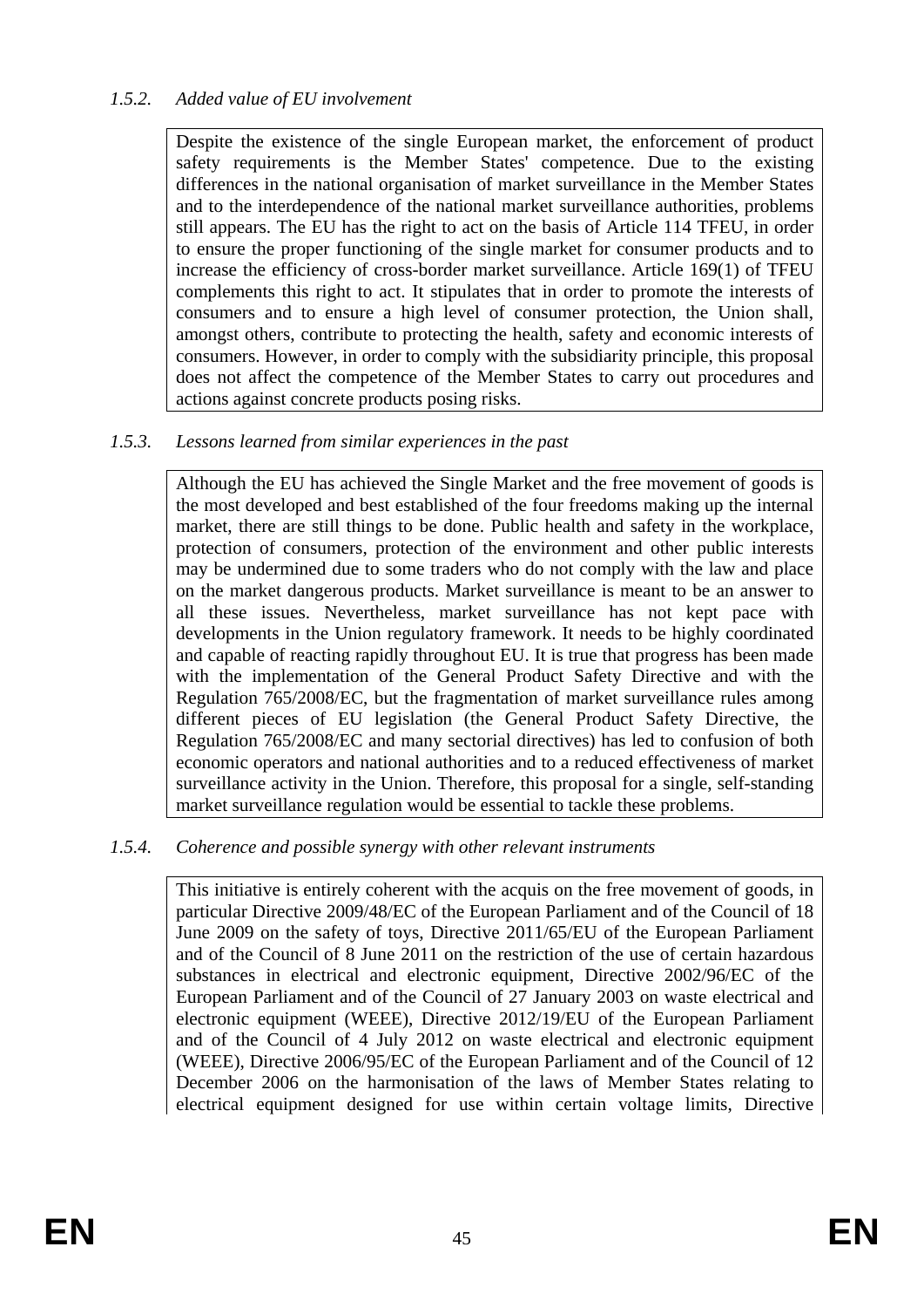### *1.5.2. Added value of EU involvement*

Despite the existence of the single European market, the enforcement of product safety requirements is the Member States' competence. Due to the existing differences in the national organisation of market surveillance in the Member States and to the interdependence of the national market surveillance authorities, problems still appears. The EU has the right to act on the basis of Article 114 TFEU, in order to ensure the proper functioning of the single market for consumer products and to increase the efficiency of cross-border market surveillance. Article 169(1) of TFEU complements this right to act. It stipulates that in order to promote the interests of consumers and to ensure a high level of consumer protection, the Union shall, amongst others, contribute to protecting the health, safety and economic interests of consumers. However, in order to comply with the subsidiarity principle, this proposal does not affect the competence of the Member States to carry out procedures and actions against concrete products posing risks.

### *1.5.3. Lessons learned from similar experiences in the past*

Although the EU has achieved the Single Market and the free movement of goods is the most developed and best established of the four freedoms making up the internal market, there are still things to be done. Public health and safety in the workplace, protection of consumers, protection of the environment and other public interests may be undermined due to some traders who do not comply with the law and place on the market dangerous products. Market surveillance is meant to be an answer to all these issues. Nevertheless, market surveillance has not kept pace with developments in the Union regulatory framework. It needs to be highly coordinated and capable of reacting rapidly throughout EU. It is true that progress has been made with the implementation of the General Product Safety Directive and with the Regulation 765/2008/EC, but the fragmentation of market surveillance rules among different pieces of EU legislation (the General Product Safety Directive, the Regulation 765/2008/EC and many sectorial directives) has led to confusion of both economic operators and national authorities and to a reduced effectiveness of market surveillance activity in the Union. Therefore, this proposal for a single, self-standing market surveillance regulation would be essential to tackle these problems.

### *1.5.4. Coherence and possible synergy with other relevant instruments*

This initiative is entirely coherent with the acquis on the free movement of goods, in particular Directive 2009/48/EC of the European Parliament and of the Council of 18 June 2009 on the safety of toys, Directive 2011/65/EU of the European Parliament and of the Council of 8 June 2011 on the restriction of the use of certain hazardous substances in electrical and electronic equipment, Directive 2002/96/EC of the European Parliament and of the Council of 27 January 2003 on waste electrical and electronic equipment (WEEE), Directive 2012/19/EU of the European Parliament and of the Council of 4 July 2012 on waste electrical and electronic equipment (WEEE), Directive 2006/95/EC of the European Parliament and of the Council of 12 December 2006 on the harmonisation of the laws of Member States relating to electrical equipment designed for use within certain voltage limits, Directive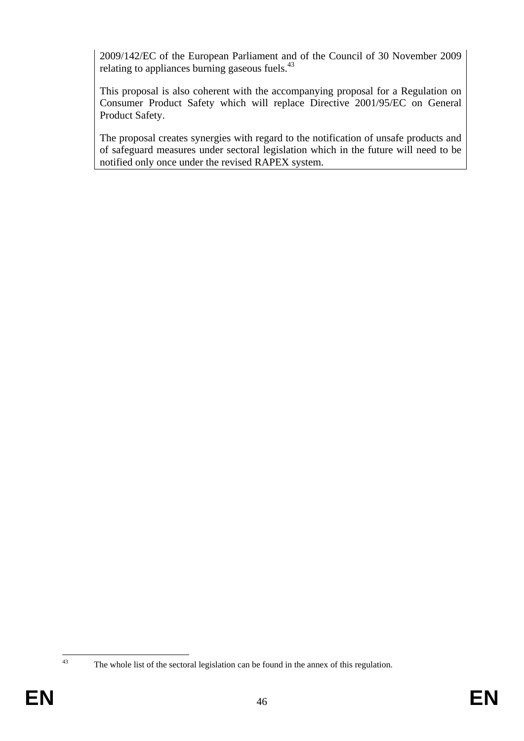2009/142/EC of the European Parliament and of the Council of 30 November 2009 relating to appliances burning gaseous fuels.[43]

This proposal is also coherent with the accompanying proposal for a Regulation on Consumer Product Safety which will replace Directive 2001/95/EC on General Product Safety.

The proposal creates synergies with regard to the notification of unsafe products and of safeguard measures under sectoral legislation which in the future will need to be notified only once under the revised RAPEX system.

[43] The whole list of the sectoral legislation can be found in the annex of this regulation.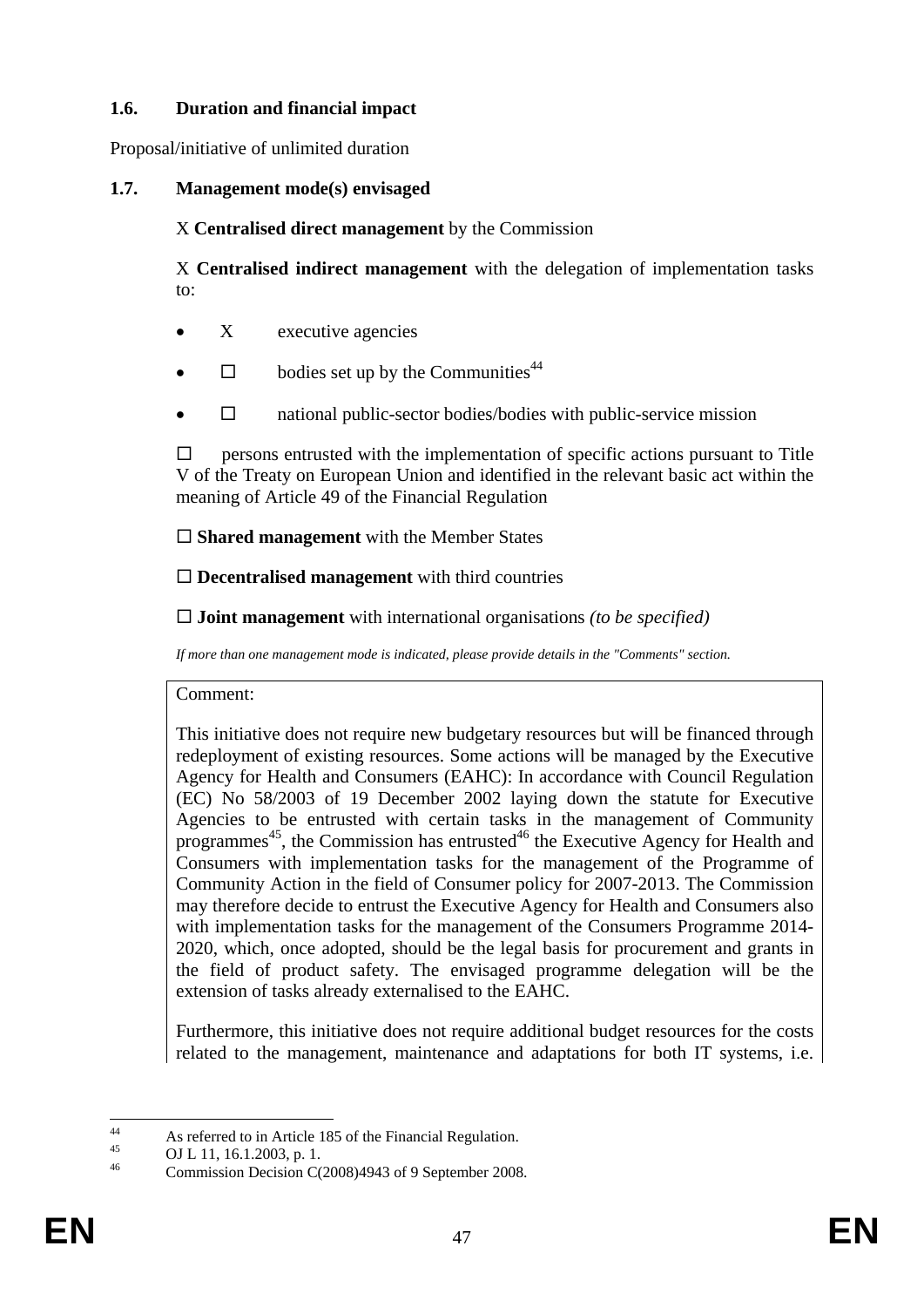### 1.6. Duration and financial impact

Proposal/initiative of unlimited duration

### 1.7. Management mode(s) envisaged

X **Centralised direct management** by the Commission

X **Centralised indirect management** with the delegation of implementation tasks to:

- X executive agencies
- ☐ bodies set up by the Communities[44]
- ☐ national public-sector bodies/bodies with public-service mission

☐ persons entrusted with the implementation of specific actions pursuant to Title V of the Treaty on European Union and identified in the relevant basic act within the meaning of Article 49 of the Financial Regulation

☐ **Shared management** with the Member States

☐ **Decentralised management** with third countries

☐ **Joint management** with international organisations *(to be specified)*

*If more than one management mode is indicated, please provide details in the "Comments" section.*

Comment:

This initiative does not require new budgetary resources but will be financed through redeployment of existing resources. Some actions will be managed by the Executive Agency for Health and Consumers (EAHC): In accordance with Council Regulation (EC) No 58/2003 of 19 December 2002 laying down the statute for Executive Agencies to be entrusted with certain tasks in the management of Community programmes[45], the Commission has entrusted[46] the Executive Agency for Health and Consumers with implementation tasks for the management of the Programme of Community Action in the field of Consumer policy for 2007-2013. The Commission may therefore decide to entrust the Executive Agency for Health and Consumers also with implementation tasks for the management of the Consumers Programme 2014-2020, which, once adopted, should be the legal basis for procurement and grants in the field of product safety. The envisaged programme delegation will be the extension of tasks already externalised to the EAHC.

Furthermore, this initiative does not require additional budget resources for the costs related to the management, maintenance and adaptations for both IT systems, i.e.

---

[44] As referred to in Article 185 of the Financial Regulation.

[45] OJ L 11, 16.1.2003, p. 1.

[46] Commission Decision C(2008)4943 of 9 September 2008.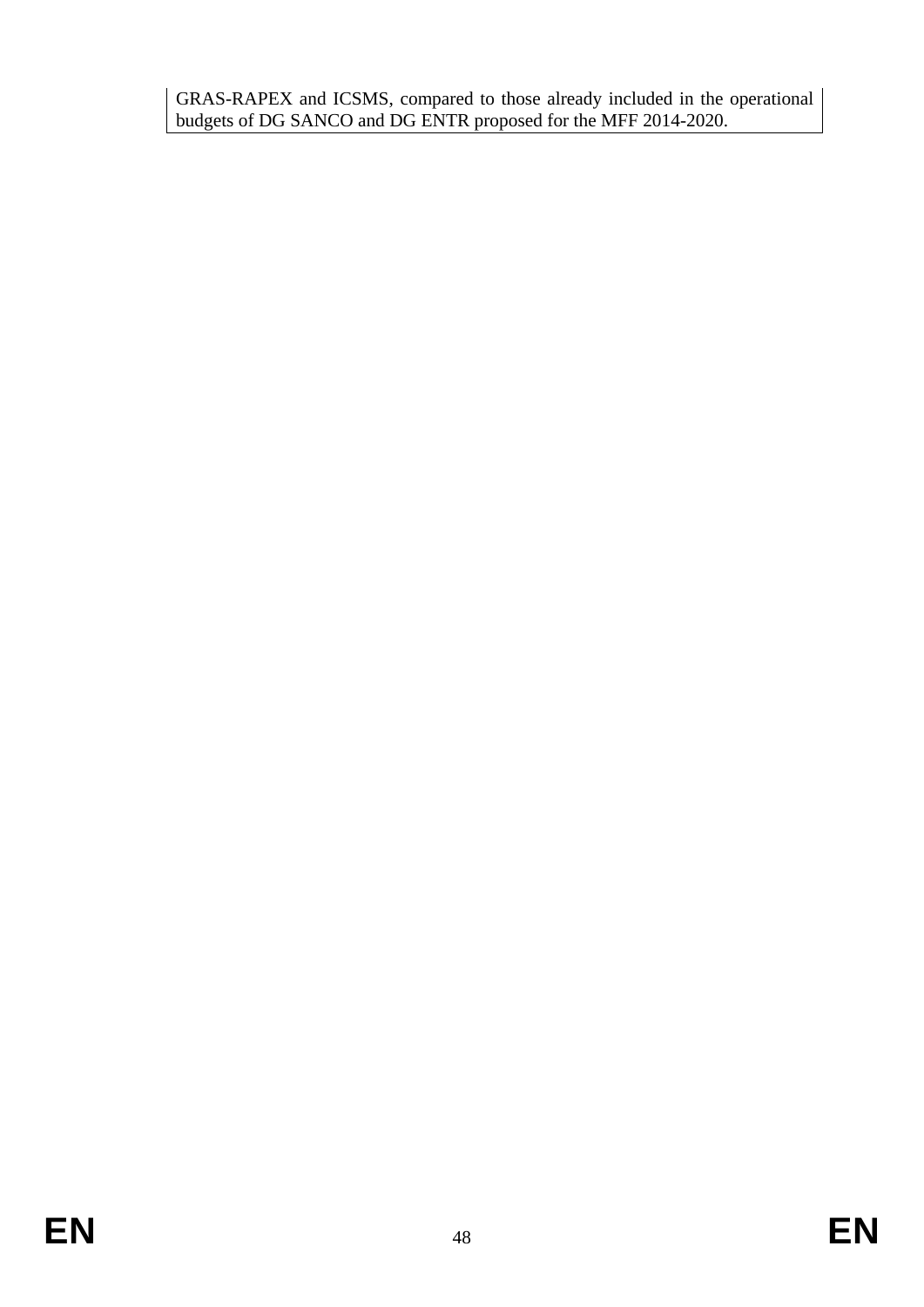GRAS-RAPEX and ICSMS, compared to those already included in the operational budgets of DG SANCO and DG ENTR proposed for the MFF 2014-2020.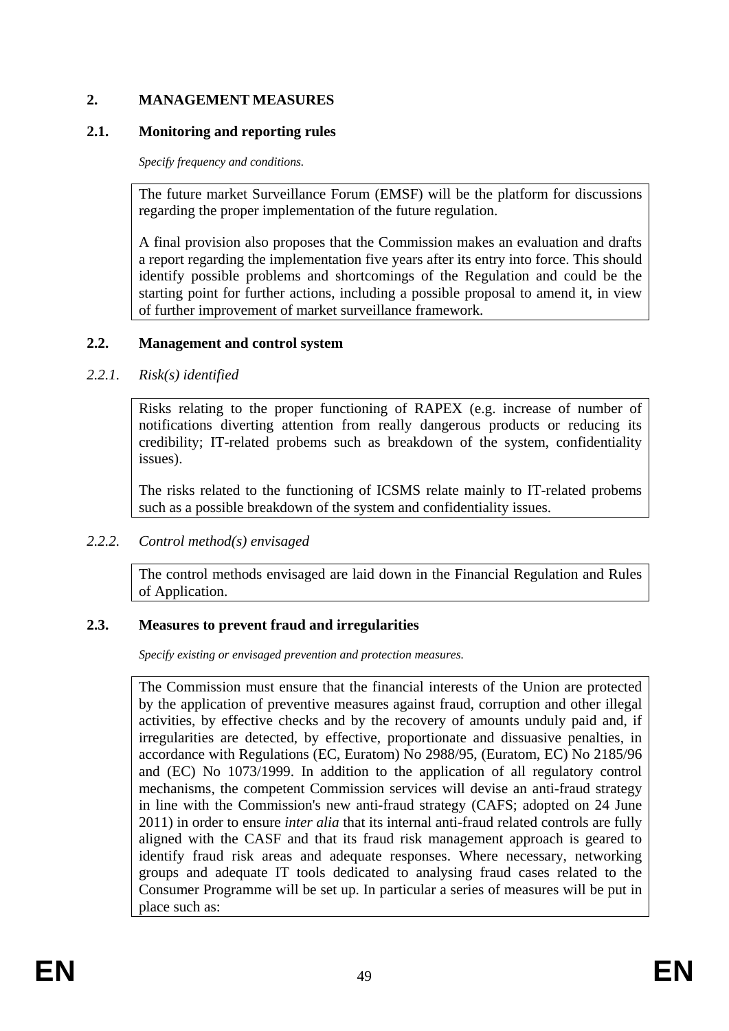## 2. MANAGEMENT MEASURES

### 2.1. Monitoring and reporting rules

*Specify frequency and conditions.*

The future market Surveillance Forum (EMSF) will be the platform for discussions regarding the proper implementation of the future regulation.

A final provision also proposes that the Commission makes an evaluation and drafts a report regarding the implementation five years after its entry into force. This should identify possible problems and shortcomings of the Regulation and could be the starting point for further actions, including a possible proposal to amend it, in view of further improvement of market surveillance framework.

### 2.2. Management and control system

#### *2.2.1. Risk(s) identified*

Risks relating to the proper functioning of RAPEX (e.g. increase of number of notifications diverting attention from really dangerous products or reducing its credibility; IT-related probems such as breakdown of the system, confidentiality issues).

The risks related to the functioning of ICSMS relate mainly to IT-related probems such as a possible breakdown of the system and confidentiality issues.

#### *2.2.2. Control method(s) envisaged*

The control methods envisaged are laid down in the Financial Regulation and Rules of Application.

### 2.3. Measures to prevent fraud and irregularities

*Specify existing or envisaged prevention and protection measures.*

The Commission must ensure that the financial interests of the Union are protected by the application of preventive measures against fraud, corruption and other illegal activities, by effective checks and by the recovery of amounts unduly paid and, if irregularities are detected, by effective, proportionate and dissuasive penalties, in accordance with Regulations (EC, Euratom) No 2988/95, (Euratom, EC) No 2185/96 and (EC) No 1073/1999. In addition to the application of all regulatory control mechanisms, the competent Commission services will devise an anti-fraud strategy in line with the Commission's new anti-fraud strategy (CAFS; adopted on 24 June 2011) in order to ensure *inter alia* that its internal anti-fraud related controls are fully aligned with the CASF and that its fraud risk management approach is geared to identify fraud risk areas and adequate responses. Where necessary, networking groups and adequate IT tools dedicated to analysing fraud cases related to the Consumer Programme will be set up. In particular a series of measures will be put in place such as: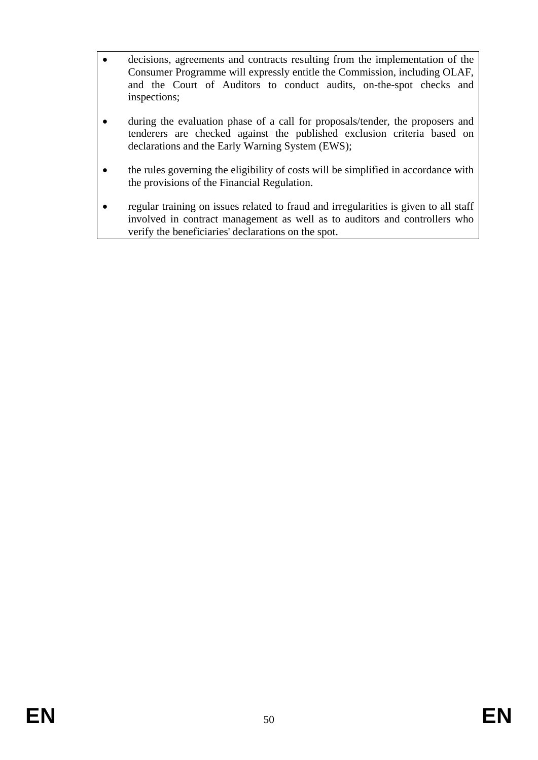- decisions, agreements and contracts resulting from the implementation of the Consumer Programme will expressly entitle the Commission, including OLAF, and the Court of Auditors to conduct audits, on-the-spot checks and inspections;
- during the evaluation phase of a call for proposals/tender, the proposers and tenderers are checked against the published exclusion criteria based on declarations and the Early Warning System (EWS);
- the rules governing the eligibility of costs will be simplified in accordance with the provisions of the Financial Regulation.
- regular training on issues related to fraud and irregularities is given to all staff involved in contract management as well as to auditors and controllers who verify the beneficiaries' declarations on the spot.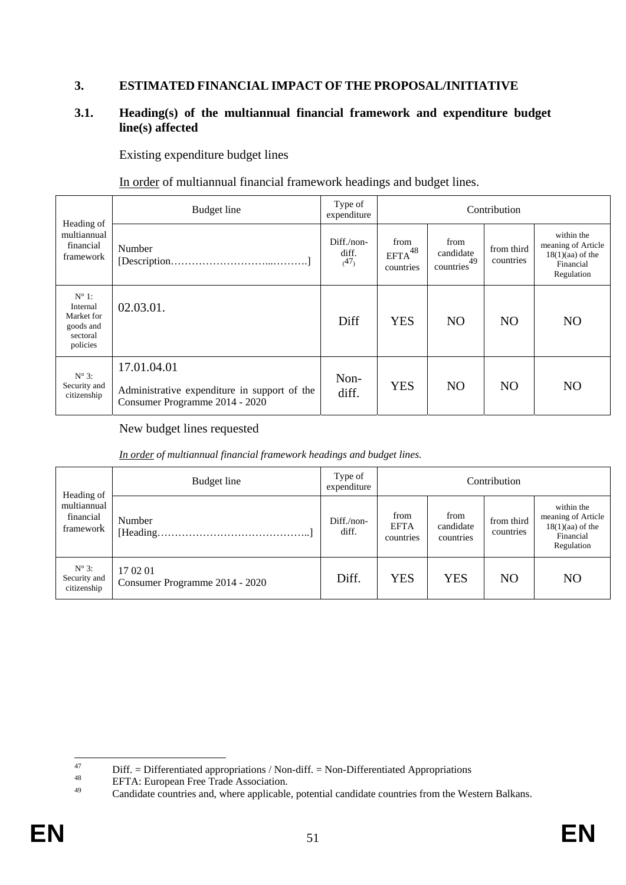## 3. ESTIMATED FINANCIAL IMPACT OF THE PROPOSAL/INITIATIVE

### 3.1. Heading(s) of the multiannual financial framework and expenditure budget line(s) affected

Existing expenditure budget lines

<u>In order</u> of multiannual financial framework headings and budget lines.

| Heading of multiannual financial framework | Budget line | Type of expenditure | Contribution | | | |
|---|---|---|---|---|---|---|
| | Number [Description………………………...……….] | Diff./non-diff. (47) | from EFTA[48] countries | from candidate countries[49] | from third countries | within the meaning of Article 18(1)(aa) of the Financial Regulation |
| N° 1: Internal Market for goods and sectoral policies | 02.03.01. | Diff | YES | NO | NO | NO |
| N° 3: Security and citizenship | 17.01.04.01 Administrative expenditure in support of the Consumer Programme 2014 - 2020 | Non-diff. | YES | NO | NO | NO |

New budget lines requested

*<u>In order</u> of multiannual financial framework headings and budget lines.*

| Heading of multiannual financial framework | Budget line | Type of expenditure | Contribution | | | |
|---|---|---|---|---|---|---|
| | Number [Heading……………………………………..] | Diff./non-diff. | from EFTA countries | from candidate countries | from third countries | within the meaning of Article 18(1)(aa) of the Financial Regulation |
| N° 3: Security and citizenship | 17 02 01 Consumer Programme 2014 - 2020 | Diff. | YES | YES | NO | NO |

---

[47] Diff. = Differentiated appropriations / Non-diff. = Non-Differentiated Appropriations

[48] EFTA: European Free Trade Association.

[49] Candidate countries and, where applicable, potential candidate countries from the Western Balkans.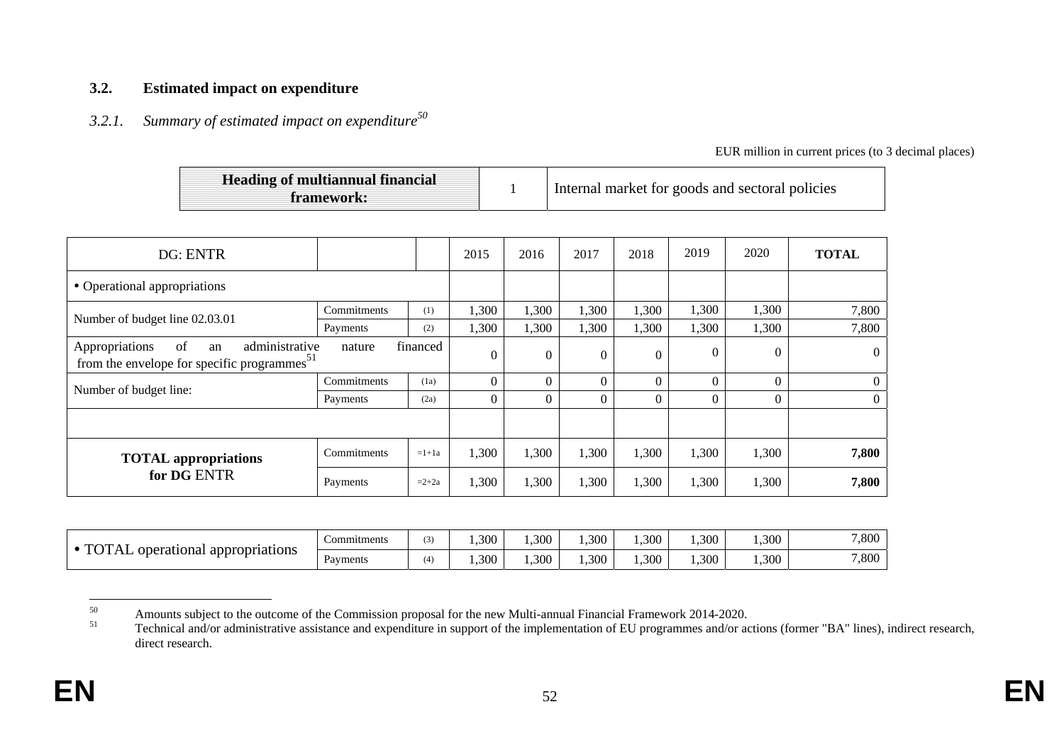### 3.2. Estimated impact on expenditure

#### *3.2.1. Summary of estimated impact on expenditure*[50]

EUR million in current prices (to 3 decimal places)

| Heading of multiannual financial framework: | 1 | Internal market for goods and sectoral policies |
|---|---|---|

| DG: ENTR | | | 2015 | 2016 | 2017 | 2018 | 2019 | 2020 | **TOTAL** |
|---|---|---|---|---|---|---|---|---|---|
| • Operational appropriations | | | | | | | | | |
| Number of budget line 02.03.01 | Commitments | (1) | 1,300 | 1,300 | 1,300 | 1,300 | 1,300 | 1,300 | 7,800 |
| | Payments | (2) | 1,300 | 1,300 | 1,300 | 1,300 | 1,300 | 1,300 | 7,800 |
| Appropriations of an administrative nature financed from the envelope for specific programmes[51] | | | 0 | 0 | 0 | 0 | 0 | 0 | 0 |
| Number of budget line: | Commitments | (1a) | 0 | 0 | 0 | 0 | 0 | 0 | 0 |
| | Payments | (2a) | 0 | 0 | 0 | 0 | 0 | 0 | 0 |
| | | | | | | | | | |
| **TOTAL appropriations for DG** ENTR | Commitments | =1+1a | 1,300 | 1,300 | 1,300 | 1,300 | 1,300 | 1,300 | **7,800** |
| | Payments | =2+2a | 1,300 | 1,300 | 1,300 | 1,300 | 1,300 | 1,300 | **7,800** |

| | | | | | | | | | |
|---|---|---|---|---|---|---|---|---|---|
| • TOTAL operational appropriations | Commitments | (3) | 1,300 | 1,300 | 1,300 | 1,300 | 1,300 | 1,300 | 7,800 |
| | Payments | (4) | 1,300 | 1,300 | 1,300 | 1,300 | 1,300 | 1,300 | 7,800 |

---

[50] Amounts subject to the outcome of the Commission proposal for the new Multi-annual Financial Framework 2014-2020.

[51] Technical and/or administrative assistance and expenditure in support of the implementation of EU programmes and/or actions (former "BA" lines), indirect research, direct research.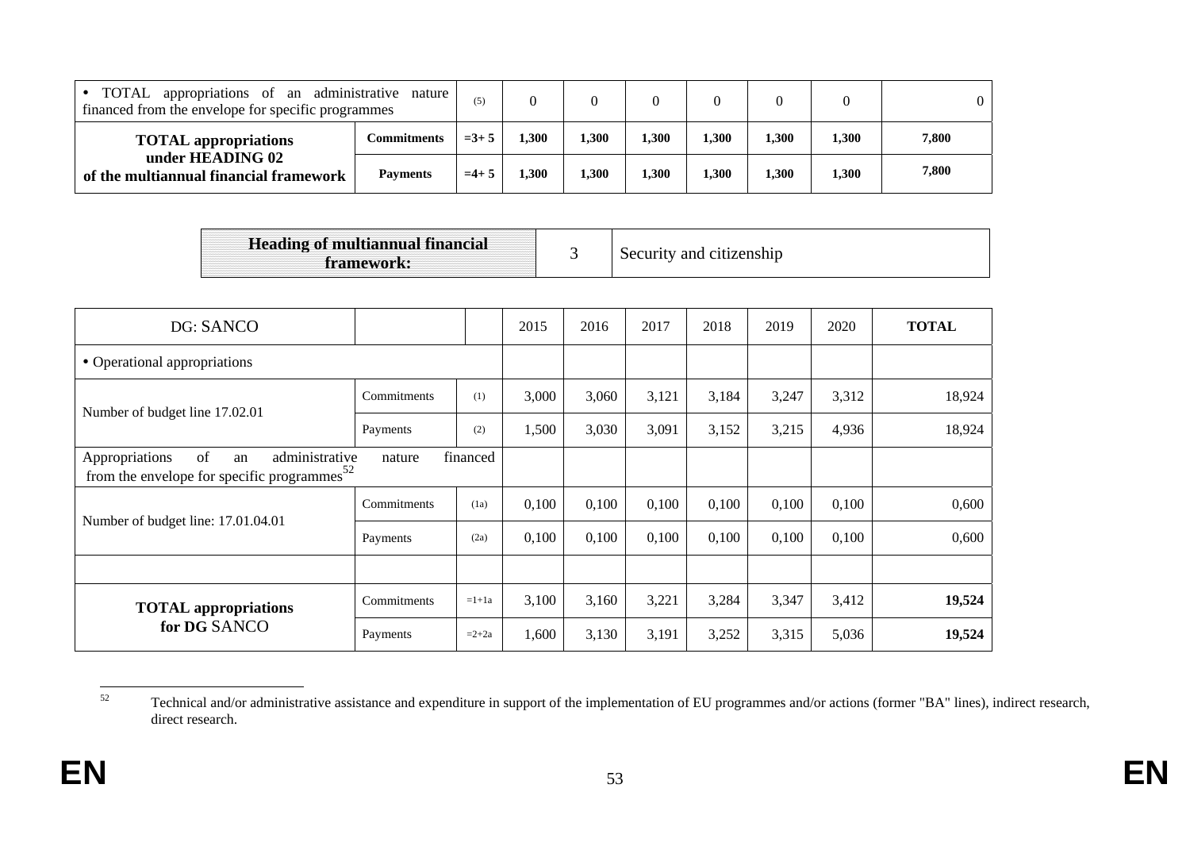| • TOTAL appropriations of an administrative nature financed from the envelope for specific programmes | | (5) | 0 | 0 | 0 | 0 | 0 | 0 | 0 |
|---|---|---|---|---|---|---|---|---|---|
| **TOTAL appropriations under HEADING 02 of the multiannual financial framework** | **Commitments** | **=3+ 5** | **1,300** | **1,300** | **1,300** | **1,300** | **1,300** | **1,300** | **7,800** |
| | **Payments** | **=4+ 5** | **1,300** | **1,300** | **1,300** | **1,300** | **1,300** | **1,300** | **7,800** |

| **Heading of multiannual financial framework:** | 3 | Security and citizenship |
|---|---|---|

| DG: SANCO | | | 2015 | 2016 | 2017 | 2018 | 2019 | 2020 | **TOTAL** |
|---|---|---|---|---|---|---|---|---|---|
| • Operational appropriations | | | | | | | | | |
| Number of budget line 17.02.01 | Commitments | (1) | 3,000 | 3,060 | 3,121 | 3,184 | 3,247 | 3,312 | 18,924 |
| | Payments | (2) | 1,500 | 3,030 | 3,091 | 3,152 | 3,215 | 4,936 | 18,924 |
| Appropriations of an administrative nature financed from the envelope for specific programmes[52] | | | | | | | | | |
| Number of budget line: 17.01.04.01 | Commitments | (1a) | 0,100 | 0,100 | 0,100 | 0,100 | 0,100 | 0,100 | 0,600 |
| | Payments | (2a) | 0,100 | 0,100 | 0,100 | 0,100 | 0,100 | 0,100 | 0,600 |
| | | | | | | | | | |
| **TOTAL appropriations for DG** SANCO | Commitments | =1+1a | 3,100 | 3,160 | 3,221 | 3,284 | 3,347 | 3,412 | **19,524** |
| | Payments | =2+2a | 1,600 | 3,130 | 3,191 | 3,252 | 3,315 | 5,036 | **19,524** |

[52] Technical and/or administrative assistance and expenditure in support of the implementation of EU programmes and/or actions (former "BA" lines), indirect research, direct research.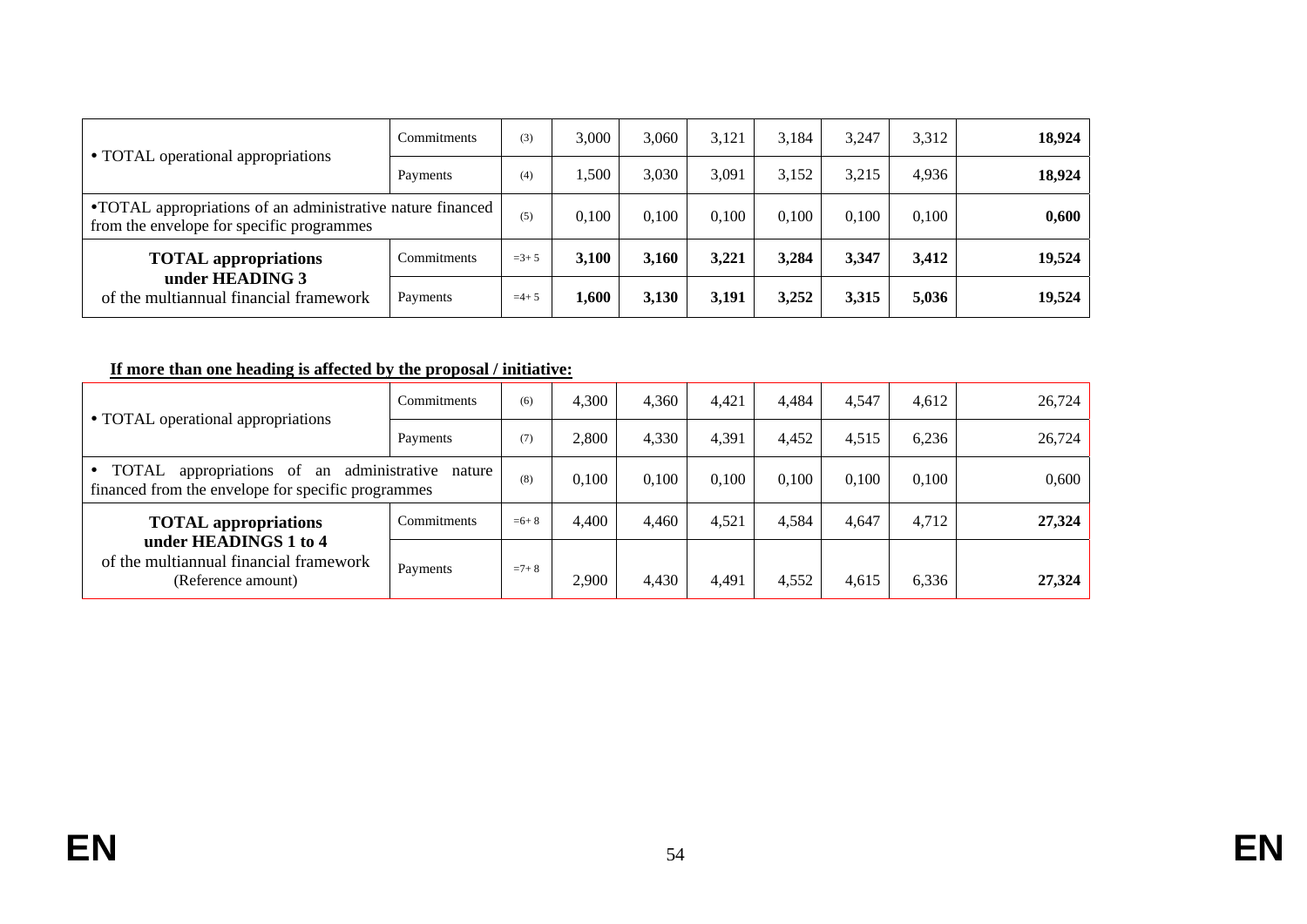| | | | | | | | | | |
|---|---|---|---|---|---|---|---|---|---|
| • TOTAL operational appropriations | Commitments | (3) | 3,000 | 3,060 | 3,121 | 3,184 | 3,247 | 3,312 | **18,924** |
| | Payments | (4) | 1,500 | 3,030 | 3,091 | 3,152 | 3,215 | 4,936 | **18,924** |
| •TOTAL appropriations of an administrative nature financed from the envelope for specific programmes | | (5) | 0,100 | 0,100 | 0,100 | 0,100 | 0,100 | 0,100 | **0,600** |
| **TOTAL appropriations under HEADING 3** of the multiannual financial framework | Commitments | =3+ 5 | **3,100** | **3,160** | **3,221** | **3,284** | **3,347** | **3,412** | **19,524** |
| | Payments | =4+ 5 | **1,600** | **3,130** | **3,191** | **3,252** | **3,315** | **5,036** | **19,524** |

**If more than one heading is affected by the proposal / initiative:**

| | | | | | | | | | |
|---|---|---|---|---|---|---|---|---|---|
| • TOTAL operational appropriations | Commitments | (6) | 4,300 | 4,360 | 4,421 | 4,484 | 4,547 | 4,612 | 26,724 |
| | Payments | (7) | 2,800 | 4,330 | 4,391 | 4,452 | 4,515 | 6,236 | 26,724 |
| • TOTAL appropriations of an administrative nature financed from the envelope for specific programmes | | (8) | 0,100 | 0,100 | 0,100 | 0,100 | 0,100 | 0,100 | 0,600 |
| **TOTAL appropriations under HEADINGS 1 to 4** of the multiannual financial framework (Reference amount) | Commitments | =6+ 8 | 4,400 | 4,460 | 4,521 | 4,584 | 4,647 | 4,712 | **27,324** |
| | Payments | =7+ 8 | 2,900 | 4,430 | 4,491 | 4,552 | 4,615 | 6,336 | **27,324** |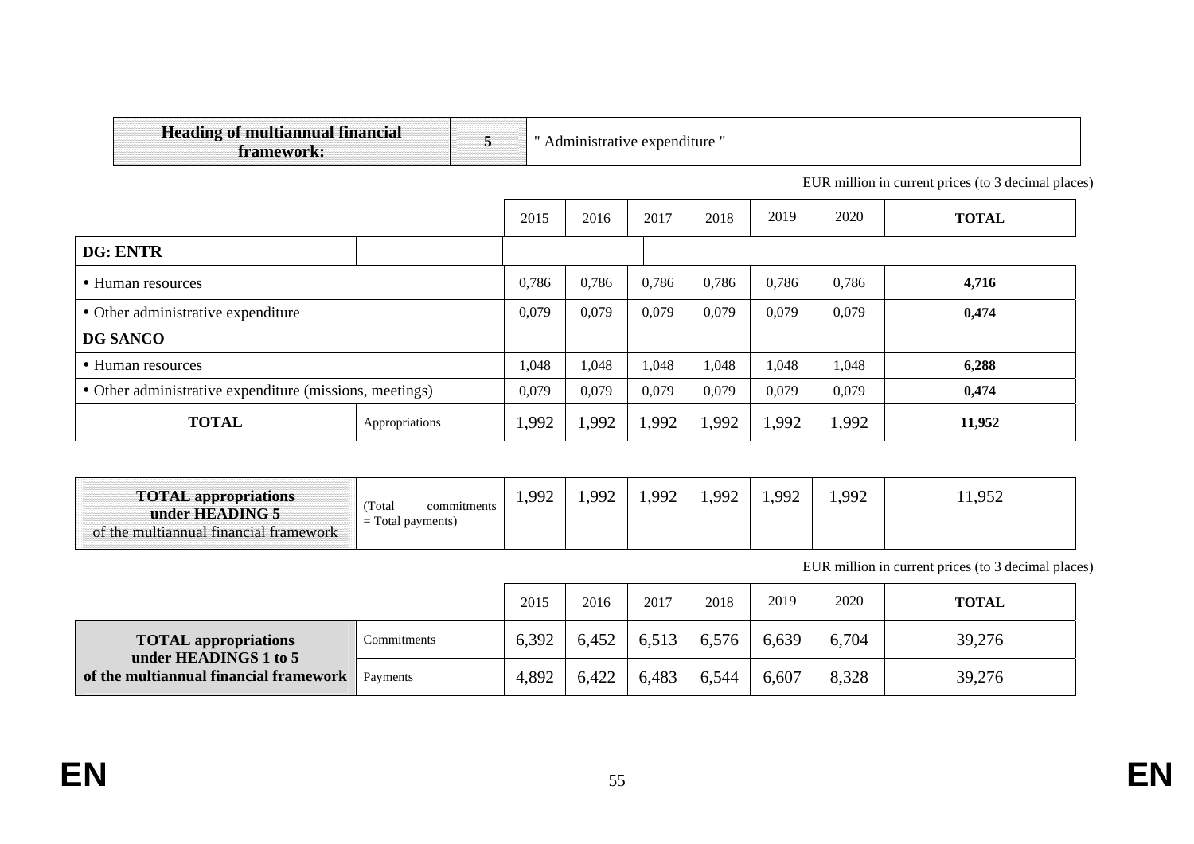| Heading of multiannual financial framework: | 5 | " Administrative expenditure " |
|---|---|---|

EUR million in current prices (to 3 decimal places)

| | | 2015 | 2016 | 2017 | 2018 | 2019 | 2020 | TOTAL |
|---|---|---|---|---|---|---|---|---|
| **DG: ENTR** | | | | | | | | |
| • Human resources | | 0,786 | 0,786 | 0,786 | 0,786 | 0,786 | 0,786 | **4,716** |
| • Other administrative expenditure | | 0,079 | 0,079 | 0,079 | 0,079 | 0,079 | 0,079 | **0,474** |
| **DG SANCO** | | | | | | | | |
| • Human resources | | 1,048 | 1,048 | 1,048 | 1,048 | 1,048 | 1,048 | **6,288** |
| • Other administrative expenditure (missions, meetings) | | 0,079 | 0,079 | 0,079 | 0,079 | 0,079 | 0,079 | **0,474** |
| **TOTAL** | Appropriations | 1,992 | 1,992 | 1,992 | 1,992 | 1,992 | 1,992 | **11,952** |

| | | | | | | | | |
|---|---|---|---|---|---|---|---|---|
| **TOTAL appropriations under HEADING 5** of the multiannual financial framework | (Total commitments = Total payments) | 1,992 | 1,992 | 1,992 | 1,992 | 1,992 | 1,992 | 11,952 |

EUR million in current prices (to 3 decimal places)

| | | 2015 | 2016 | 2017 | 2018 | 2019 | 2020 | TOTAL |
|---|---|---|---|---|---|---|---|---|
| **TOTAL appropriations under HEADINGS 1 to 5 of the multiannual financial framework** | Commitments | 6,392 | 6,452 | 6,513 | 6,576 | 6,639 | 6,704 | 39,276 |
| | Payments | 4,892 | 6,422 | 6,483 | 6,544 | 6,607 | 8,328 | 39,276 |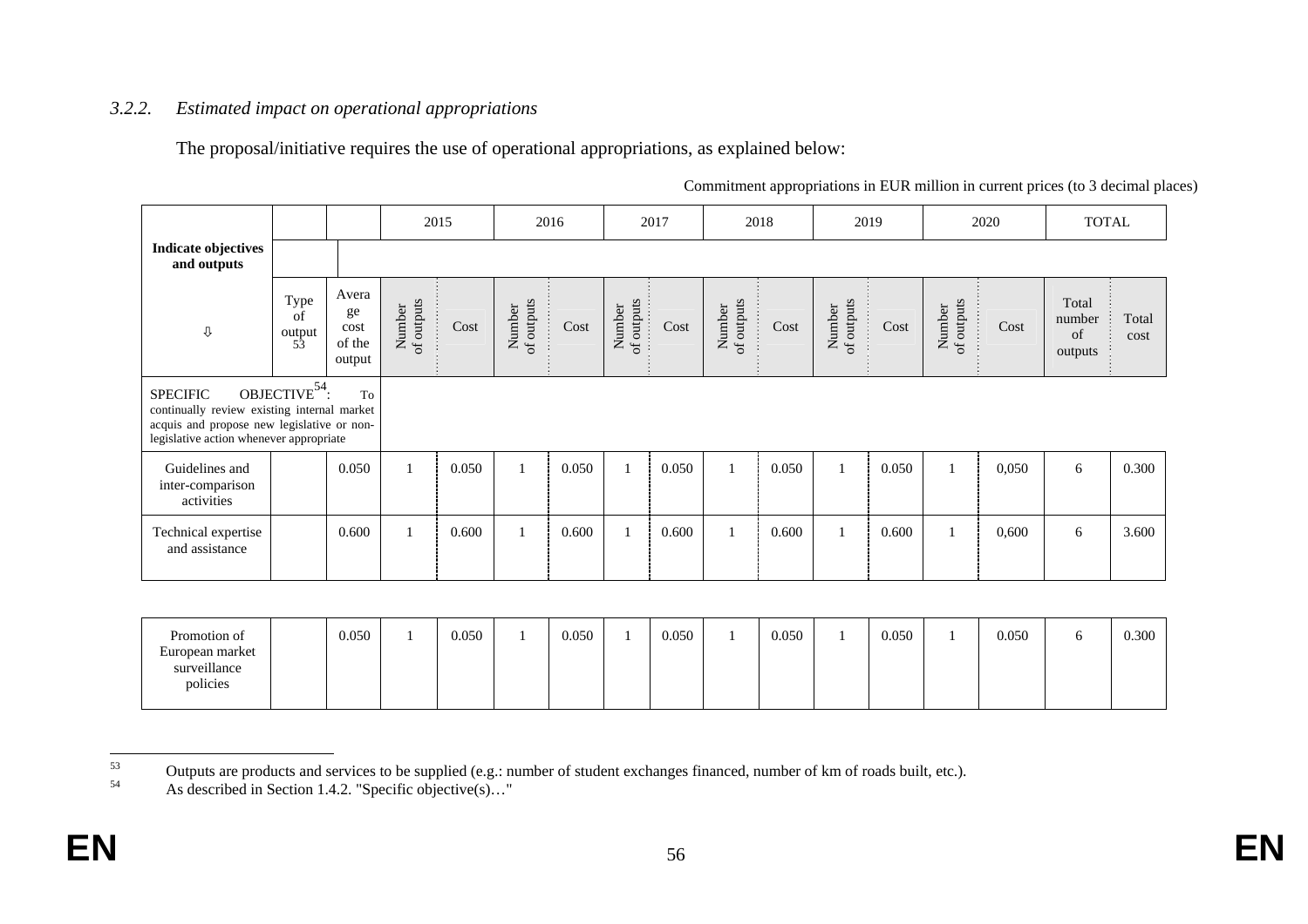### 3.2.2. *Estimated impact on operational appropriations*

The proposal/initiative requires the use of operational appropriations, as explained below:

Commitment appropriations in EUR million in current prices (to 3 decimal places)

| Indicate objectives and outputs | | | 2015 | | 2016 | | 2017 | | 2018 | | 2019 | | 2020 | | TOTAL | |
|---|---|---|---|---|---|---|---|---|---|---|---|---|---|---|---|---|
| ⇩ | Type of output[53] | Average cost of the output | Number of outputs | Cost | Number of outputs | Cost | Number of outputs | Cost | Number of outputs | Cost | Number of outputs | Cost | Number of outputs | Cost | Total number of outputs | Total cost |
| SPECIFIC OBJECTIVE[54]: To continually review existing internal market acquis and propose new legislative or non-legislative action whenever appropriate | | | | | | | | | | | | | | | | |
| Guidelines and inter-comparison activities | | 0.050 | 1 | 0.050 | 1 | 0.050 | 1 | 0.050 | 1 | 0.050 | 1 | 0.050 | 1 | 0,050 | 6 | 0.300 |
| Technical expertise and assistance | | 0.600 | 1 | 0.600 | 1 | 0.600 | 1 | 0.600 | 1 | 0.600 | 1 | 0.600 | 1 | 0,600 | 6 | 3.600 |
| Promotion of European market surveillance policies | | 0.050 | 1 | 0.050 | 1 | 0.050 | 1 | 0.050 | 1 | 0.050 | 1 | 0.050 | 1 | 0.050 | 6 | 0.300 |

[53] Outputs are products and services to be supplied (e.g.: number of student exchanges financed, number of km of roads built, etc.).

[54] As described in Section 1.4.2. "Specific objective(s)…"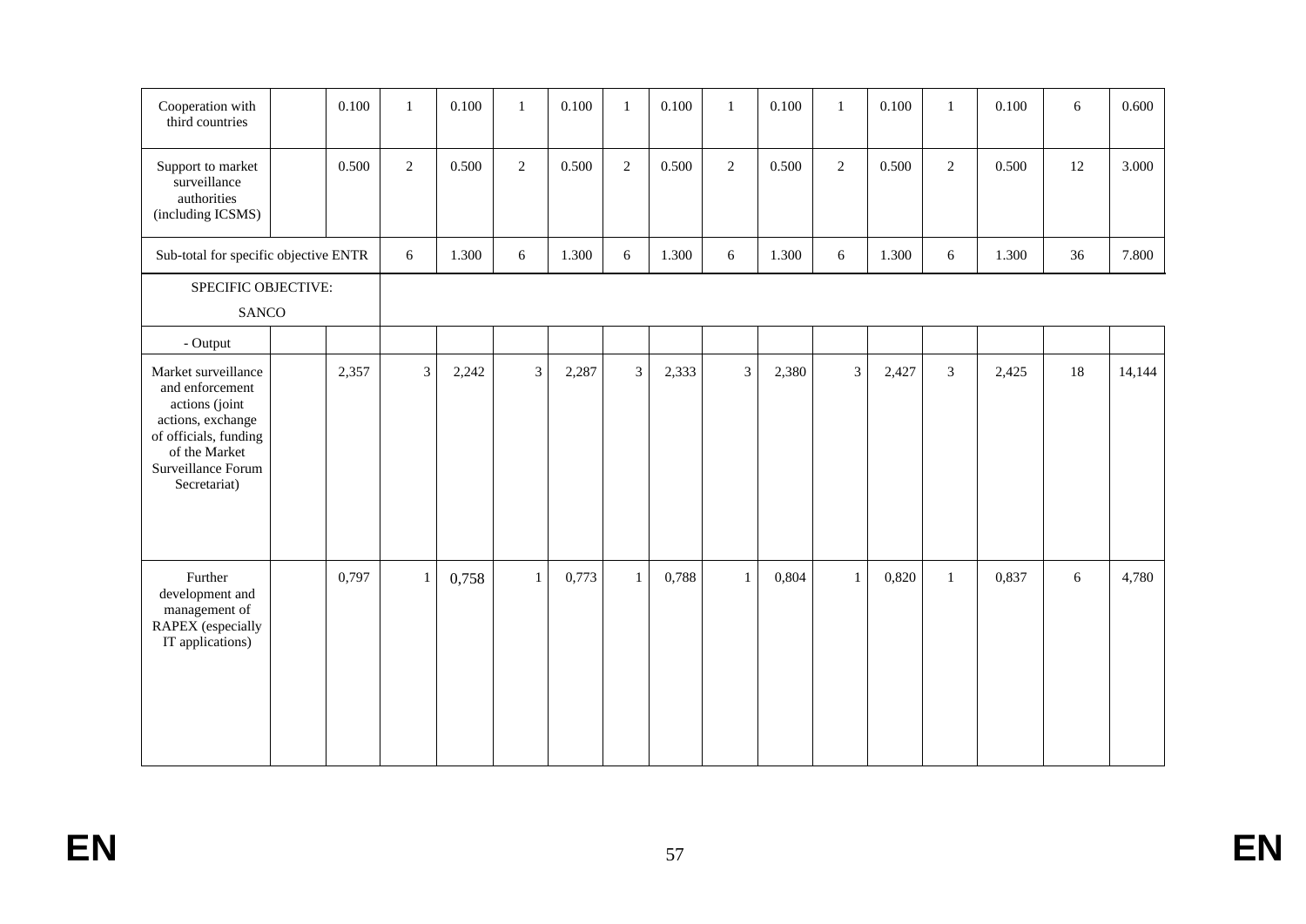| Cooperation with third countries | | 0.100 | 1 | 0.100 | 1 | 0.100 | 1 | 0.100 | 1 | 0.100 | 1 | 0.100 | 1 | 0.100 | 6 | 0.600 |
|---|---|---|---|---|---|---|---|---|---|---|---|---|---|---|---|---|
| Support to market surveillance authorities (including ICSMS) | | 0.500 | 2 | 0.500 | 2 | 0.500 | 2 | 0.500 | 2 | 0.500 | 2 | 0.500 | 2 | 0.500 | 12 | 3.000 |
| Sub-total for specific objective ENTR | | | 6 | 1.300 | 6 | 1.300 | 6 | 1.300 | 6 | 1.300 | 6 | 1.300 | 6 | 1.300 | 36 | 7.800 |
| SPECIFIC OBJECTIVE: SANCO | | | | | | | | | | | | | | | | |
| - Output | | | | | | | | | | | | | | | | |
| Market surveillance and enforcement actions (joint actions, exchange of officials, funding of the Market Surveillance Forum Secretariat) | | 2,357 | 3 | 2,242 | 3 | 2,287 | 3 | 2,333 | 3 | 2,380 | 3 | 2,427 | 3 | 2,425 | 18 | 14,144 |
| Further development and management of RAPEX (especially IT applications) | | 0,797 | 1 | 0,758 | 1 | 0,773 | 1 | 0,788 | 1 | 0,804 | 1 | 0,820 | 1 | 0,837 | 6 | 4,780 |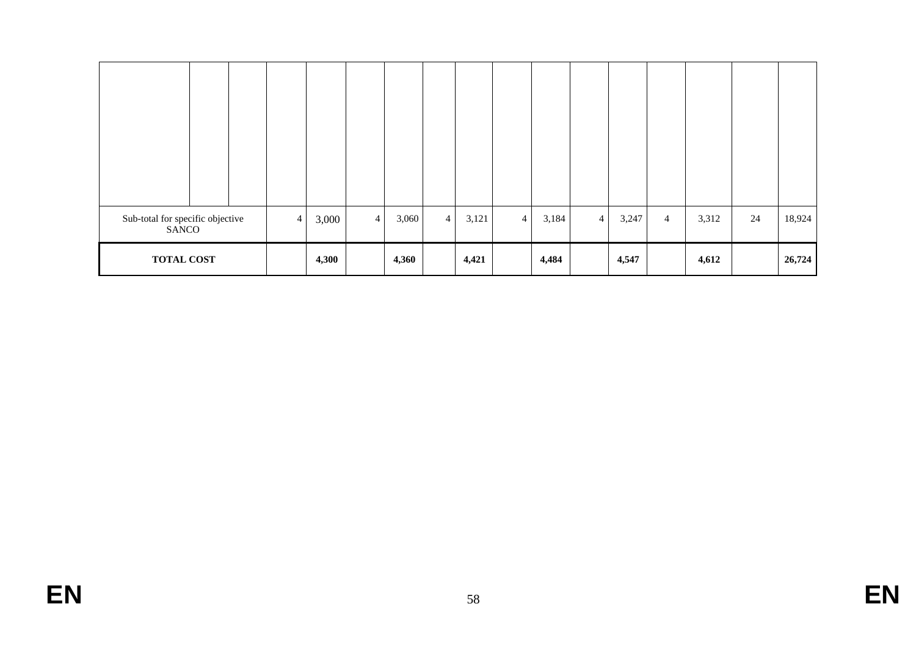| | | | | | | | | | | | | | | | | |
|---|---|---|---|---|---|---|---|---|---|---|---|---|---|---|---|---|
| Sub-total for specific objective SANCO | | | 4 | 3,000 | 4 | 3,060 | 4 | 3,121 | 4 | 3,184 | 4 | 3,247 | 4 | 3,312 | 24 | 18,924 |
| **TOTAL COST** | | | | **4,300** | | **4,360** | | **4,421** | | **4,484** | | **4,547** | | **4,612** | | **26,724** |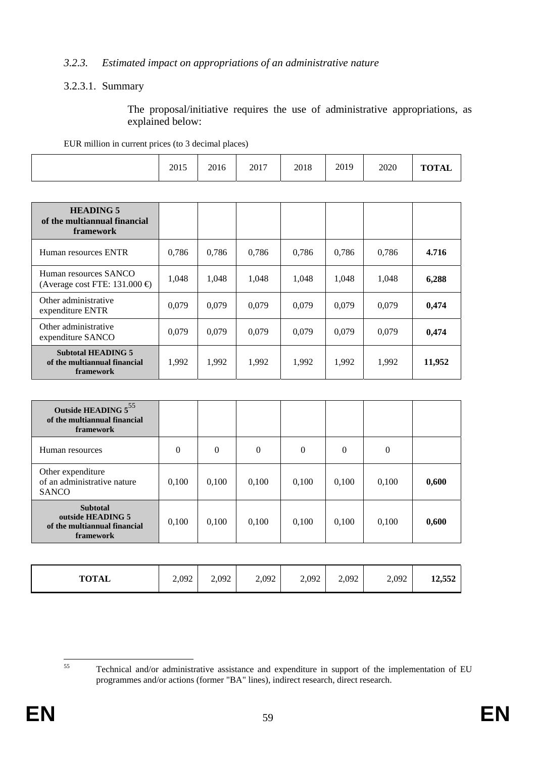### *3.2.3. Estimated impact on appropriations of an administrative nature*

#### 3.2.3.1. Summary

The proposal/initiative requires the use of administrative appropriations, as explained below:

EUR million in current prices (to 3 decimal places)

| | 2015 | 2016 | 2017 | 2018 | 2019 | 2020 | **TOTAL** |
|---|---|---|---|---|---|---|---|
| **HEADING 5 of the multiannual financial framework** | | | | | | | |
| Human resources ENTR | 0,786 | 0,786 | 0,786 | 0,786 | 0,786 | 0,786 | **4.716** |
| Human resources SANCO (Average cost FTE: 131.000 €) | 1,048 | 1,048 | 1,048 | 1,048 | 1,048 | 1,048 | **6,288** |
| Other administrative expenditure ENTR | 0,079 | 0,079 | 0,079 | 0,079 | 0,079 | 0,079 | **0,474** |
| Other administrative expenditure SANCO | 0,079 | 0,079 | 0,079 | 0,079 | 0,079 | 0,079 | **0,474** |
| **Subtotal HEADING 5 of the multiannual financial framework** | 1,992 | 1,992 | 1,992 | 1,992 | 1,992 | 1,992 | **11,952** |
| **Outside HEADING 5[55] of the multiannual financial framework** | | | | | | | |
| Human resources | 0 | 0 | 0 | 0 | 0 | 0 | |
| Other expenditure of an administrative nature SANCO | 0,100 | 0,100 | 0,100 | 0,100 | 0,100 | 0,100 | **0,600** |
| **Subtotal outside HEADING 5 of the multiannual financial framework** | 0,100 | 0,100 | 0,100 | 0,100 | 0,100 | 0,100 | **0,600** |
| **TOTAL** | 2,092 | 2,092 | 2,092 | 2,092 | 2,092 | 2,092 | **12,552** |

[55] Technical and/or administrative assistance and expenditure in support of the implementation of EU programmes and/or actions (former "BA" lines), indirect research, direct research.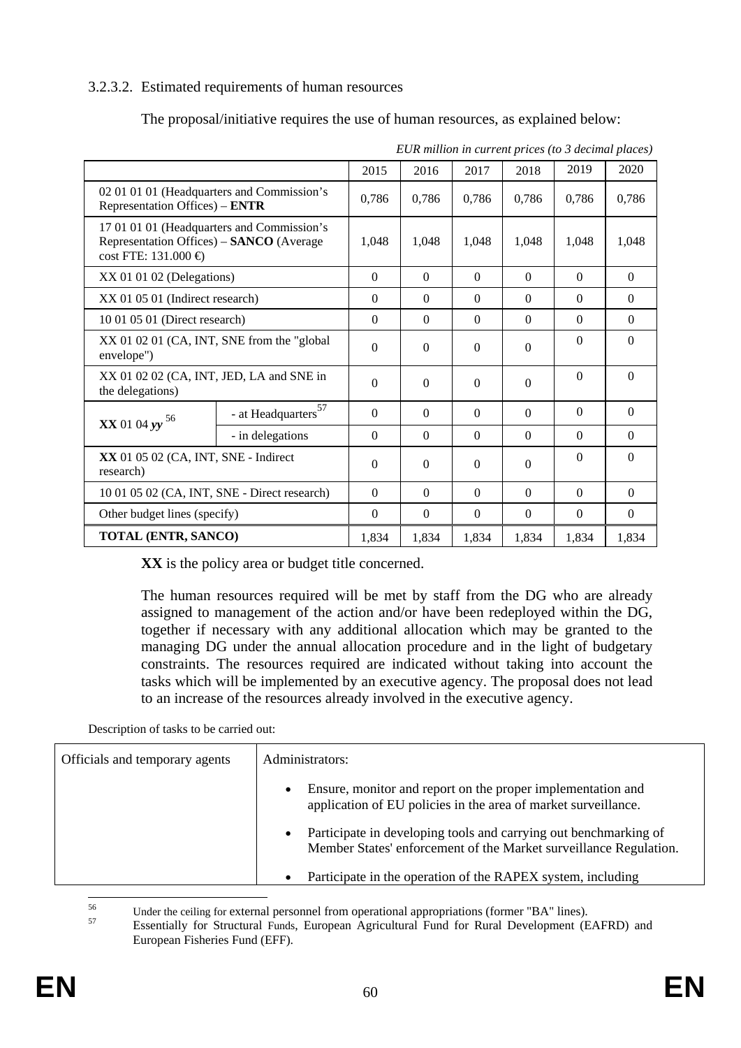### 3.2.3.2. Estimated requirements of human resources

The proposal/initiative requires the use of human resources, as explained below:

*EUR million in current prices (to 3 decimal places)*

| | | 2015 | 2016 | 2017 | 2018 | 2019 | 2020 |
|---|---|---|---|---|---|---|---|
| 02 01 01 01 (Headquarters and Commission's Representation Offices) – **ENTR** | | 0,786 | 0,786 | 0,786 | 0,786 | 0,786 | 0,786 |
| 17 01 01 01 (Headquarters and Commission's Representation Offices) – **SANCO** (Average cost FTE: 131.000 €) | | 1,048 | 1,048 | 1,048 | 1,048 | 1,048 | 1,048 |
| XX 01 01 02 (Delegations) | | 0 | 0 | 0 | 0 | 0 | 0 |
| XX 01 05 01 (Indirect research) | | 0 | 0 | 0 | 0 | 0 | 0 |
| 10 01 05 01 (Direct research) | | 0 | 0 | 0 | 0 | 0 | 0 |
| XX 01 02 01 (CA, INT, SNE from the "global envelope") | | 0 | 0 | 0 | 0 | 0 | 0 |
| XX 01 02 02 (CA, INT, JED, LA and SNE in the delegations) | | 0 | 0 | 0 | 0 | 0 | 0 |
| **XX** 01 04 ***yy*** [56] | - at Headquarters [57] | 0 | 0 | 0 | 0 | 0 | 0 |
| | - in delegations | 0 | 0 | 0 | 0 | 0 | 0 |
| **XX** 01 05 02 (CA, INT, SNE - Indirect research) | | 0 | 0 | 0 | 0 | 0 | 0 |
| 10 01 05 02 (CA, INT, SNE - Direct research) | | 0 | 0 | 0 | 0 | 0 | 0 |
| Other budget lines (specify) | | 0 | 0 | 0 | 0 | 0 | 0 |
| **TOTAL (ENTR, SANCO)** | | 1,834 | 1,834 | 1,834 | 1,834 | 1,834 | 1,834 |

**XX** is the policy area or budget title concerned.

The human resources required will be met by staff from the DG who are already assigned to management of the action and/or have been redeployed within the DG, together if necessary with any additional allocation which may be granted to the managing DG under the annual allocation procedure and in the light of budgetary constraints. The resources required are indicated without taking into account the tasks which will be implemented by an executive agency. The proposal does not lead to an increase of the resources already involved in the executive agency.

Description of tasks to be carried out:

| Officials and temporary agents | Administrators:<br>• Ensure, monitor and report on the proper implementation and application of EU policies in the area of market surveillance.<br>• Participate in developing tools and carrying out benchmarking of Member States' enforcement of the Market surveillance Regulation.<br>• Participate in the operation of the RAPEX system, including |
|---|---|

[56] Under the ceiling for external personnel from operational appropriations (former "BA" lines).

[57] Essentially for Structural Funds, European Agricultural Fund for Rural Development (EAFRD) and European Fisheries Fund (EFF).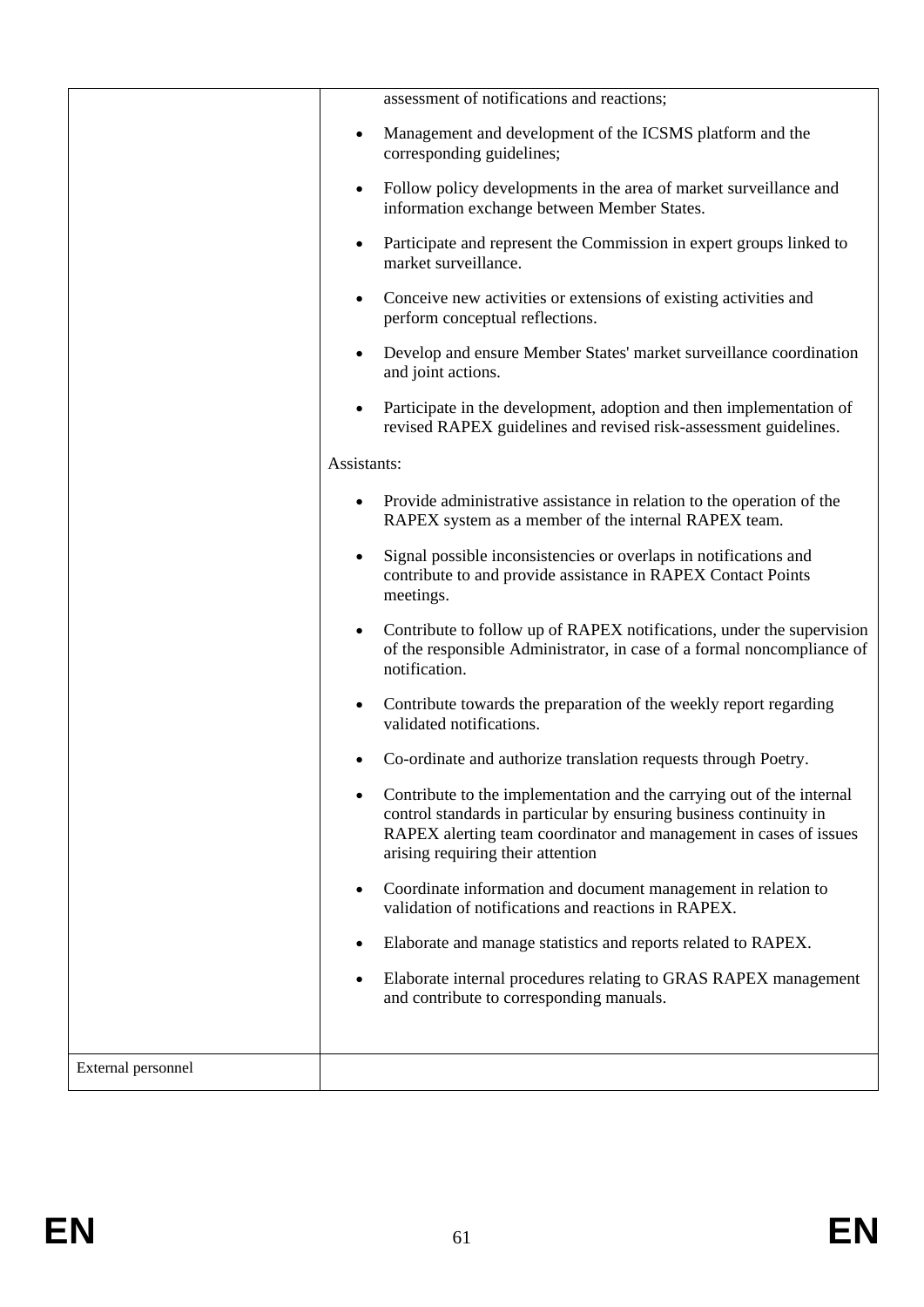| | |
|---|---|
| | assessment of notifications and reactions;<br><br>• Management and development of the ICSMS platform and the corresponding guidelines;<br><br>• Follow policy developments in the area of market surveillance and information exchange between Member States.<br><br>• Participate and represent the Commission in expert groups linked to market surveillance.<br><br>• Conceive new activities or extensions of existing activities and perform conceptual reflections.<br><br>• Develop and ensure Member States' market surveillance coordination and joint actions.<br><br>• Participate in the development, adoption and then implementation of revised RAPEX guidelines and revised risk-assessment guidelines.<br><br>Assistants:<br><br>• Provide administrative assistance in relation to the operation of the RAPEX system as a member of the internal RAPEX team.<br><br>• Signal possible inconsistencies or overlaps in notifications and contribute to and provide assistance in RAPEX Contact Points meetings.<br><br>• Contribute to follow up of RAPEX notifications, under the supervision of the responsible Administrator, in case of a formal noncompliance of notification.<br><br>• Contribute towards the preparation of the weekly report regarding validated notifications.<br><br>• Co-ordinate and authorize translation requests through Poetry.<br><br>• Contribute to the implementation and the carrying out of the internal control standards in particular by ensuring business continuity in RAPEX alerting team coordinator and management in cases of issues arising requiring their attention<br><br>• Coordinate information and document management in relation to validation of notifications and reactions in RAPEX.<br><br>• Elaborate and manage statistics and reports related to RAPEX.<br><br>• Elaborate internal procedures relating to GRAS RAPEX management and contribute to corresponding manuals. |
| External personnel | |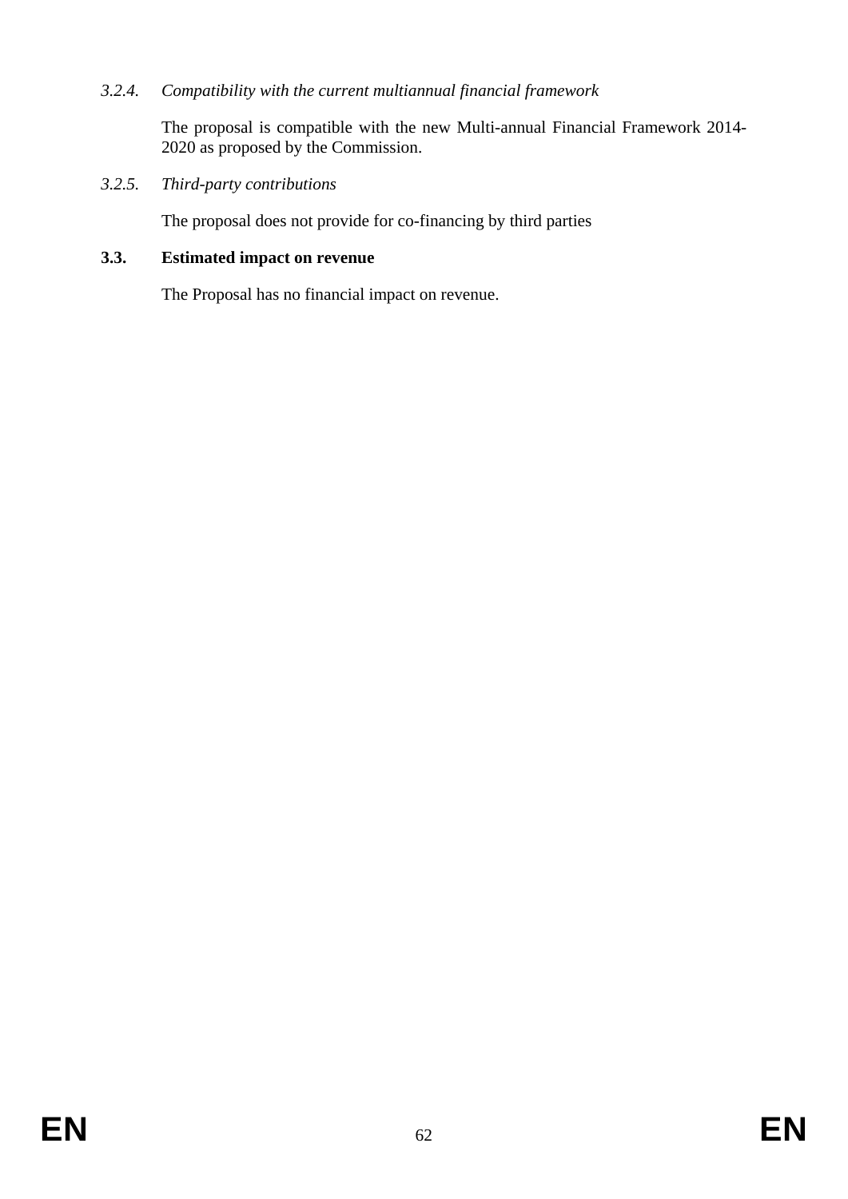*3.2.4. Compatibility with the current multiannual financial framework*

The proposal is compatible with the new Multi-annual Financial Framework 2014-2020 as proposed by the Commission.

*3.2.5. Third-party contributions*

The proposal does not provide for co-financing by third parties

### 3.3. Estimated impact on revenue

The Proposal has no financial impact on revenue.